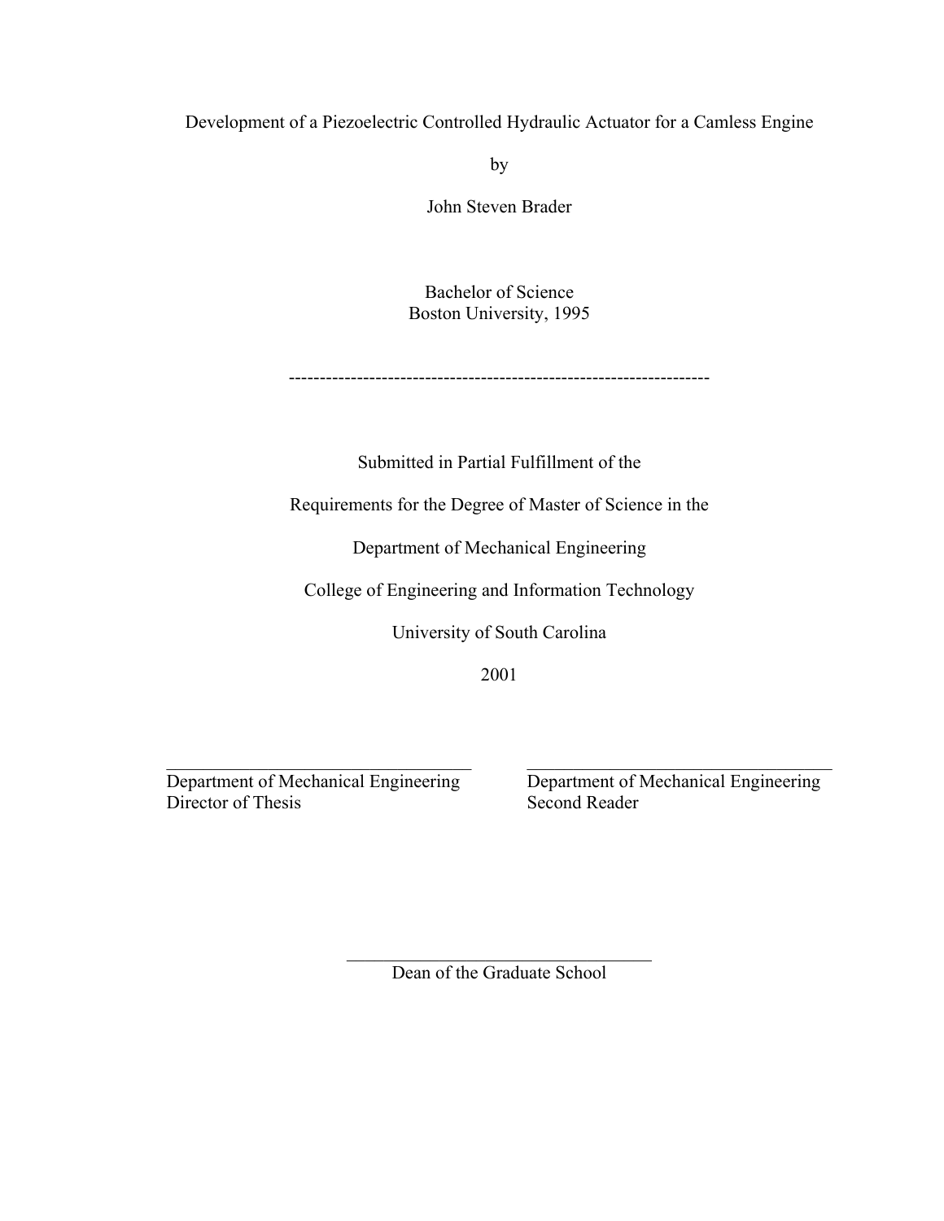Development of a Piezoelectric Controlled Hydraulic Actuator for a Camless Engine

by

John Steven Brader

Bachelor of Science
Boston University, 1995

-------------------------------------------------------------------

Submitted in Partial Fulfillment of the

Requirements for the Degree of Master of Science in the

Department of Mechanical Engineering

College of Engineering and Information Technology

University of South Carolina

2001

\_\_\_\_\_\_\_\_\_\_\_\_\_\_\_\_\_\_\_\_\_\_\_\_\_\_\_\_\_\_\_\_\_\_
Department of Mechanical Engineering
Director of Thesis

\_\_\_\_\_\_\_\_\_\_\_\_\_\_\_\_\_\_\_\_\_\_\_\_\_\_\_\_\_\_\_\_\_\_
Department of Mechanical Engineering
Second Reader

\_\_\_\_\_\_\_\_\_\_\_\_\_\_\_\_\_\_\_\_\_\_\_\_\_\_\_\_\_\_\_\_\_\_
Dean of the Graduate School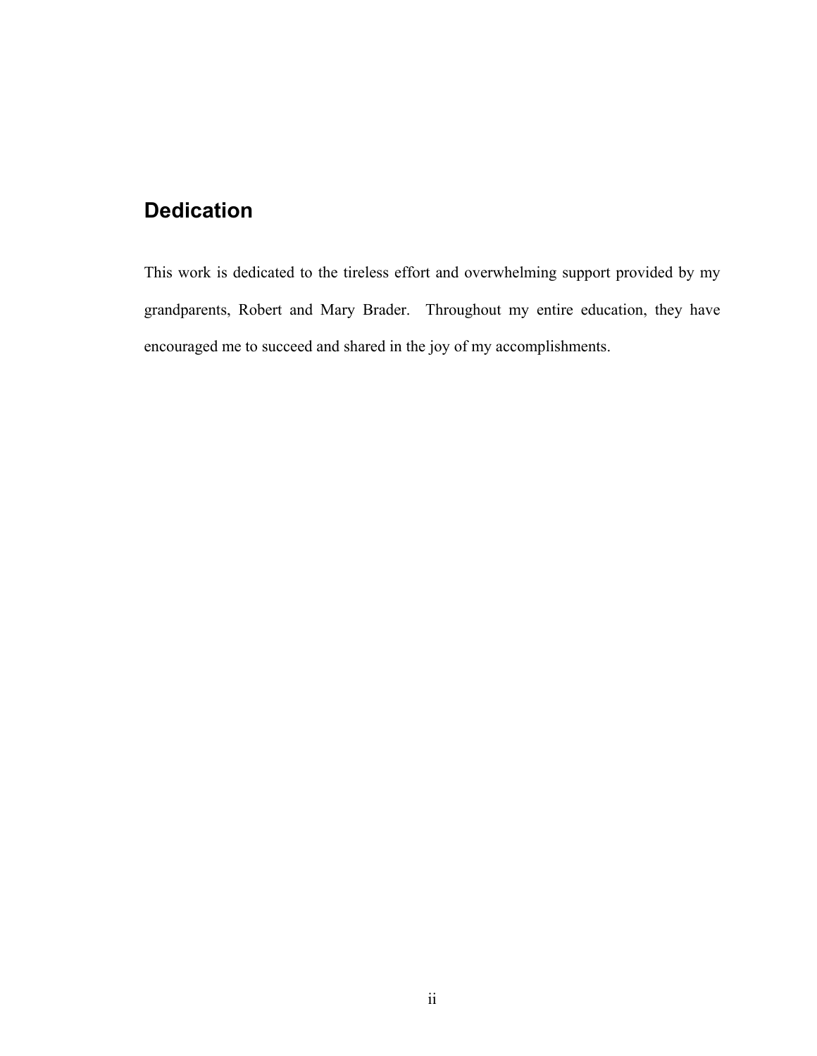## Dedication

This work is dedicated to the tireless effort and overwhelming support provided by my grandparents, Robert and Mary Brader. Throughout my entire education, they have encouraged me to succeed and shared in the joy of my accomplishments.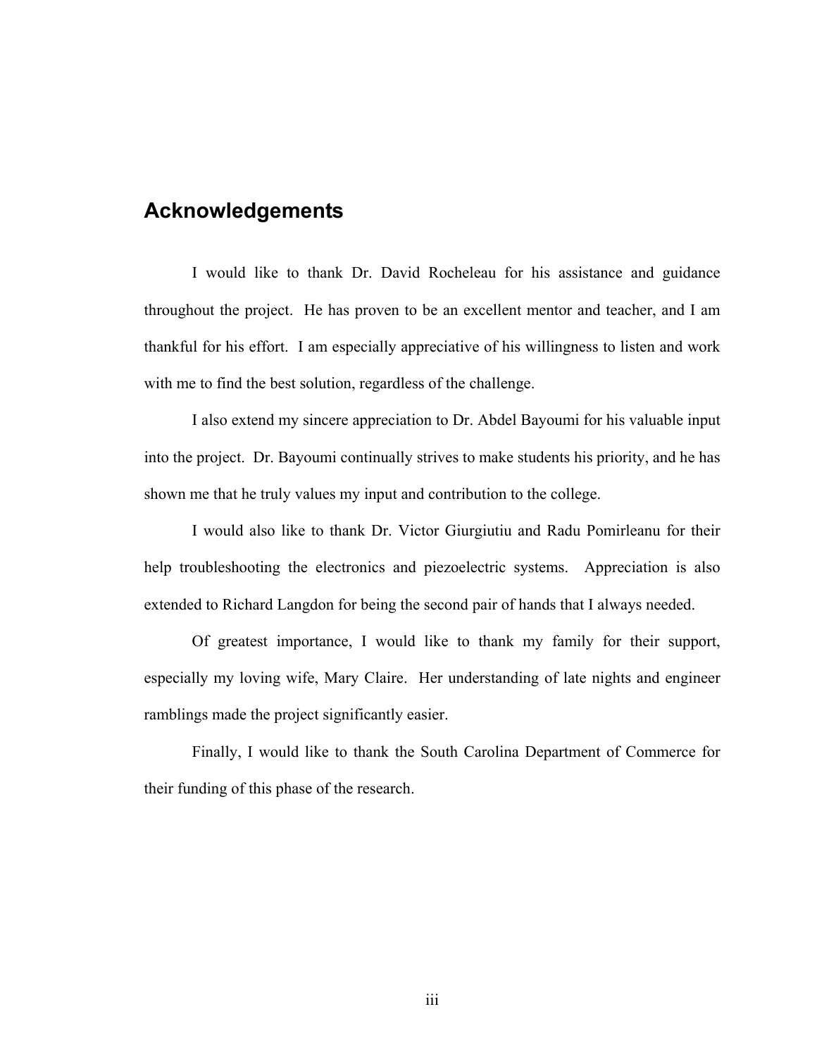## Acknowledgements

I would like to thank Dr. David Rocheleau for his assistance and guidance throughout the project. He has proven to be an excellent mentor and teacher, and I am thankful for his effort. I am especially appreciative of his willingness to listen and work with me to find the best solution, regardless of the challenge.

I also extend my sincere appreciation to Dr. Abdel Bayoumi for his valuable input into the project. Dr. Bayoumi continually strives to make students his priority, and he has shown me that he truly values my input and contribution to the college.

I would also like to thank Dr. Victor Giurgiutiu and Radu Pomirleanu for their help troubleshooting the electronics and piezoelectric systems. Appreciation is also extended to Richard Langdon for being the second pair of hands that I always needed.

Of greatest importance, I would like to thank my family for their support, especially my loving wife, Mary Claire. Her understanding of late nights and engineer ramblings made the project significantly easier.

Finally, I would like to thank the South Carolina Department of Commerce for their funding of this phase of the research.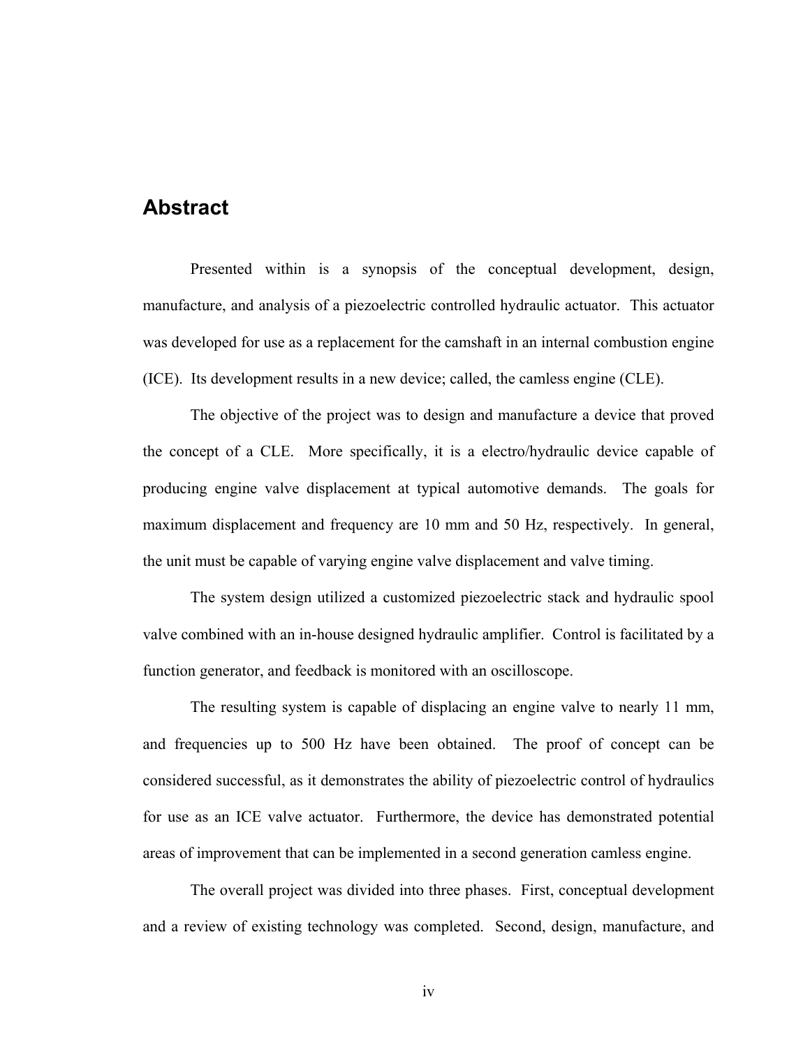## Abstract

Presented within is a synopsis of the conceptual development, design, manufacture, and analysis of a piezoelectric controlled hydraulic actuator. This actuator was developed for use as a replacement for the camshaft in an internal combustion engine (ICE). Its development results in a new device; called, the camless engine (CLE).

The objective of the project was to design and manufacture a device that proved the concept of a CLE. More specifically, it is a electro/hydraulic device capable of producing engine valve displacement at typical automotive demands. The goals for maximum displacement and frequency are 10 mm and 50 Hz, respectively. In general, the unit must be capable of varying engine valve displacement and valve timing.

The system design utilized a customized piezoelectric stack and hydraulic spool valve combined with an in-house designed hydraulic amplifier. Control is facilitated by a function generator, and feedback is monitored with an oscilloscope.

The resulting system is capable of displacing an engine valve to nearly 11 mm, and frequencies up to 500 Hz have been obtained. The proof of concept can be considered successful, as it demonstrates the ability of piezoelectric control of hydraulics for use as an ICE valve actuator. Furthermore, the device has demonstrated potential areas of improvement that can be implemented in a second generation camless engine.

The overall project was divided into three phases. First, conceptual development and a review of existing technology was completed. Second, design, manufacture, and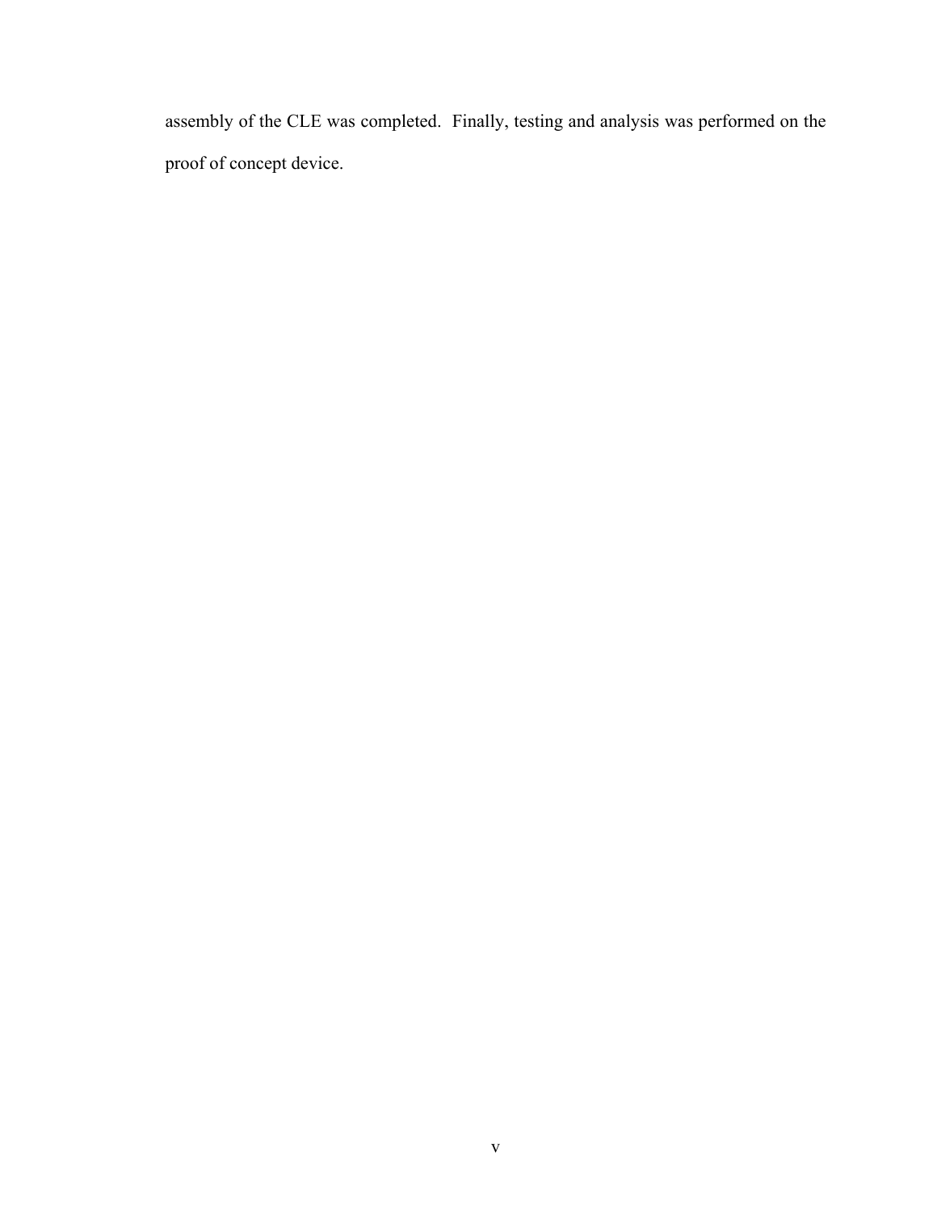assembly of the CLE was completed. Finally, testing and analysis was performed on the proof of concept device.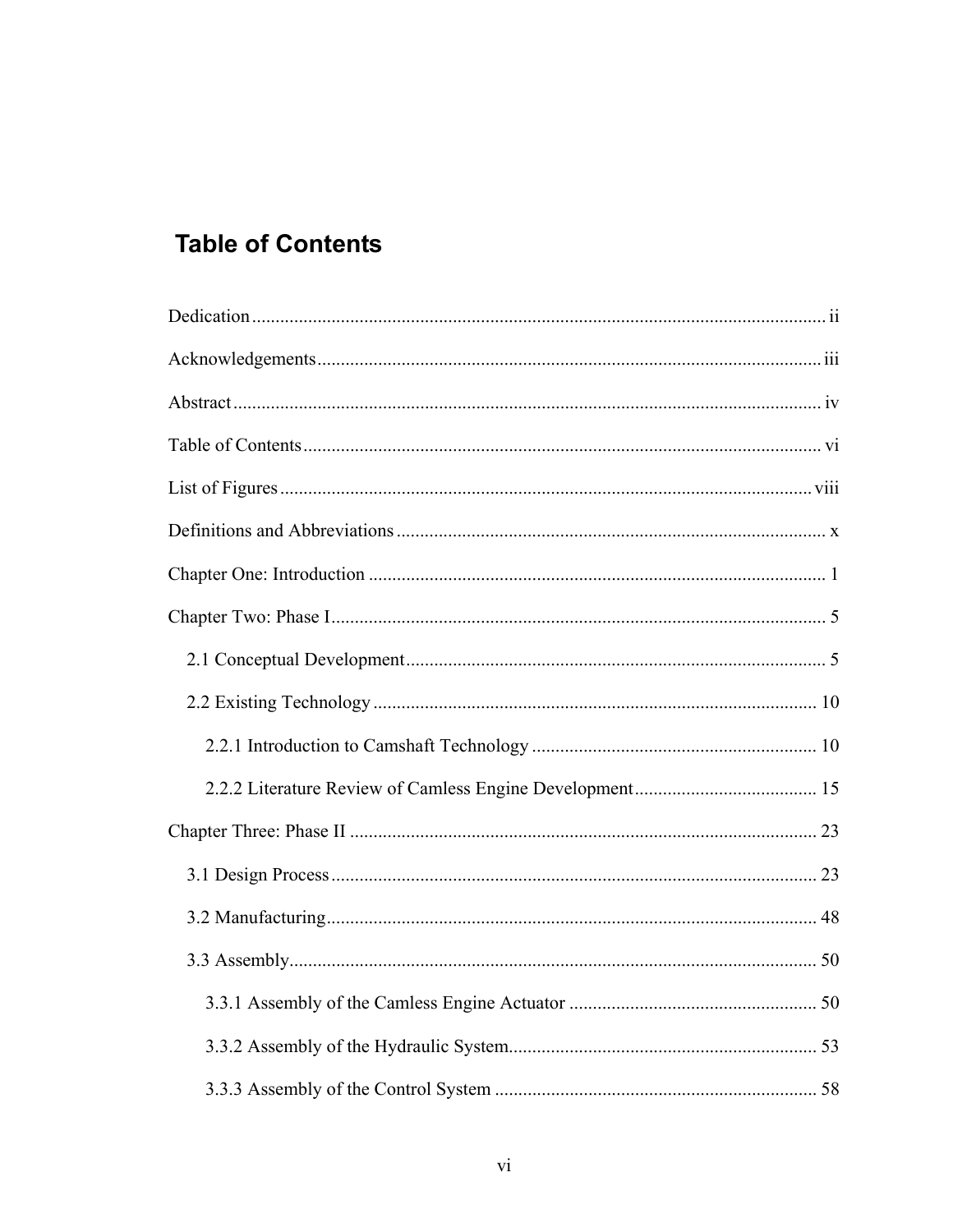# Table of Contents

Dedication ........................................................................................................... ii

Acknowledgements ............................................................................................ iii

Abstract ............................................................................................................. iv

Table of Contents ............................................................................................... vi

List of Figures ................................................................................................... viii

Definitions and Abbreviations ............................................................................ x

Chapter One: Introduction .................................................................................. 1

Chapter Two: Phase I .......................................................................................... 5

  2.1 Conceptual Development ........................................................................... 5

  2.2 Existing Technology .................................................................................. 10

    2.2.1 Introduction to Camshaft Technology ................................................ 10

    2.2.2 Literature Review of Camless Engine Development .......................... 15

Chapter Three: Phase II ..................................................................................... 23

  3.1 Design Process ........................................................................................... 23

  3.2 Manufacturing ............................................................................................ 48

  3.3 Assembly .................................................................................................... 50

    3.3.1 Assembly of the Camless Engine Actuator ........................................ 50

    3.3.2 Assembly of the Hydraulic System ..................................................... 53

    3.3.3 Assembly of the Control System ........................................................ 58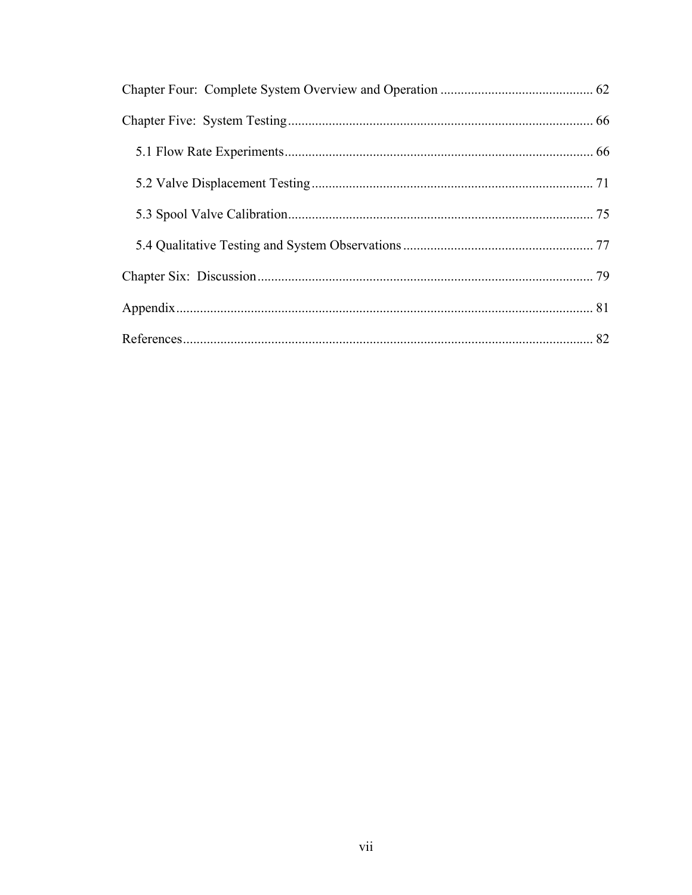Chapter Four:  Complete System Overview and Operation ............................................ 62

Chapter Five:  System Testing......................................................................................... 66

5.1 Flow Rate Experiments.......................................................................................... 66

5.2 Valve Displacement Testing .................................................................................. 71

5.3 Spool Valve Calibration......................................................................................... 75

5.4 Qualitative Testing and System Observations ....................................................... 77

Chapter Six:  Discussion.................................................................................................. 79

Appendix.......................................................................................................................... 81

References......................................................................................................................... 82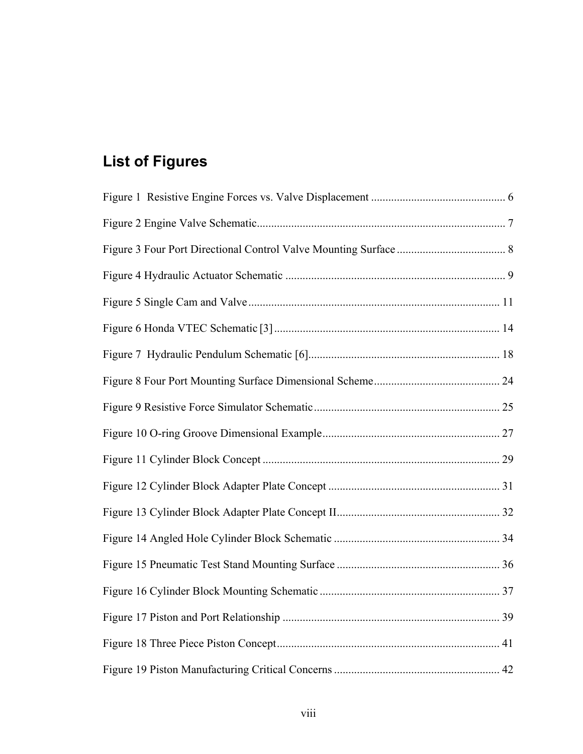## List of Figures

Figure 1 Resistive Engine Forces vs. Valve Displacement ............................................... 6

Figure 2 Engine Valve Schematic...................................................................................... 7

Figure 3 Four Port Directional Control Valve Mounting Surface ...................................... 8

Figure 4 Hydraulic Actuator Schematic ............................................................................ 9

Figure 5 Single Cam and Valve ....................................................................................... 11

Figure 6 Honda VTEC Schematic [3] .............................................................................. 14

Figure 7 Hydraulic Pendulum Schematic [6]................................................................... 18

Figure 8 Four Port Mounting Surface Dimensional Scheme ............................................ 24

Figure 9 Resistive Force Simulator Schematic ................................................................ 25

Figure 10 O-ring Groove Dimensional Example.............................................................. 27

Figure 11 Cylinder Block Concept .................................................................................. 29

Figure 12 Cylinder Block Adapter Plate Concept ........................................................... 31

Figure 13 Cylinder Block Adapter Plate Concept II......................................................... 32

Figure 14 Angled Hole Cylinder Block Schematic .......................................................... 34

Figure 15 Pneumatic Test Stand Mounting Surface ......................................................... 36

Figure 16 Cylinder Block Mounting Schematic ............................................................... 37

Figure 17 Piston and Port Relationship ........................................................................... 39

Figure 18 Three Piece Piston Concept............................................................................. 41

Figure 19 Piston Manufacturing Critical Concerns .......................................................... 42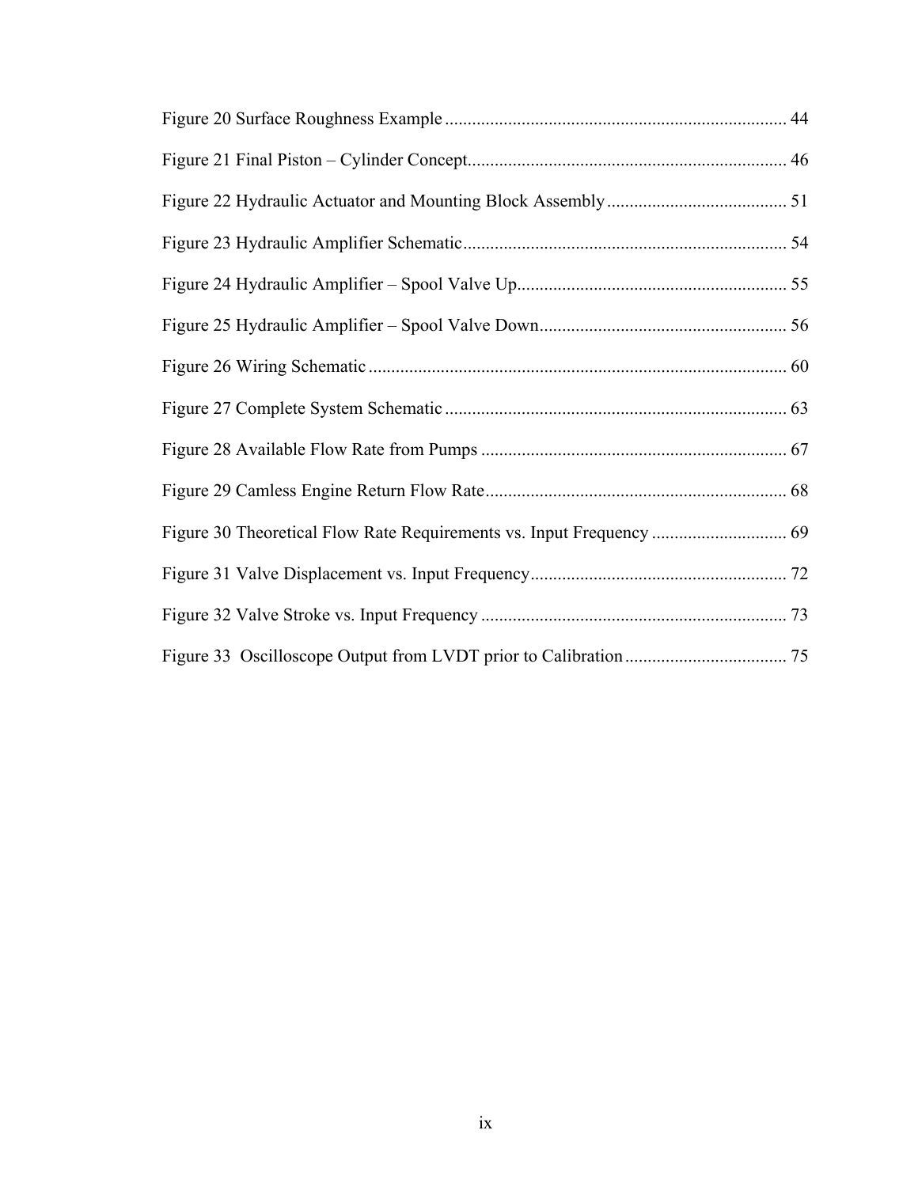Figure 20 Surface Roughness Example ........................................................................... 44

Figure 21 Final Piston – Cylinder Concept...................................................................... 46

Figure 22 Hydraulic Actuator and Mounting Block Assembly ........................................ 51

Figure 23 Hydraulic Amplifier Schematic........................................................................ 54

Figure 24 Hydraulic Amplifier – Spool Valve Up............................................................ 55

Figure 25 Hydraulic Amplifier – Spool Valve Down....................................................... 56

Figure 26 Wiring Schematic ............................................................................................ 60

Figure 27 Complete System Schematic ........................................................................... 63

Figure 28 Available Flow Rate from Pumps .................................................................... 67

Figure 29 Camless Engine Return Flow Rate................................................................... 68

Figure 30 Theoretical Flow Rate Requirements vs. Input Frequency .............................. 69

Figure 31 Valve Displacement vs. Input Frequency......................................................... 72

Figure 32 Valve Stroke vs. Input Frequency ................................................................... 73

Figure 33 Oscilloscope Output from LVDT prior to Calibration .................................... 75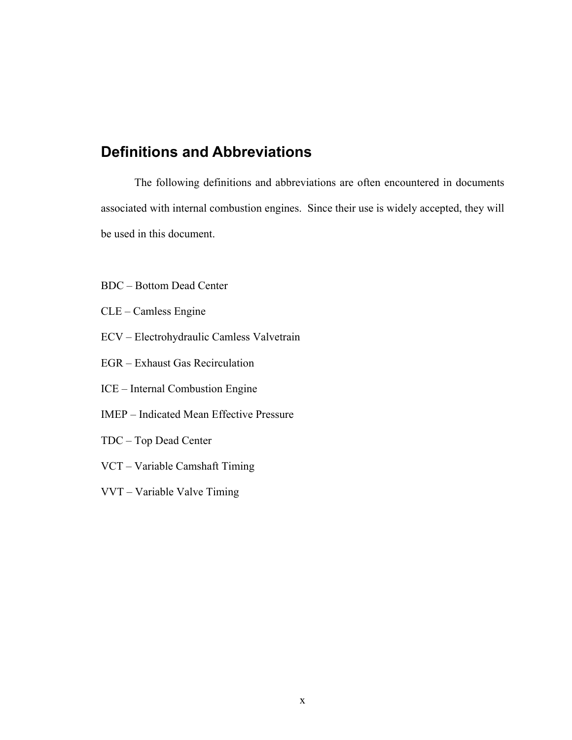## Definitions and Abbreviations

The following definitions and abbreviations are often encountered in documents associated with internal combustion engines. Since their use is widely accepted, they will be used in this document.

BDC – Bottom Dead Center

CLE – Camless Engine

ECV – Electrohydraulic Camless Valvetrain

EGR – Exhaust Gas Recirculation

ICE – Internal Combustion Engine

IMEP – Indicated Mean Effective Pressure

TDC – Top Dead Center

VCT – Variable Camshaft Timing

VVT – Variable Valve Timing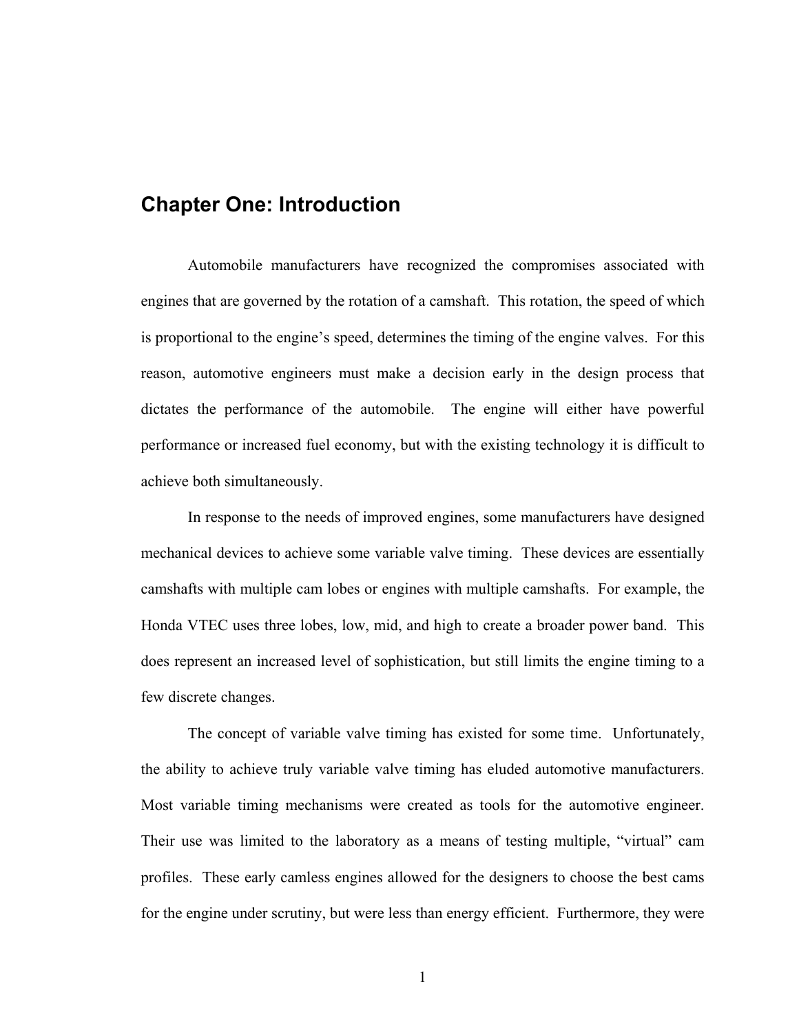# Chapter One: Introduction

Automobile manufacturers have recognized the compromises associated with engines that are governed by the rotation of a camshaft. This rotation, the speed of which is proportional to the engine's speed, determines the timing of the engine valves. For this reason, automotive engineers must make a decision early in the design process that dictates the performance of the automobile. The engine will either have powerful performance or increased fuel economy, but with the existing technology it is difficult to achieve both simultaneously.

In response to the needs of improved engines, some manufacturers have designed mechanical devices to achieve some variable valve timing. These devices are essentially camshafts with multiple cam lobes or engines with multiple camshafts. For example, the Honda VTEC uses three lobes, low, mid, and high to create a broader power band. This does represent an increased level of sophistication, but still limits the engine timing to a few discrete changes.

The concept of variable valve timing has existed for some time. Unfortunately, the ability to achieve truly variable valve timing has eluded automotive manufacturers. Most variable timing mechanisms were created as tools for the automotive engineer. Their use was limited to the laboratory as a means of testing multiple, "virtual" cam profiles. These early camless engines allowed for the designers to choose the best cams for the engine under scrutiny, but were less than energy efficient. Furthermore, they were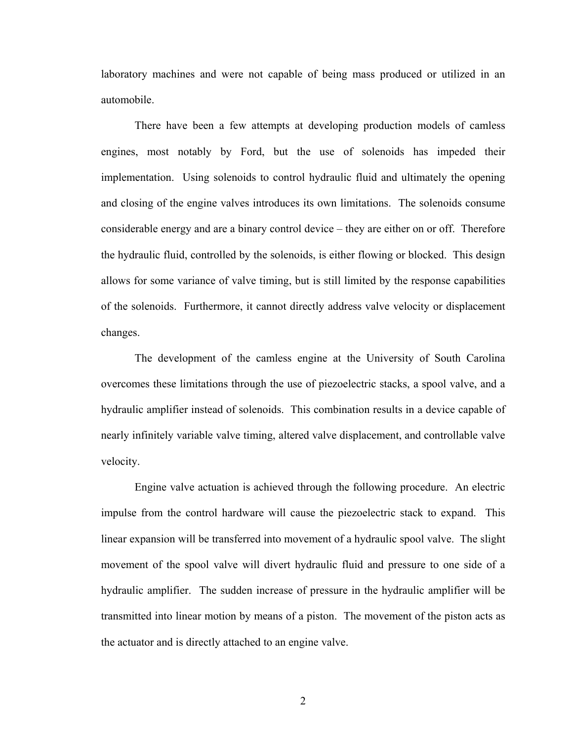laboratory machines and were not capable of being mass produced or utilized in an automobile.

There have been a few attempts at developing production models of camless engines, most notably by Ford, but the use of solenoids has impeded their implementation. Using solenoids to control hydraulic fluid and ultimately the opening and closing of the engine valves introduces its own limitations. The solenoids consume considerable energy and are a binary control device – they are either on or off. Therefore the hydraulic fluid, controlled by the solenoids, is either flowing or blocked. This design allows for some variance of valve timing, but is still limited by the response capabilities of the solenoids. Furthermore, it cannot directly address valve velocity or displacement changes.

The development of the camless engine at the University of South Carolina overcomes these limitations through the use of piezoelectric stacks, a spool valve, and a hydraulic amplifier instead of solenoids. This combination results in a device capable of nearly infinitely variable valve timing, altered valve displacement, and controllable valve velocity.

Engine valve actuation is achieved through the following procedure. An electric impulse from the control hardware will cause the piezoelectric stack to expand. This linear expansion will be transferred into movement of a hydraulic spool valve. The slight movement of the spool valve will divert hydraulic fluid and pressure to one side of a hydraulic amplifier. The sudden increase of pressure in the hydraulic amplifier will be transmitted into linear motion by means of a piston. The movement of the piston acts as the actuator and is directly attached to an engine valve.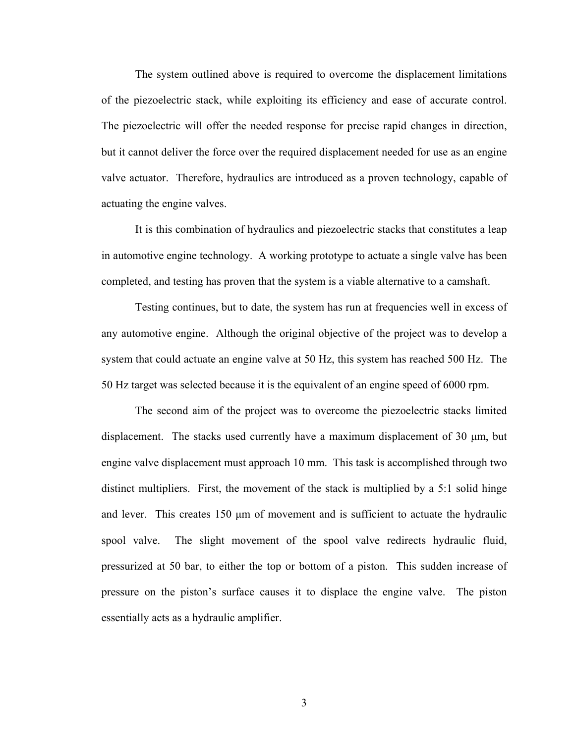The system outlined above is required to overcome the displacement limitations of the piezoelectric stack, while exploiting its efficiency and ease of accurate control. The piezoelectric will offer the needed response for precise rapid changes in direction, but it cannot deliver the force over the required displacement needed for use as an engine valve actuator. Therefore, hydraulics are introduced as a proven technology, capable of actuating the engine valves.

It is this combination of hydraulics and piezoelectric stacks that constitutes a leap in automotive engine technology. A working prototype to actuate a single valve has been completed, and testing has proven that the system is a viable alternative to a camshaft.

Testing continues, but to date, the system has run at frequencies well in excess of any automotive engine. Although the original objective of the project was to develop a system that could actuate an engine valve at 50 Hz, this system has reached 500 Hz. The 50 Hz target was selected because it is the equivalent of an engine speed of 6000 rpm.

The second aim of the project was to overcome the piezoelectric stacks limited displacement. The stacks used currently have a maximum displacement of 30 μm, but engine valve displacement must approach 10 mm. This task is accomplished through two distinct multipliers. First, the movement of the stack is multiplied by a 5:1 solid hinge and lever. This creates 150 μm of movement and is sufficient to actuate the hydraulic spool valve. The slight movement of the spool valve redirects hydraulic fluid, pressurized at 50 bar, to either the top or bottom of a piston. This sudden increase of pressure on the piston's surface causes it to displace the engine valve. The piston essentially acts as a hydraulic amplifier.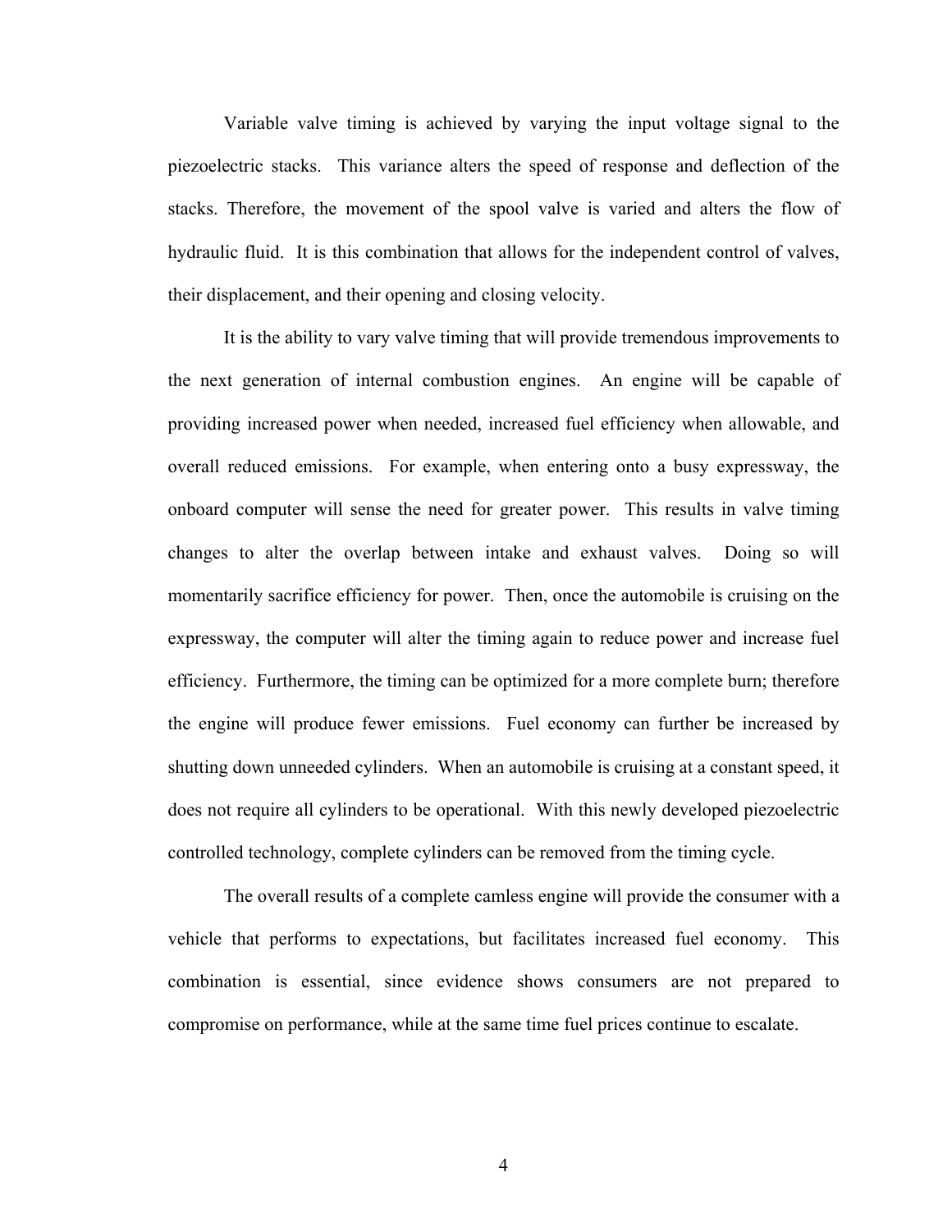Variable valve timing is achieved by varying the input voltage signal to the piezoelectric stacks. This variance alters the speed of response and deflection of the stacks. Therefore, the movement of the spool valve is varied and alters the flow of hydraulic fluid. It is this combination that allows for the independent control of valves, their displacement, and their opening and closing velocity.

It is the ability to vary valve timing that will provide tremendous improvements to the next generation of internal combustion engines. An engine will be capable of providing increased power when needed, increased fuel efficiency when allowable, and overall reduced emissions. For example, when entering onto a busy expressway, the onboard computer will sense the need for greater power. This results in valve timing changes to alter the overlap between intake and exhaust valves. Doing so will momentarily sacrifice efficiency for power. Then, once the automobile is cruising on the expressway, the computer will alter the timing again to reduce power and increase fuel efficiency. Furthermore, the timing can be optimized for a more complete burn; therefore the engine will produce fewer emissions. Fuel economy can further be increased by shutting down unneeded cylinders. When an automobile is cruising at a constant speed, it does not require all cylinders to be operational. With this newly developed piezoelectric controlled technology, complete cylinders can be removed from the timing cycle.

The overall results of a complete camless engine will provide the consumer with a vehicle that performs to expectations, but facilitates increased fuel economy. This combination is essential, since evidence shows consumers are not prepared to compromise on performance, while at the same time fuel prices continue to escalate.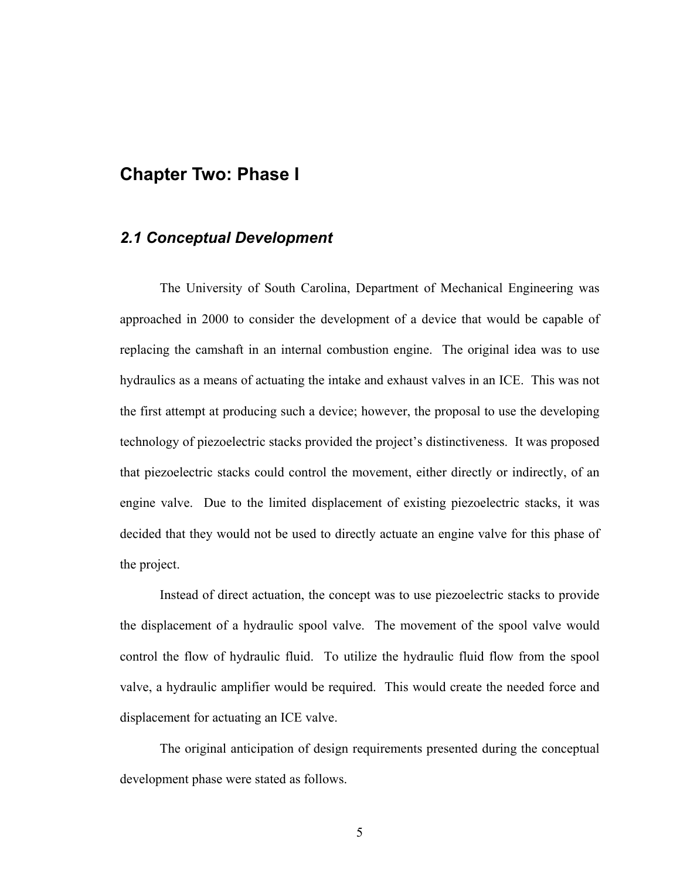# Chapter Two: Phase I

## *2.1 Conceptual Development*

The University of South Carolina, Department of Mechanical Engineering was approached in 2000 to consider the development of a device that would be capable of replacing the camshaft in an internal combustion engine. The original idea was to use hydraulics as a means of actuating the intake and exhaust valves in an ICE. This was not the first attempt at producing such a device; however, the proposal to use the developing technology of piezoelectric stacks provided the project's distinctiveness. It was proposed that piezoelectric stacks could control the movement, either directly or indirectly, of an engine valve. Due to the limited displacement of existing piezoelectric stacks, it was decided that they would not be used to directly actuate an engine valve for this phase of the project.

Instead of direct actuation, the concept was to use piezoelectric stacks to provide the displacement of a hydraulic spool valve. The movement of the spool valve would control the flow of hydraulic fluid. To utilize the hydraulic fluid flow from the spool valve, a hydraulic amplifier would be required. This would create the needed force and displacement for actuating an ICE valve.

The original anticipation of design requirements presented during the conceptual development phase were stated as follows.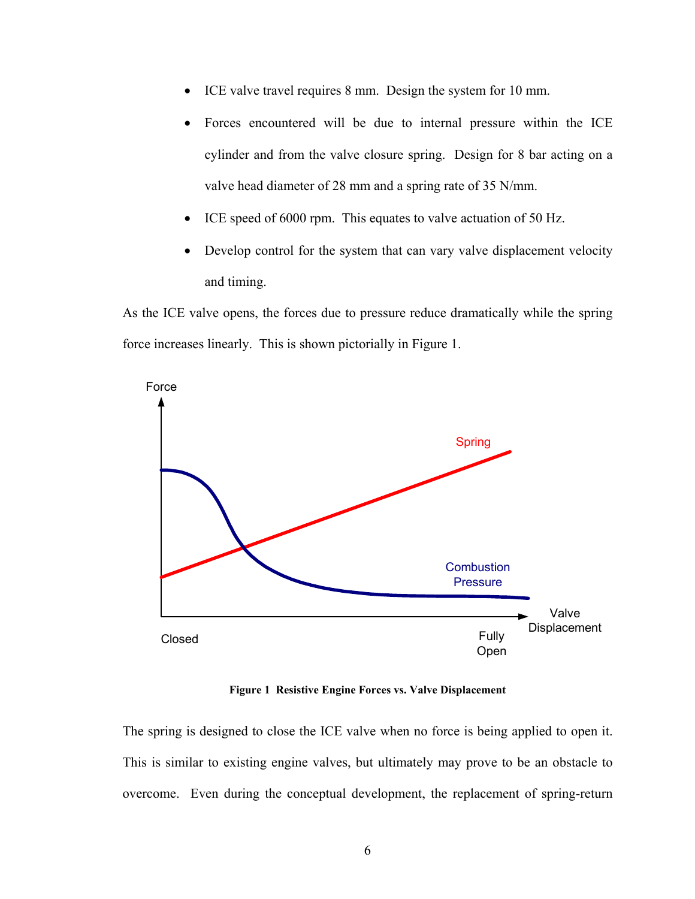- ICE valve travel requires 8 mm. Design the system for 10 mm.
- Forces encountered will be due to internal pressure within the ICE cylinder and from the valve closure spring. Design for 8 bar acting on a valve head diameter of 28 mm and a spring rate of 35 N/mm.
- ICE speed of 6000 rpm. This equates to valve actuation of 50 Hz.
- Develop control for the system that can vary valve displacement velocity and timing.

As the ICE valve opens, the forces due to pressure reduce dramatically while the spring force increases linearly. This is shown pictorially in Figure 1.

**Figure 1 Resistive Engine Forces vs. Valve Displacement**

The spring is designed to close the ICE valve when no force is being applied to open it. This is similar to existing engine valves, but ultimately may prove to be an obstacle to overcome. Even during the conceptual development, the replacement of spring-return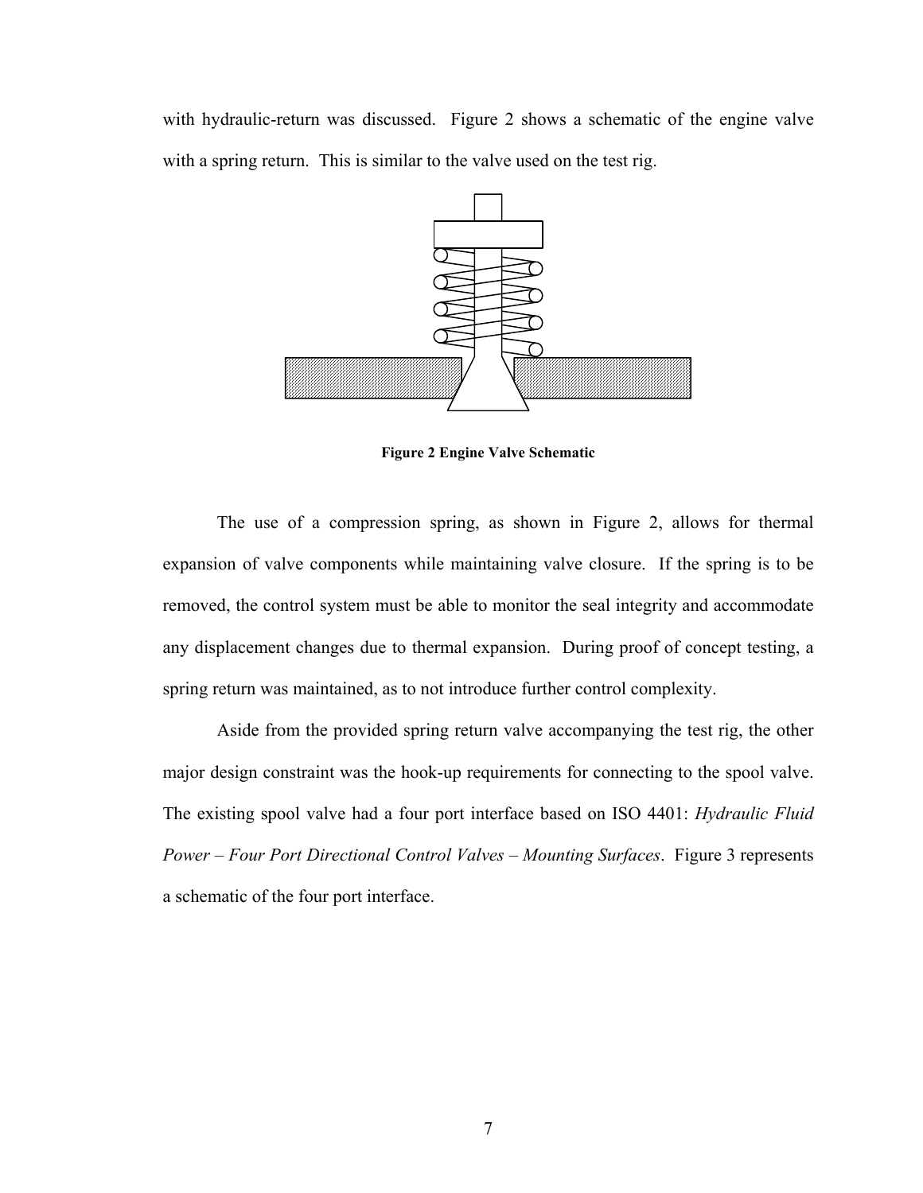with hydraulic-return was discussed. Figure 2 shows a schematic of the engine valve with a spring return. This is similar to the valve used on the test rig.

**Figure 2 Engine Valve Schematic**

The use of a compression spring, as shown in Figure 2, allows for thermal expansion of valve components while maintaining valve closure. If the spring is to be removed, the control system must be able to monitor the seal integrity and accommodate any displacement changes due to thermal expansion. During proof of concept testing, a spring return was maintained, as to not introduce further control complexity.

Aside from the provided spring return valve accompanying the test rig, the other major design constraint was the hook-up requirements for connecting to the spool valve. The existing spool valve had a four port interface based on ISO 4401: *Hydraulic Fluid Power – Four Port Directional Control Valves – Mounting Surfaces*. Figure 3 represents a schematic of the four port interface.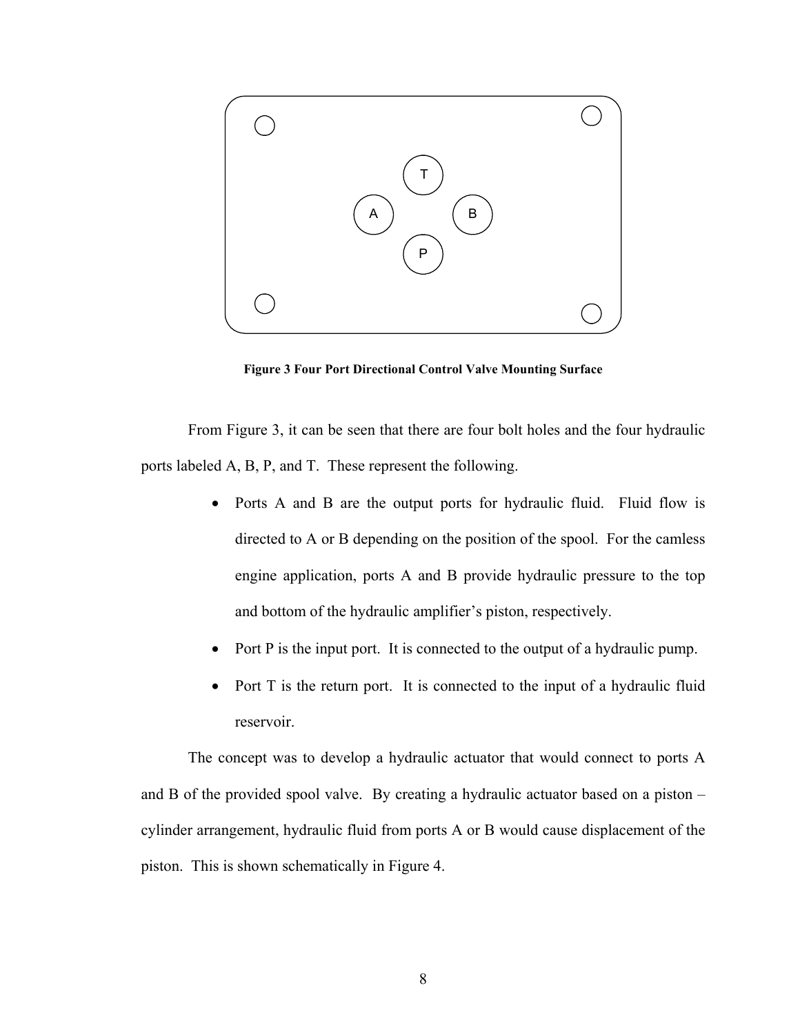**Figure 3 Four Port Directional Control Valve Mounting Surface**

From Figure 3, it can be seen that there are four bolt holes and the four hydraulic ports labeled A, B, P, and T. These represent the following.

- Ports A and B are the output ports for hydraulic fluid. Fluid flow is directed to A or B depending on the position of the spool. For the camless engine application, ports A and B provide hydraulic pressure to the top and bottom of the hydraulic amplifier's piston, respectively.
- Port P is the input port. It is connected to the output of a hydraulic pump.
- Port T is the return port. It is connected to the input of a hydraulic fluid reservoir.

The concept was to develop a hydraulic actuator that would connect to ports A and B of the provided spool valve. By creating a hydraulic actuator based on a piston – cylinder arrangement, hydraulic fluid from ports A or B would cause displacement of the piston. This is shown schematically in Figure 4.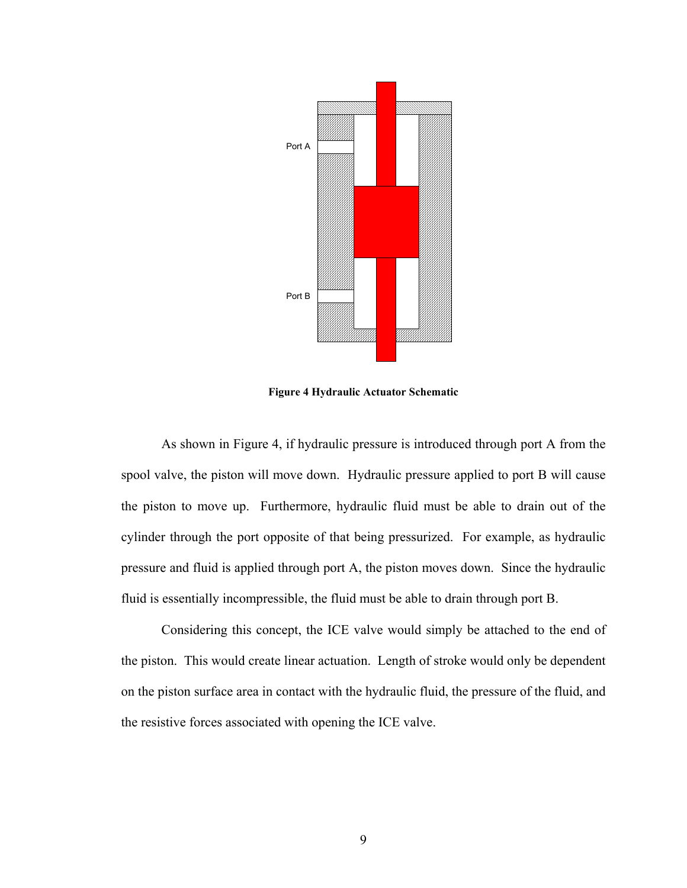Port A

Port B

**Figure 4 Hydraulic Actuator Schematic**

As shown in Figure 4, if hydraulic pressure is introduced through port A from the spool valve, the piston will move down. Hydraulic pressure applied to port B will cause the piston to move up. Furthermore, hydraulic fluid must be able to drain out of the cylinder through the port opposite of that being pressurized. For example, as hydraulic pressure and fluid is applied through port A, the piston moves down. Since the hydraulic fluid is essentially incompressible, the fluid must be able to drain through port B.

Considering this concept, the ICE valve would simply be attached to the end of the piston. This would create linear actuation. Length of stroke would only be dependent on the piston surface area in contact with the hydraulic fluid, the pressure of the fluid, and the resistive forces associated with opening the ICE valve.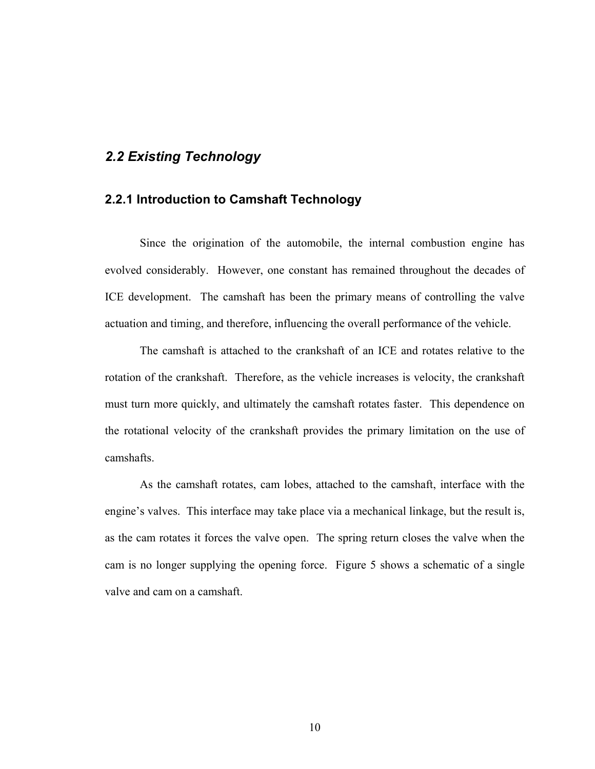## *2.2 Existing Technology*

### 2.2.1 Introduction to Camshaft Technology

Since the origination of the automobile, the internal combustion engine has evolved considerably. However, one constant has remained throughout the decades of ICE development. The camshaft has been the primary means of controlling the valve actuation and timing, and therefore, influencing the overall performance of the vehicle.

The camshaft is attached to the crankshaft of an ICE and rotates relative to the rotation of the crankshaft. Therefore, as the vehicle increases is velocity, the crankshaft must turn more quickly, and ultimately the camshaft rotates faster. This dependence on the rotational velocity of the crankshaft provides the primary limitation on the use of camshafts.

As the camshaft rotates, cam lobes, attached to the camshaft, interface with the engine's valves. This interface may take place via a mechanical linkage, but the result is, as the cam rotates it forces the valve open. The spring return closes the valve when the cam is no longer supplying the opening force. Figure 5 shows a schematic of a single valve and cam on a camshaft.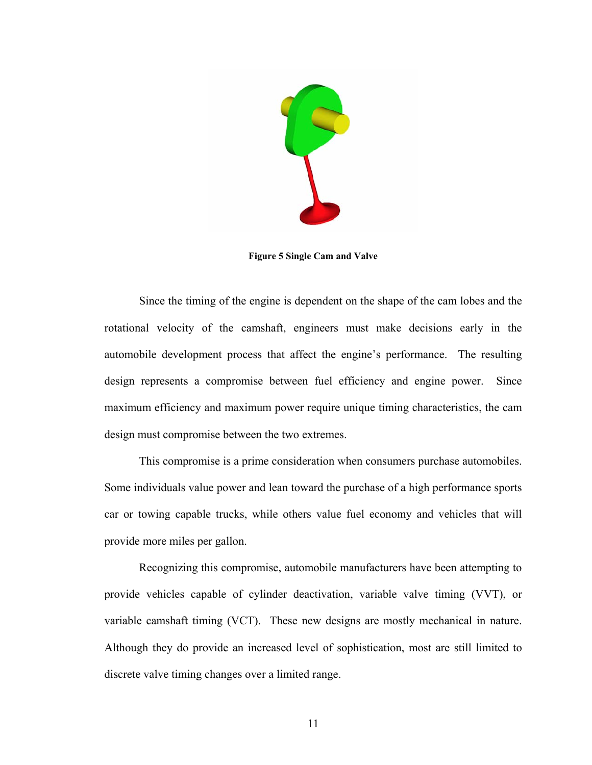**Figure 5 Single Cam and Valve**

Since the timing of the engine is dependent on the shape of the cam lobes and the rotational velocity of the camshaft, engineers must make decisions early in the automobile development process that affect the engine's performance. The resulting design represents a compromise between fuel efficiency and engine power. Since maximum efficiency and maximum power require unique timing characteristics, the cam design must compromise between the two extremes.

This compromise is a prime consideration when consumers purchase automobiles. Some individuals value power and lean toward the purchase of a high performance sports car or towing capable trucks, while others value fuel economy and vehicles that will provide more miles per gallon.

Recognizing this compromise, automobile manufacturers have been attempting to provide vehicles capable of cylinder deactivation, variable valve timing (VVT), or variable camshaft timing (VCT). These new designs are mostly mechanical in nature. Although they do provide an increased level of sophistication, most are still limited to discrete valve timing changes over a limited range.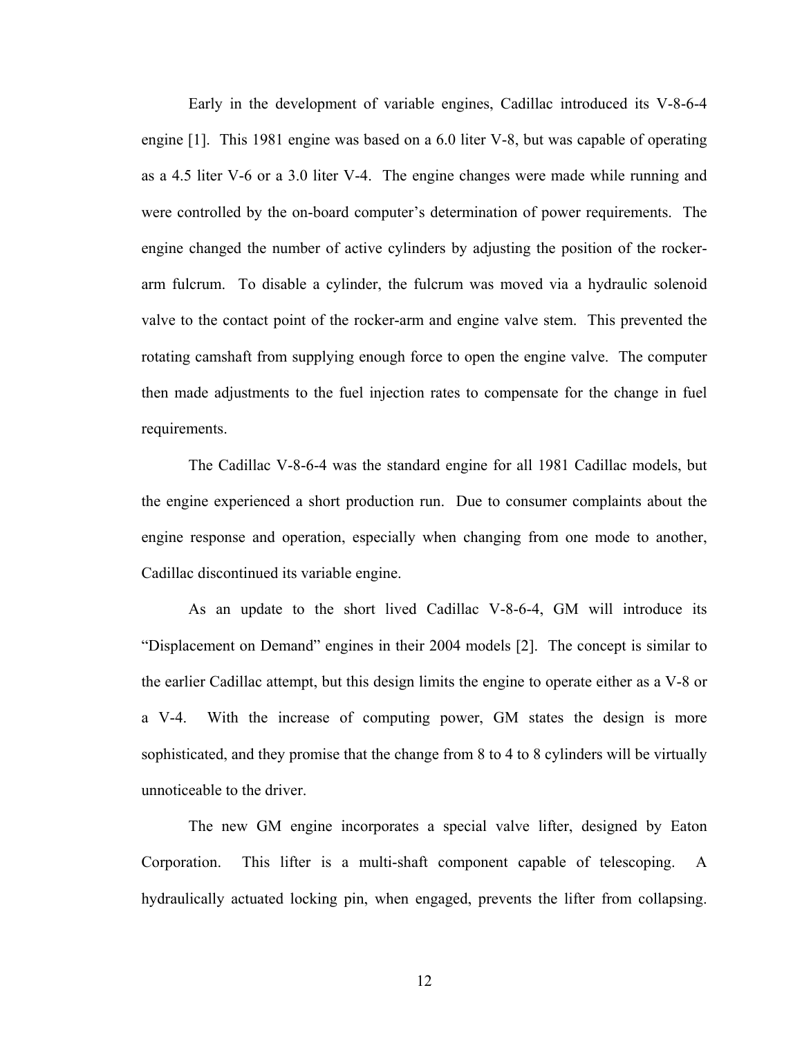Early in the development of variable engines, Cadillac introduced its V-8-6-4 engine [1]. This 1981 engine was based on a 6.0 liter V-8, but was capable of operating as a 4.5 liter V-6 or a 3.0 liter V-4. The engine changes were made while running and were controlled by the on-board computer's determination of power requirements. The engine changed the number of active cylinders by adjusting the position of the rocker-arm fulcrum. To disable a cylinder, the fulcrum was moved via a hydraulic solenoid valve to the contact point of the rocker-arm and engine valve stem. This prevented the rotating camshaft from supplying enough force to open the engine valve. The computer then made adjustments to the fuel injection rates to compensate for the change in fuel requirements.

The Cadillac V-8-6-4 was the standard engine for all 1981 Cadillac models, but the engine experienced a short production run. Due to consumer complaints about the engine response and operation, especially when changing from one mode to another, Cadillac discontinued its variable engine.

As an update to the short lived Cadillac V-8-6-4, GM will introduce its "Displacement on Demand" engines in their 2004 models [2]. The concept is similar to the earlier Cadillac attempt, but this design limits the engine to operate either as a V-8 or a V-4. With the increase of computing power, GM states the design is more sophisticated, and they promise that the change from 8 to 4 to 8 cylinders will be virtually unnoticeable to the driver.

The new GM engine incorporates a special valve lifter, designed by Eaton Corporation. This lifter is a multi-shaft component capable of telescoping. A hydraulically actuated locking pin, when engaged, prevents the lifter from collapsing.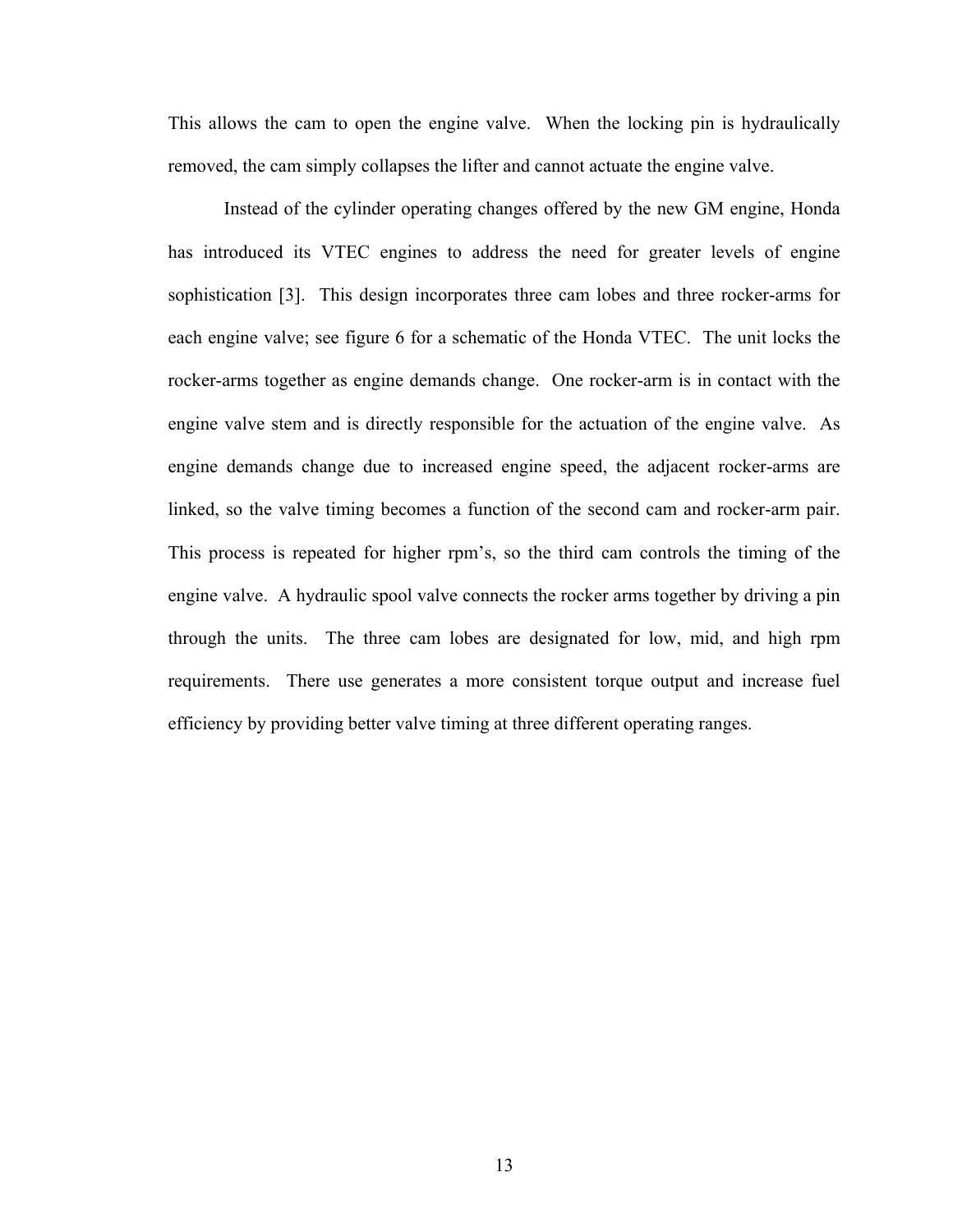This allows the cam to open the engine valve. When the locking pin is hydraulically removed, the cam simply collapses the lifter and cannot actuate the engine valve.

Instead of the cylinder operating changes offered by the new GM engine, Honda has introduced its VTEC engines to address the need for greater levels of engine sophistication [3]. This design incorporates three cam lobes and three rocker-arms for each engine valve; see figure 6 for a schematic of the Honda VTEC. The unit locks the rocker-arms together as engine demands change. One rocker-arm is in contact with the engine valve stem and is directly responsible for the actuation of the engine valve. As engine demands change due to increased engine speed, the adjacent rocker-arms are linked, so the valve timing becomes a function of the second cam and rocker-arm pair. This process is repeated for higher rpm's, so the third cam controls the timing of the engine valve. A hydraulic spool valve connects the rocker arms together by driving a pin through the units. The three cam lobes are designated for low, mid, and high rpm requirements. There use generates a more consistent torque output and increase fuel efficiency by providing better valve timing at three different operating ranges.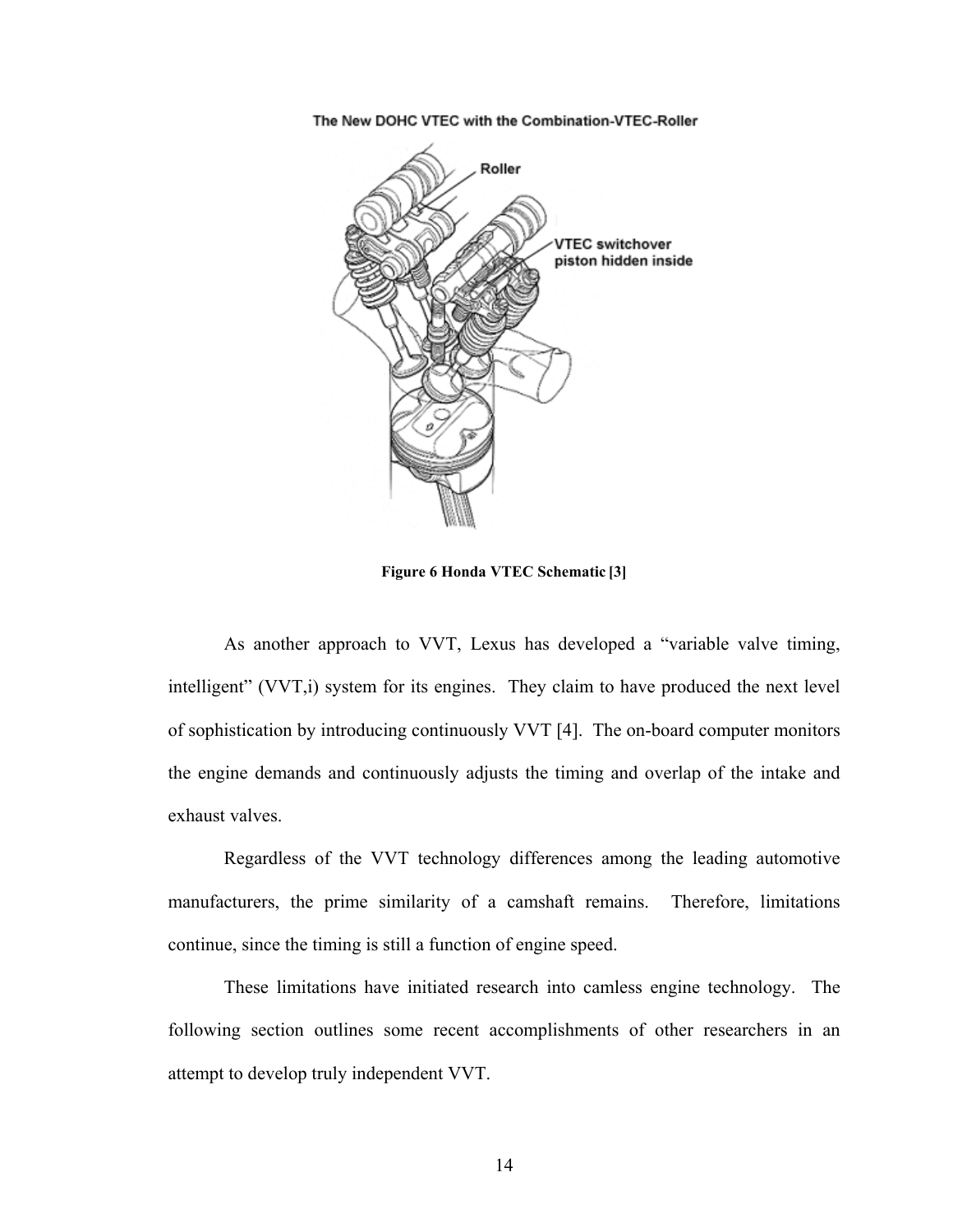**Figure 6 Honda VTEC Schematic [3]**

As another approach to VVT, Lexus has developed a "variable valve timing, intelligent" (VVT,i) system for its engines. They claim to have produced the next level of sophistication by introducing continuously VVT [4]. The on-board computer monitors the engine demands and continuously adjusts the timing and overlap of the intake and exhaust valves.

Regardless of the VVT technology differences among the leading automotive manufacturers, the prime similarity of a camshaft remains. Therefore, limitations continue, since the timing is still a function of engine speed.

These limitations have initiated research into camless engine technology. The following section outlines some recent accomplishments of other researchers in an attempt to develop truly independent VVT.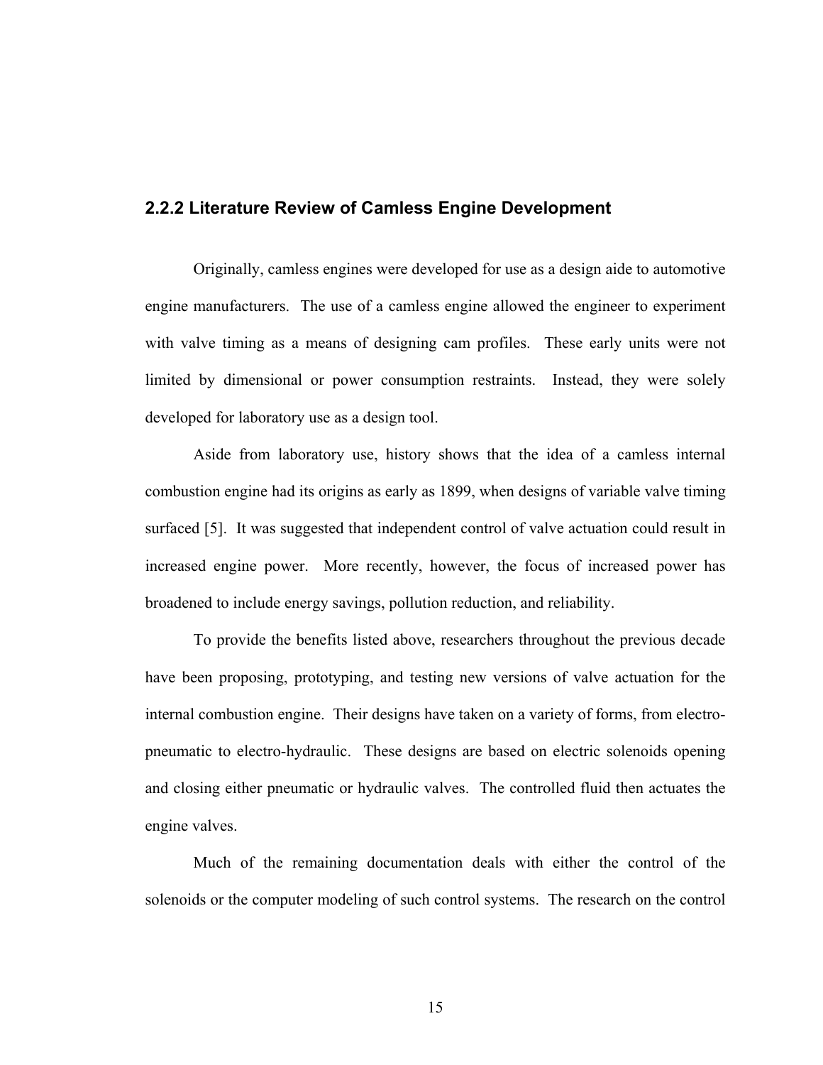### 2.2.2 Literature Review of Camless Engine Development

Originally, camless engines were developed for use as a design aide to automotive engine manufacturers. The use of a camless engine allowed the engineer to experiment with valve timing as a means of designing cam profiles. These early units were not limited by dimensional or power consumption restraints. Instead, they were solely developed for laboratory use as a design tool.

Aside from laboratory use, history shows that the idea of a camless internal combustion engine had its origins as early as 1899, when designs of variable valve timing surfaced [5]. It was suggested that independent control of valve actuation could result in increased engine power. More recently, however, the focus of increased power has broadened to include energy savings, pollution reduction, and reliability.

To provide the benefits listed above, researchers throughout the previous decade have been proposing, prototyping, and testing new versions of valve actuation for the internal combustion engine. Their designs have taken on a variety of forms, from electro-pneumatic to electro-hydraulic. These designs are based on electric solenoids opening and closing either pneumatic or hydraulic valves. The controlled fluid then actuates the engine valves.

Much of the remaining documentation deals with either the control of the solenoids or the computer modeling of such control systems. The research on the control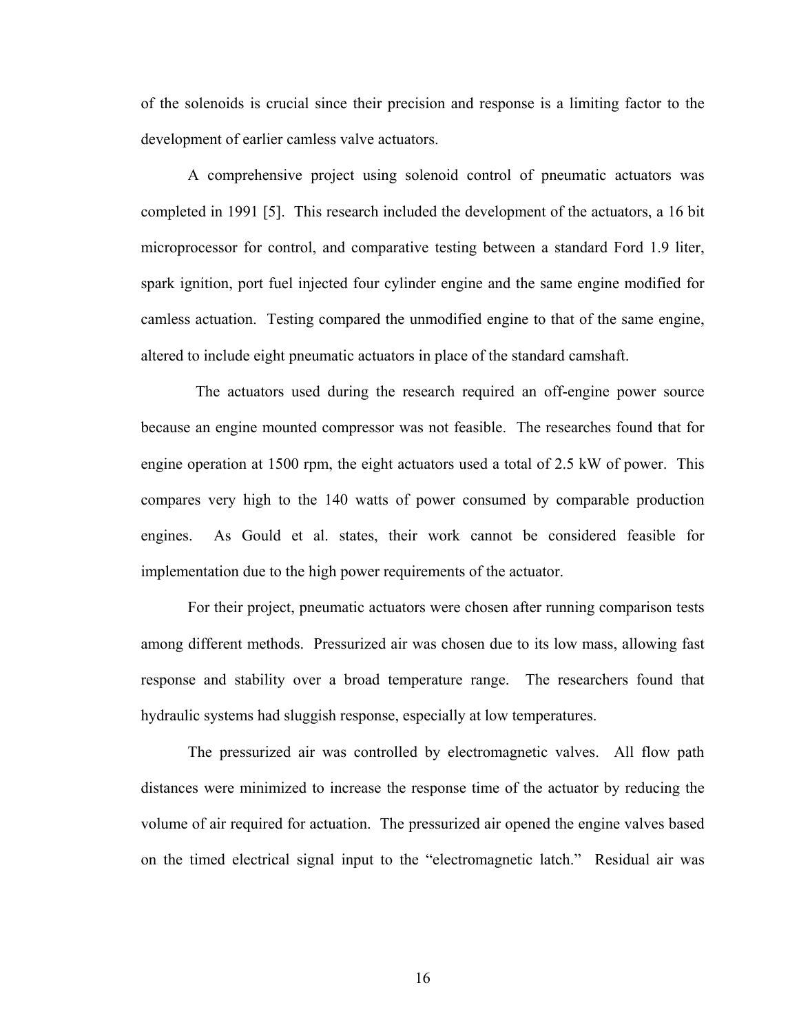of the solenoids is crucial since their precision and response is a limiting factor to the development of earlier camless valve actuators.

A comprehensive project using solenoid control of pneumatic actuators was completed in 1991 [5]. This research included the development of the actuators, a 16 bit microprocessor for control, and comparative testing between a standard Ford 1.9 liter, spark ignition, port fuel injected four cylinder engine and the same engine modified for camless actuation. Testing compared the unmodified engine to that of the same engine, altered to include eight pneumatic actuators in place of the standard camshaft.

The actuators used during the research required an off-engine power source because an engine mounted compressor was not feasible. The researches found that for engine operation at 1500 rpm, the eight actuators used a total of 2.5 kW of power. This compares very high to the 140 watts of power consumed by comparable production engines. As Gould et al. states, their work cannot be considered feasible for implementation due to the high power requirements of the actuator.

For their project, pneumatic actuators were chosen after running comparison tests among different methods. Pressurized air was chosen due to its low mass, allowing fast response and stability over a broad temperature range. The researchers found that hydraulic systems had sluggish response, especially at low temperatures.

The pressurized air was controlled by electromagnetic valves. All flow path distances were minimized to increase the response time of the actuator by reducing the volume of air required for actuation. The pressurized air opened the engine valves based on the timed electrical signal input to the "electromagnetic latch." Residual air was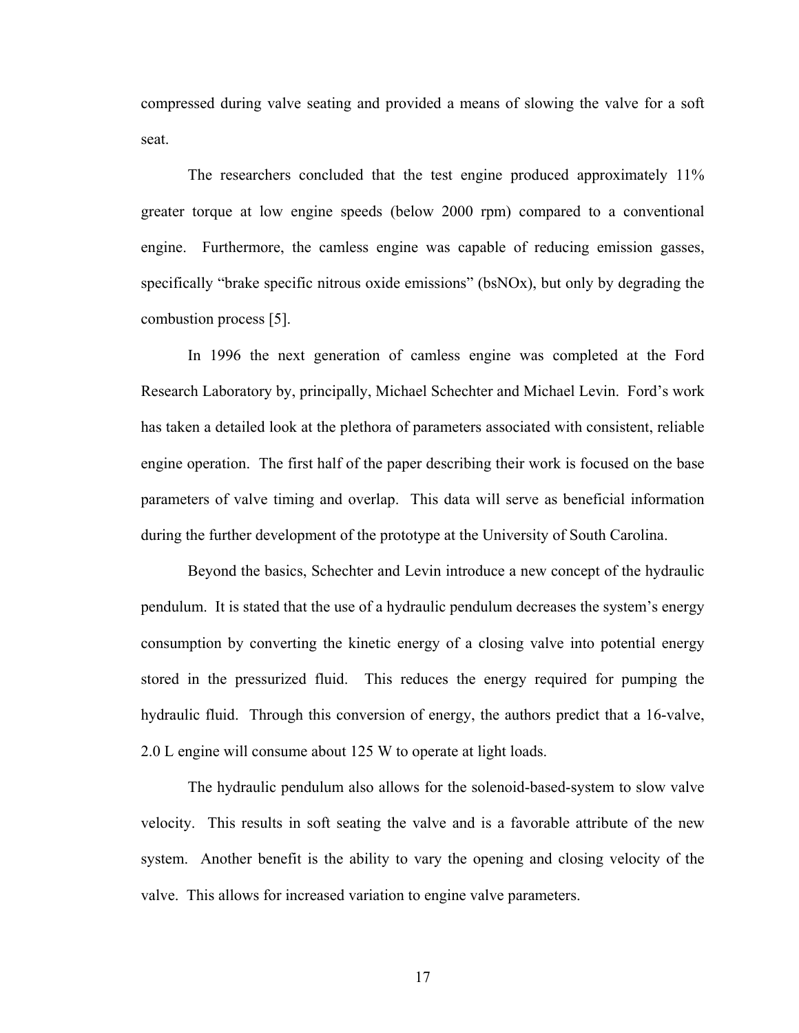compressed during valve seating and provided a means of slowing the valve for a soft seat.

The researchers concluded that the test engine produced approximately 11% greater torque at low engine speeds (below 2000 rpm) compared to a conventional engine. Furthermore, the camless engine was capable of reducing emission gasses, specifically "brake specific nitrous oxide emissions" (bsNOx), but only by degrading the combustion process [5].

In 1996 the next generation of camless engine was completed at the Ford Research Laboratory by, principally, Michael Schechter and Michael Levin. Ford's work has taken a detailed look at the plethora of parameters associated with consistent, reliable engine operation. The first half of the paper describing their work is focused on the base parameters of valve timing and overlap. This data will serve as beneficial information during the further development of the prototype at the University of South Carolina.

Beyond the basics, Schechter and Levin introduce a new concept of the hydraulic pendulum. It is stated that the use of a hydraulic pendulum decreases the system's energy consumption by converting the kinetic energy of a closing valve into potential energy stored in the pressurized fluid. This reduces the energy required for pumping the hydraulic fluid. Through this conversion of energy, the authors predict that a 16-valve, 2.0 L engine will consume about 125 W to operate at light loads.

The hydraulic pendulum also allows for the solenoid-based-system to slow valve velocity. This results in soft seating the valve and is a favorable attribute of the new system. Another benefit is the ability to vary the opening and closing velocity of the valve. This allows for increased variation to engine valve parameters.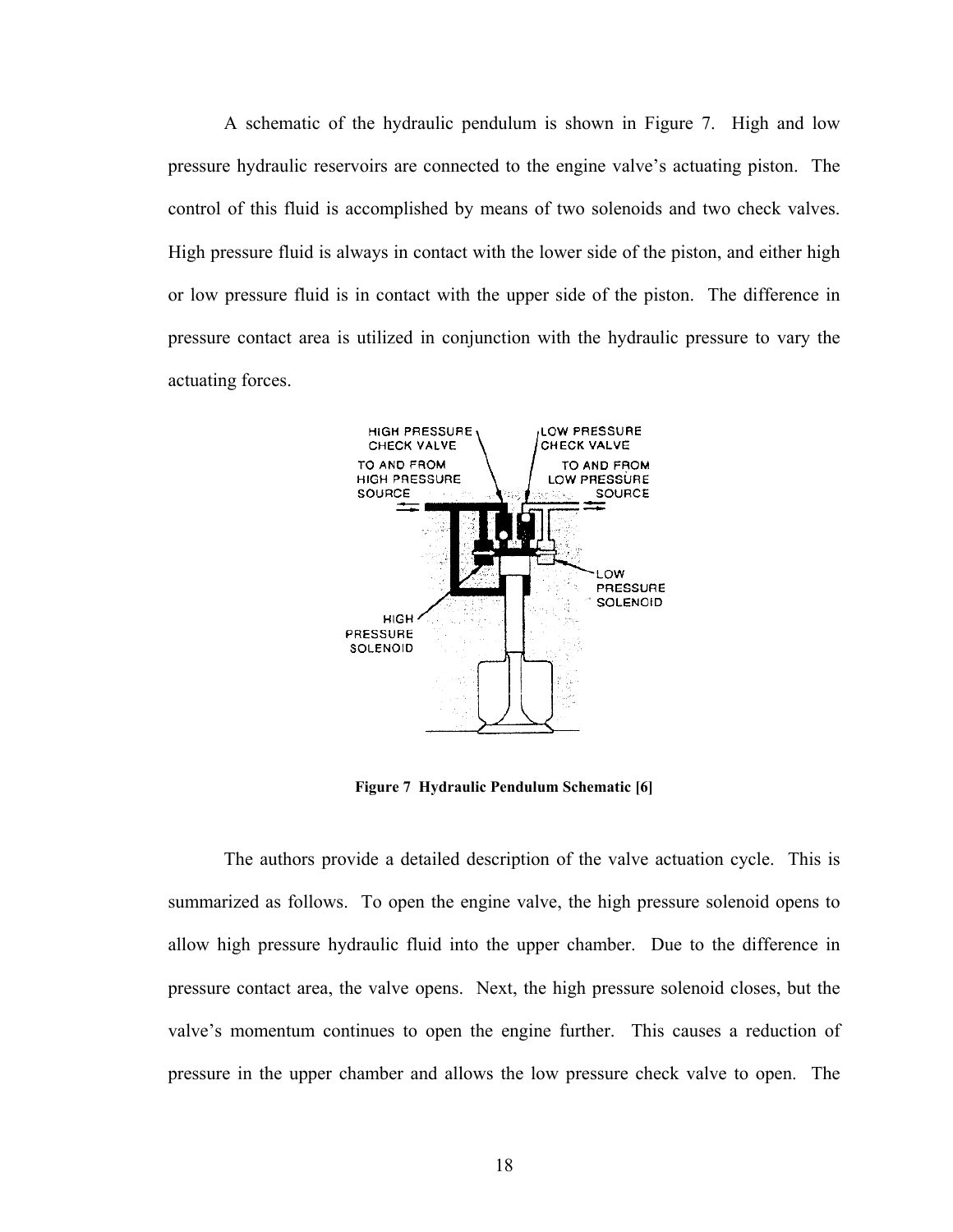A schematic of the hydraulic pendulum is shown in Figure 7. High and low pressure hydraulic reservoirs are connected to the engine valve's actuating piston. The control of this fluid is accomplished by means of two solenoids and two check valves. High pressure fluid is always in contact with the lower side of the piston, and either high or low pressure fluid is in contact with the upper side of the piston. The difference in pressure contact area is utilized in conjunction with the hydraulic pressure to vary the actuating forces.

**Figure 7 Hydraulic Pendulum Schematic [6]**

The authors provide a detailed description of the valve actuation cycle. This is summarized as follows. To open the engine valve, the high pressure solenoid opens to allow high pressure hydraulic fluid into the upper chamber. Due to the difference in pressure contact area, the valve opens. Next, the high pressure solenoid closes, but the valve's momentum continues to open the engine further. This causes a reduction of pressure in the upper chamber and allows the low pressure check valve to open. The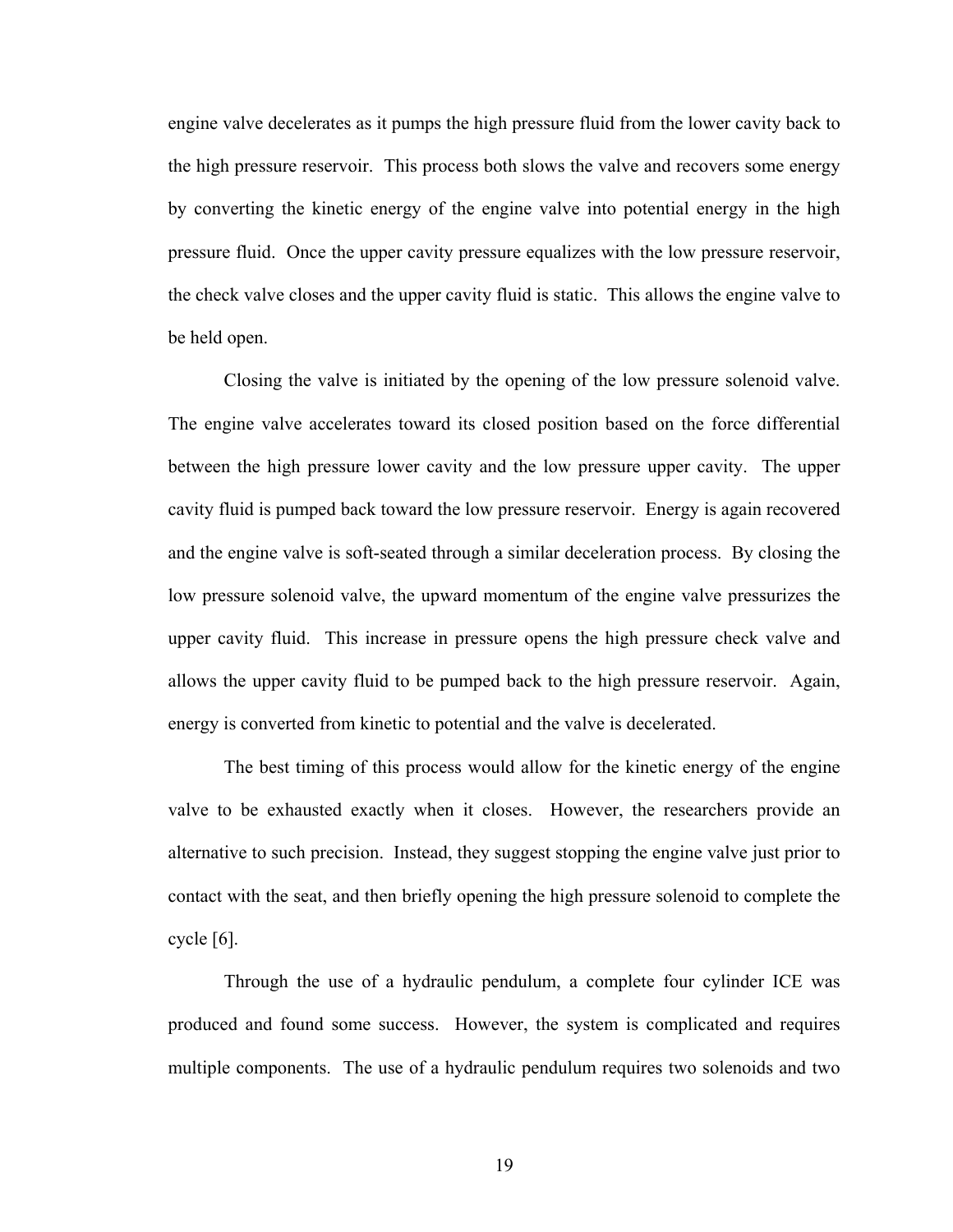engine valve decelerates as it pumps the high pressure fluid from the lower cavity back to the high pressure reservoir. This process both slows the valve and recovers some energy by converting the kinetic energy of the engine valve into potential energy in the high pressure fluid. Once the upper cavity pressure equalizes with the low pressure reservoir, the check valve closes and the upper cavity fluid is static. This allows the engine valve to be held open.

Closing the valve is initiated by the opening of the low pressure solenoid valve. The engine valve accelerates toward its closed position based on the force differential between the high pressure lower cavity and the low pressure upper cavity. The upper cavity fluid is pumped back toward the low pressure reservoir. Energy is again recovered and the engine valve is soft-seated through a similar deceleration process. By closing the low pressure solenoid valve, the upward momentum of the engine valve pressurizes the upper cavity fluid. This increase in pressure opens the high pressure check valve and allows the upper cavity fluid to be pumped back to the high pressure reservoir. Again, energy is converted from kinetic to potential and the valve is decelerated.

The best timing of this process would allow for the kinetic energy of the engine valve to be exhausted exactly when it closes. However, the researchers provide an alternative to such precision. Instead, they suggest stopping the engine valve just prior to contact with the seat, and then briefly opening the high pressure solenoid to complete the cycle [6].

Through the use of a hydraulic pendulum, a complete four cylinder ICE was produced and found some success. However, the system is complicated and requires multiple components. The use of a hydraulic pendulum requires two solenoids and two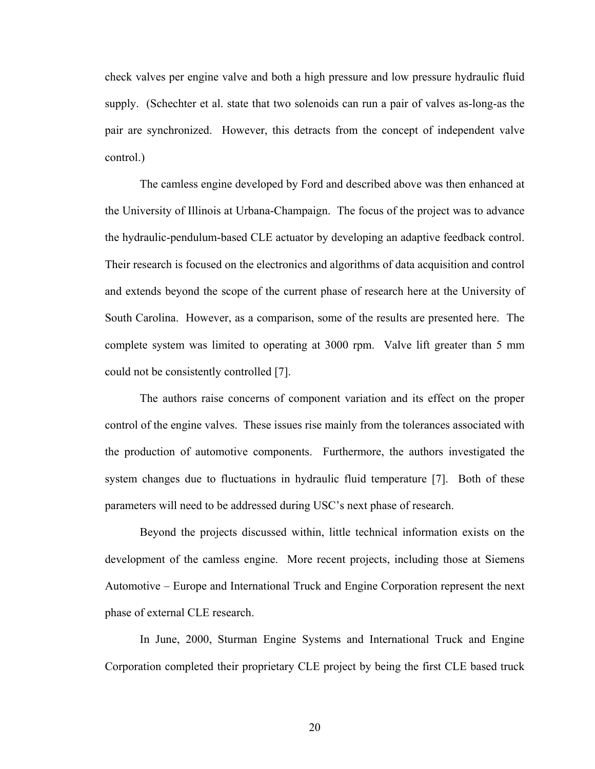check valves per engine valve and both a high pressure and low pressure hydraulic fluid supply. (Schechter et al. state that two solenoids can run a pair of valves as-long-as the pair are synchronized. However, this detracts from the concept of independent valve control.)

The camless engine developed by Ford and described above was then enhanced at the University of Illinois at Urbana-Champaign. The focus of the project was to advance the hydraulic-pendulum-based CLE actuator by developing an adaptive feedback control. Their research is focused on the electronics and algorithms of data acquisition and control and extends beyond the scope of the current phase of research here at the University of South Carolina. However, as a comparison, some of the results are presented here. The complete system was limited to operating at 3000 rpm. Valve lift greater than 5 mm could not be consistently controlled [7].

The authors raise concerns of component variation and its effect on the proper control of the engine valves. These issues rise mainly from the tolerances associated with the production of automotive components. Furthermore, the authors investigated the system changes due to fluctuations in hydraulic fluid temperature [7]. Both of these parameters will need to be addressed during USC's next phase of research.

Beyond the projects discussed within, little technical information exists on the development of the camless engine. More recent projects, including those at Siemens Automotive – Europe and International Truck and Engine Corporation represent the next phase of external CLE research.

In June, 2000, Sturman Engine Systems and International Truck and Engine Corporation completed their proprietary CLE project by being the first CLE based truck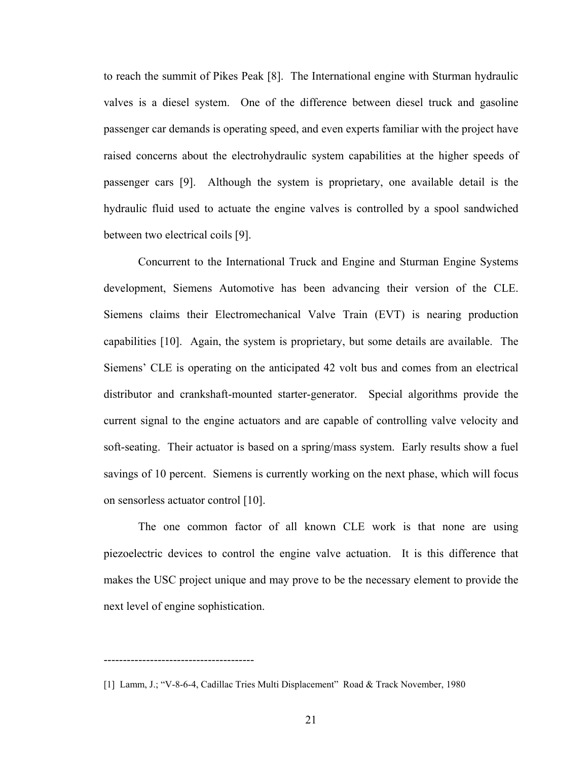to reach the summit of Pikes Peak [8]. The International engine with Sturman hydraulic valves is a diesel system. One of the difference between diesel truck and gasoline passenger car demands is operating speed, and even experts familiar with the project have raised concerns about the electrohydraulic system capabilities at the higher speeds of passenger cars [9]. Although the system is proprietary, one available detail is the hydraulic fluid used to actuate the engine valves is controlled by a spool sandwiched between two electrical coils [9].

Concurrent to the International Truck and Engine and Sturman Engine Systems development, Siemens Automotive has been advancing their version of the CLE. Siemens claims their Electromechanical Valve Train (EVT) is nearing production capabilities [10]. Again, the system is proprietary, but some details are available. The Siemens' CLE is operating on the anticipated 42 volt bus and comes from an electrical distributor and crankshaft-mounted starter-generator. Special algorithms provide the current signal to the engine actuators and are capable of controlling valve velocity and soft-seating. Their actuator is based on a spring/mass system. Early results show a fuel savings of 10 percent. Siemens is currently working on the next phase, which will focus on sensorless actuator control [10].

The one common factor of all known CLE work is that none are using piezoelectric devices to control the engine valve actuation. It is this difference that makes the USC project unique and may prove to be the necessary element to provide the next level of engine sophistication.

---------------------------------------

[1] Lamm, J.; "V-8-6-4, Cadillac Tries Multi Displacement" Road & Track November, 1980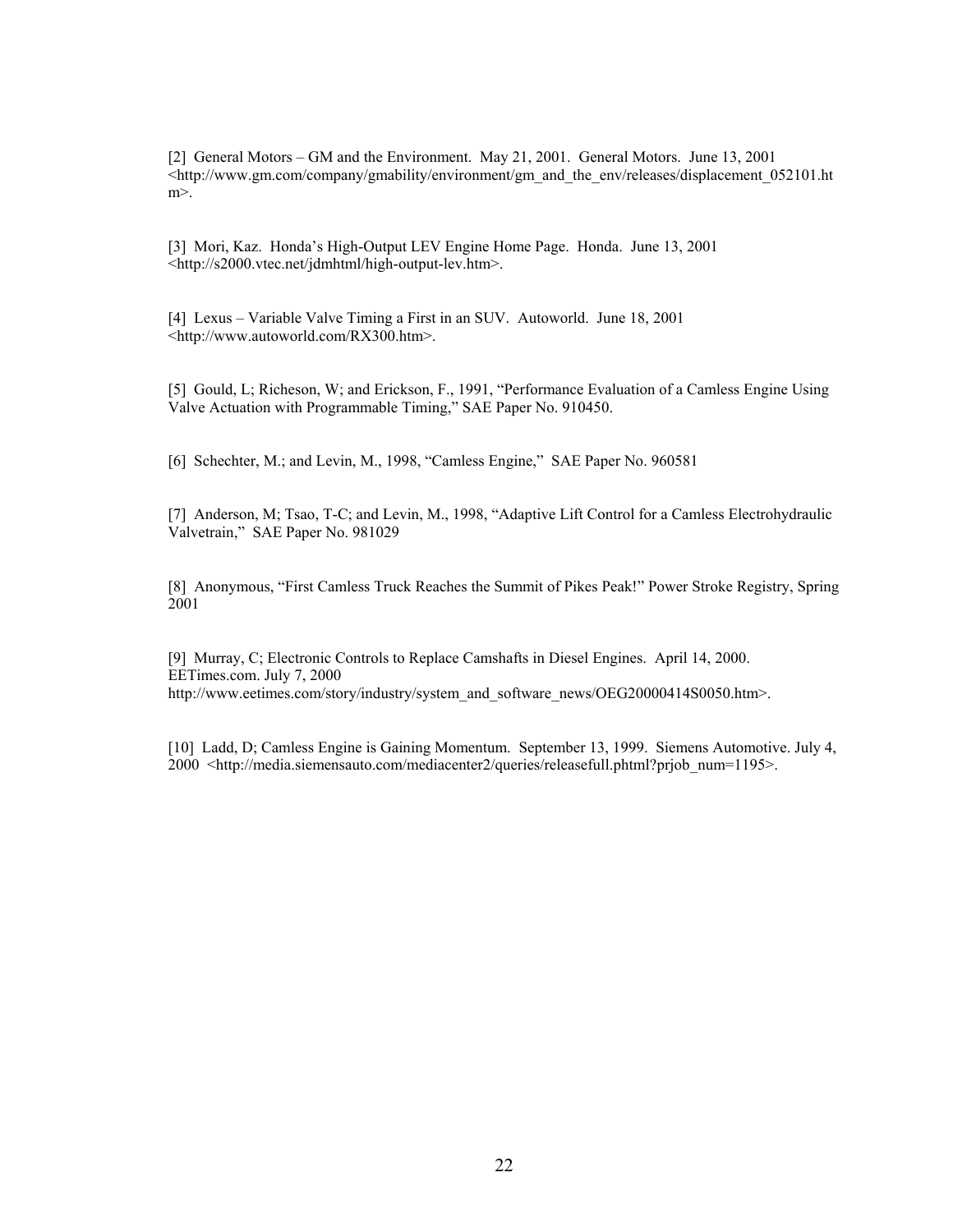[2] General Motors – GM and the Environment. May 21, 2001. General Motors. June 13, 2001 <http://www.gm.com/company/gmability/environment/gm_and_the_env/releases/displacement_052101.htm>.

[3] Mori, Kaz. Honda's High-Output LEV Engine Home Page. Honda. June 13, 2001 <http://s2000.vtec.net/jdmhtml/high-output-lev.htm>.

[4] Lexus – Variable Valve Timing a First in an SUV. Autoworld. June 18, 2001 <http://www.autoworld.com/RX300.htm>.

[5] Gould, L; Richeson, W; and Erickson, F., 1991, "Performance Evaluation of a Camless Engine Using Valve Actuation with Programmable Timing," SAE Paper No. 910450.

[6] Schechter, M.; and Levin, M., 1998, "Camless Engine," SAE Paper No. 960581

[7] Anderson, M; Tsao, T-C; and Levin, M., 1998, "Adaptive Lift Control for a Camless Electrohydraulic Valvetrain," SAE Paper No. 981029

[8] Anonymous, "First Camless Truck Reaches the Summit of Pikes Peak!" Power Stroke Registry, Spring 2001

[9] Murray, C; Electronic Controls to Replace Camshafts in Diesel Engines. April 14, 2000. EETimes.com. July 7, 2000 http://www.eetimes.com/story/industry/system_and_software_news/OEG20000414S0050.htm>.

[10] Ladd, D; Camless Engine is Gaining Momentum. September 13, 1999. Siemens Automotive. July 4, 2000 <http://media.siemensauto.com/mediacenter2/queries/releasefull.phtml?prjob_num=1195>.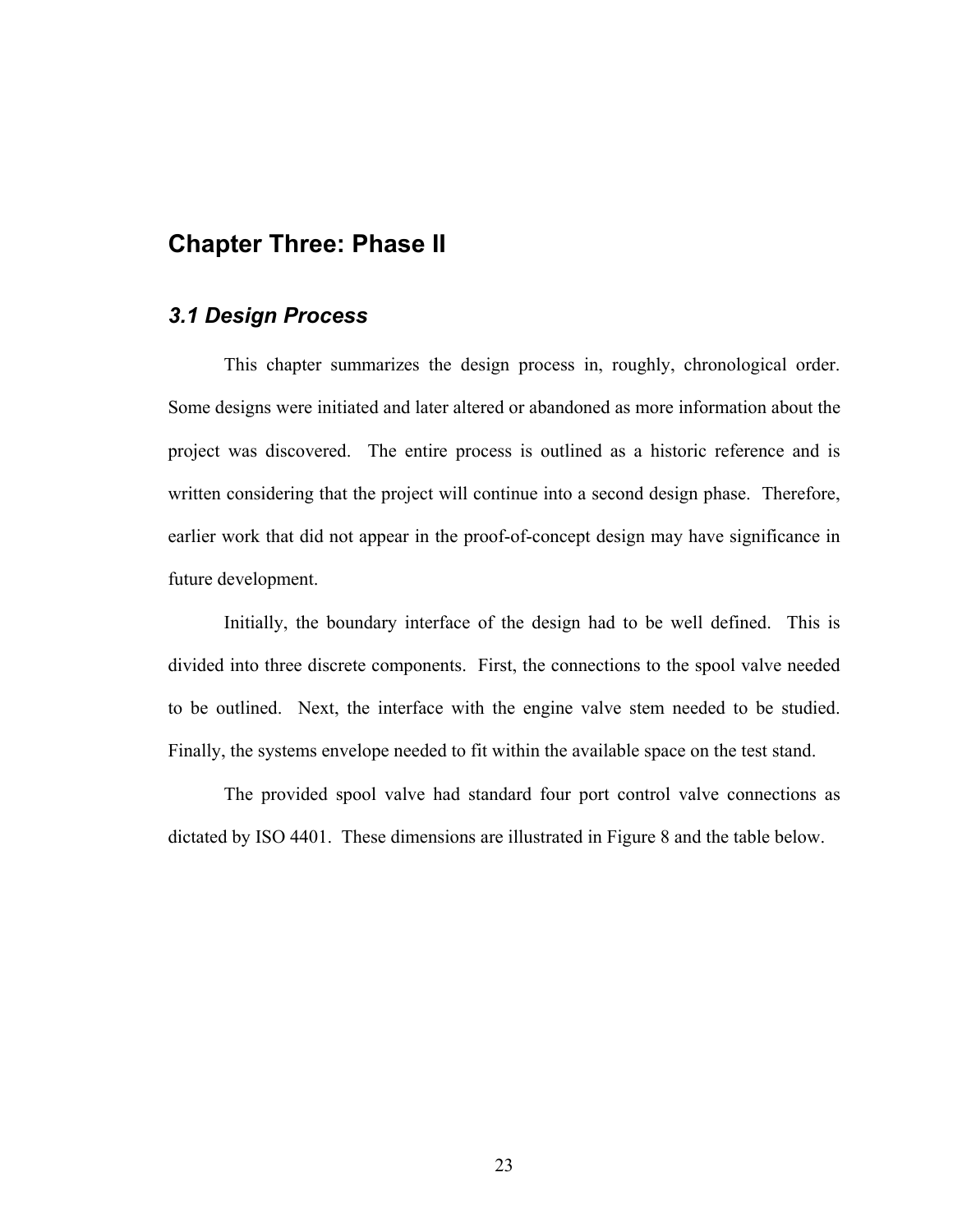# Chapter Three: Phase II

## *3.1 Design Process*

This chapter summarizes the design process in, roughly, chronological order. Some designs were initiated and later altered or abandoned as more information about the project was discovered. The entire process is outlined as a historic reference and is written considering that the project will continue into a second design phase. Therefore, earlier work that did not appear in the proof-of-concept design may have significance in future development.

Initially, the boundary interface of the design had to be well defined. This is divided into three discrete components. First, the connections to the spool valve needed to be outlined. Next, the interface with the engine valve stem needed to be studied. Finally, the systems envelope needed to fit within the available space on the test stand.

The provided spool valve had standard four port control valve connections as dictated by ISO 4401. These dimensions are illustrated in Figure 8 and the table below.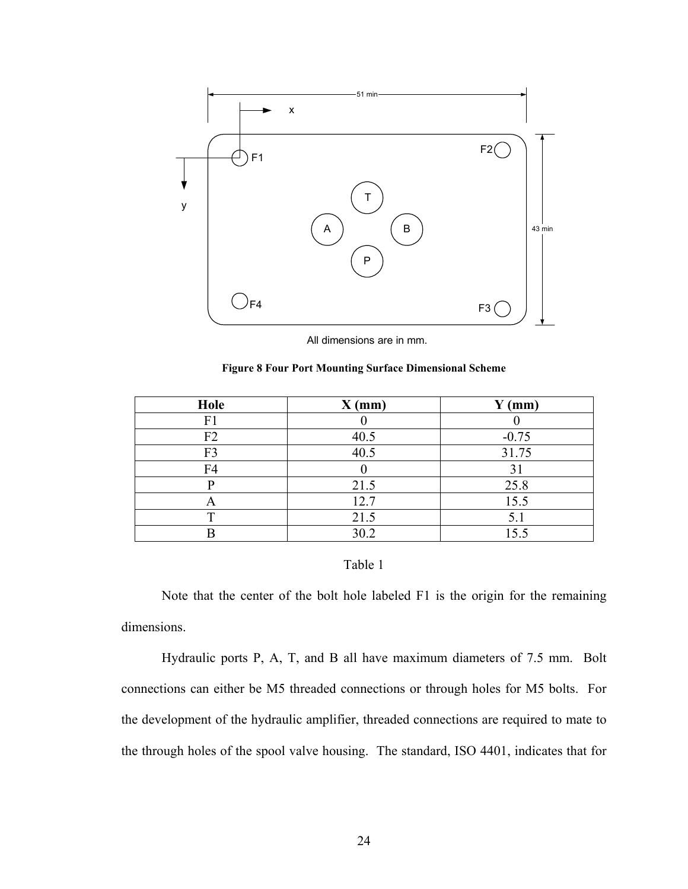All dimensions are in mm.

**Figure 8 Four Port Mounting Surface Dimensional Scheme**

| Hole | X (mm) | Y (mm) |
|---|---|---|
| F1 | 0 | 0 |
| F2 | 40.5 | -0.75 |
| F3 | 40.5 | 31.75 |
| F4 | 0 | 31 |
| P | 21.5 | 25.8 |
| A | 12.7 | 15.5 |
| T | 21.5 | 5.1 |
| B | 30.2 | 15.5 |

Table 1

Note that the center of the bolt hole labeled F1 is the origin for the remaining dimensions.

Hydraulic ports P, A, T, and B all have maximum diameters of 7.5 mm. Bolt connections can either be M5 threaded connections or through holes for M5 bolts. For the development of the hydraulic amplifier, threaded connections are required to mate to the through holes of the spool valve housing. The standard, ISO 4401, indicates that for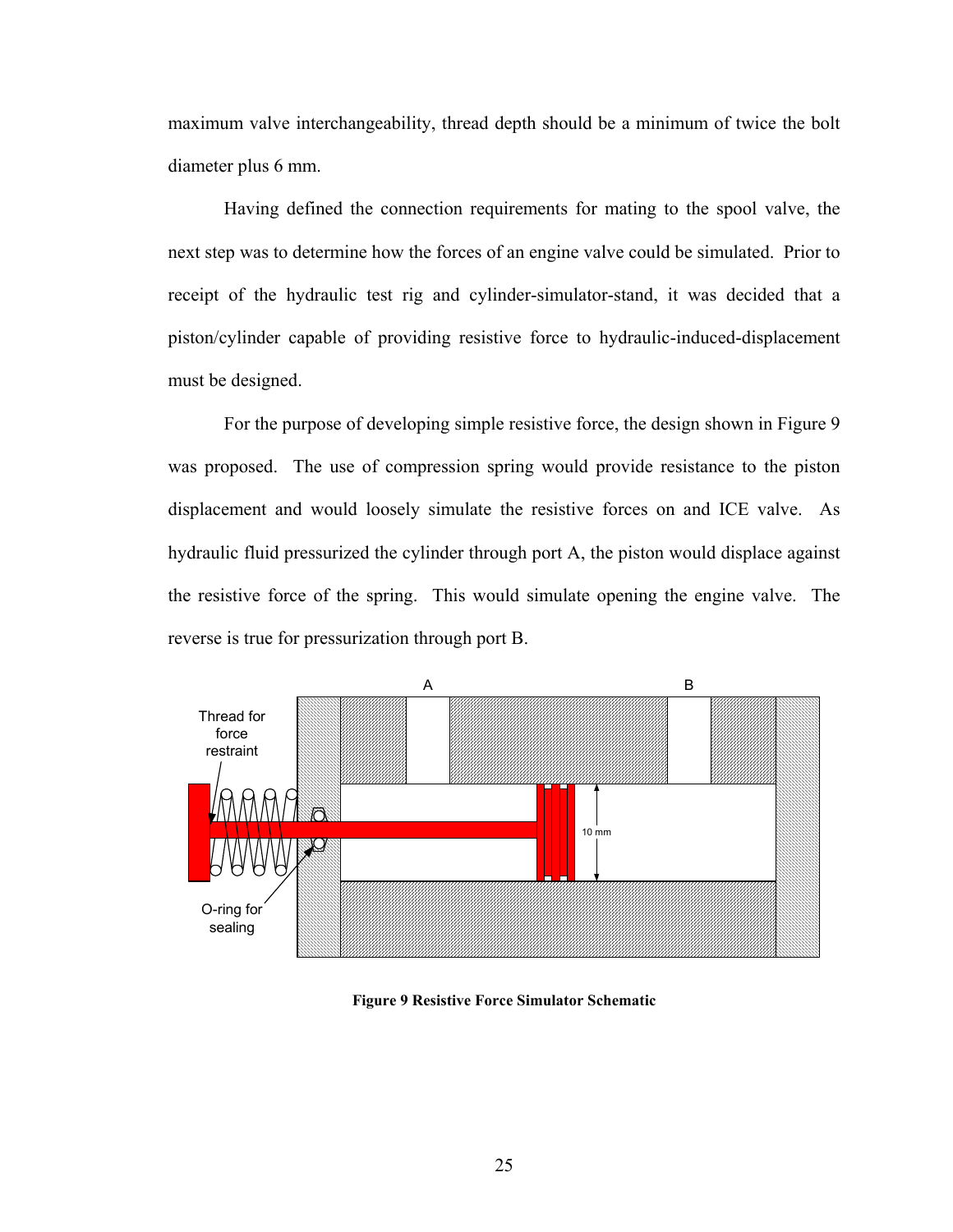maximum valve interchangeability, thread depth should be a minimum of twice the bolt diameter plus 6 mm.

Having defined the connection requirements for mating to the spool valve, the next step was to determine how the forces of an engine valve could be simulated. Prior to receipt of the hydraulic test rig and cylinder-simulator-stand, it was decided that a piston/cylinder capable of providing resistive force to hydraulic-induced-displacement must be designed.

For the purpose of developing simple resistive force, the design shown in Figure 9 was proposed. The use of compression spring would provide resistance to the piston displacement and would loosely simulate the resistive forces on and ICE valve. As hydraulic fluid pressurized the cylinder through port A, the piston would displace against the resistive force of the spring. This would simulate opening the engine valve. The reverse is true for pressurization through port B.

**Figure 9 Resistive Force Simulator Schematic**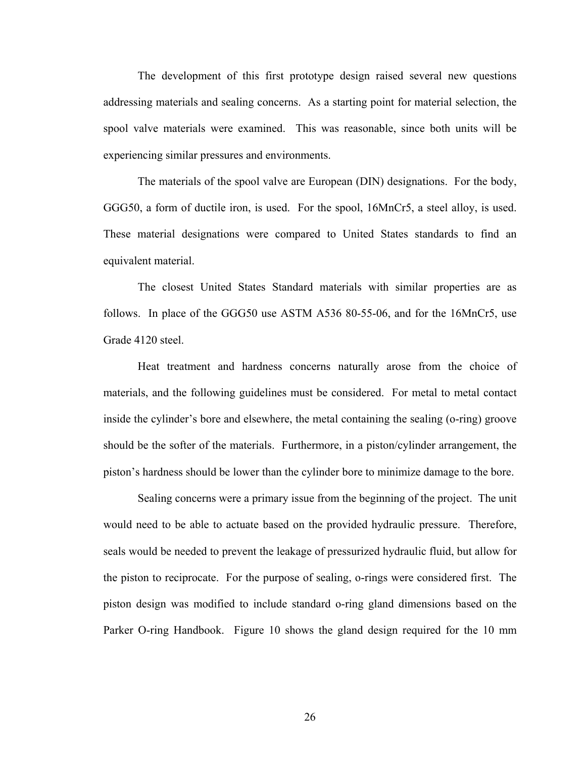The development of this first prototype design raised several new questions addressing materials and sealing concerns. As a starting point for material selection, the spool valve materials were examined. This was reasonable, since both units will be experiencing similar pressures and environments.

The materials of the spool valve are European (DIN) designations. For the body, GGG50, a form of ductile iron, is used. For the spool, 16MnCr5, a steel alloy, is used. These material designations were compared to United States standards to find an equivalent material.

The closest United States Standard materials with similar properties are as follows. In place of the GGG50 use ASTM A536 80-55-06, and for the 16MnCr5, use Grade 4120 steel.

Heat treatment and hardness concerns naturally arose from the choice of materials, and the following guidelines must be considered. For metal to metal contact inside the cylinder's bore and elsewhere, the metal containing the sealing (o-ring) groove should be the softer of the materials. Furthermore, in a piston/cylinder arrangement, the piston's hardness should be lower than the cylinder bore to minimize damage to the bore.

Sealing concerns were a primary issue from the beginning of the project. The unit would need to be able to actuate based on the provided hydraulic pressure. Therefore, seals would be needed to prevent the leakage of pressurized hydraulic fluid, but allow for the piston to reciprocate. For the purpose of sealing, o-rings were considered first. The piston design was modified to include standard o-ring gland dimensions based on the Parker O-ring Handbook. Figure 10 shows the gland design required for the 10 mm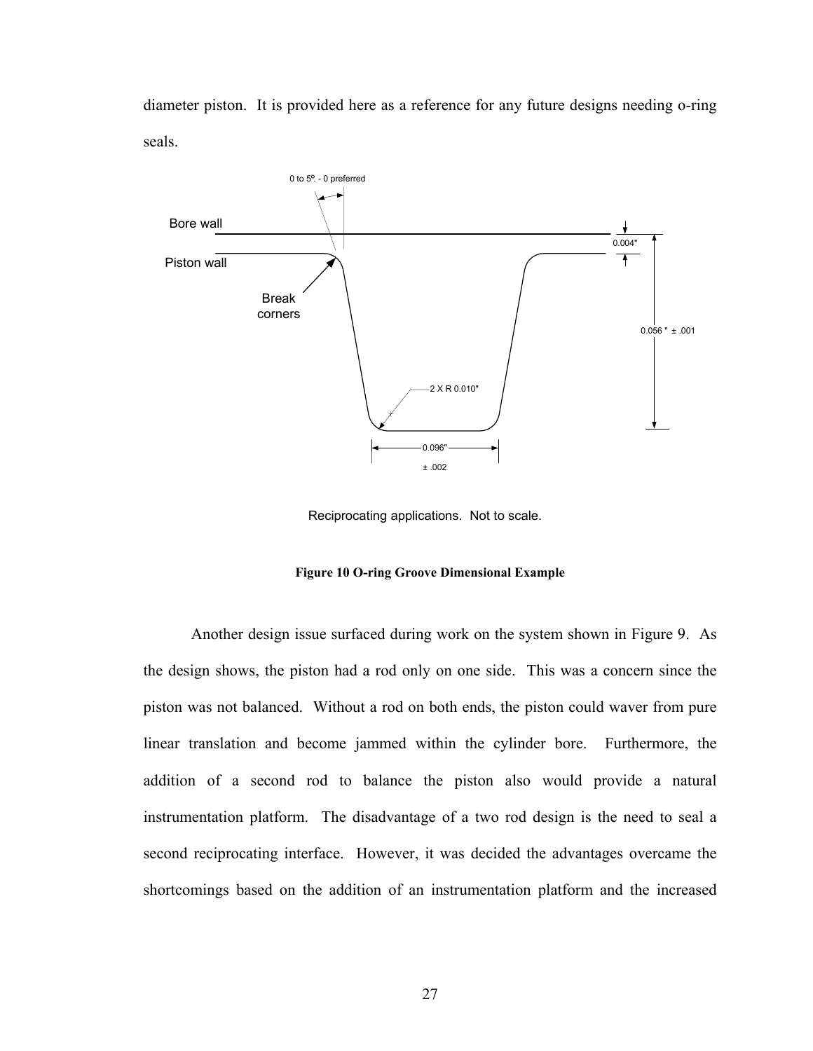diameter piston. It is provided here as a reference for any future designs needing o-ring seals.

0 to 5°. - 0 preferred

Bore wall

Piston wall

Break corners

0.004"

0.056 " ± .001

2 X R 0.010"

0.096"

± .002

Reciprocating applications. Not to scale.

**Figure 10 O-ring Groove Dimensional Example**

Another design issue surfaced during work on the system shown in Figure 9. As the design shows, the piston had a rod only on one side. This was a concern since the piston was not balanced. Without a rod on both ends, the piston could waver from pure linear translation and become jammed within the cylinder bore. Furthermore, the addition of a second rod to balance the piston also would provide a natural instrumentation platform. The disadvantage of a two rod design is the need to seal a second reciprocating interface. However, it was decided the advantages overcame the shortcomings based on the addition of an instrumentation platform and the increased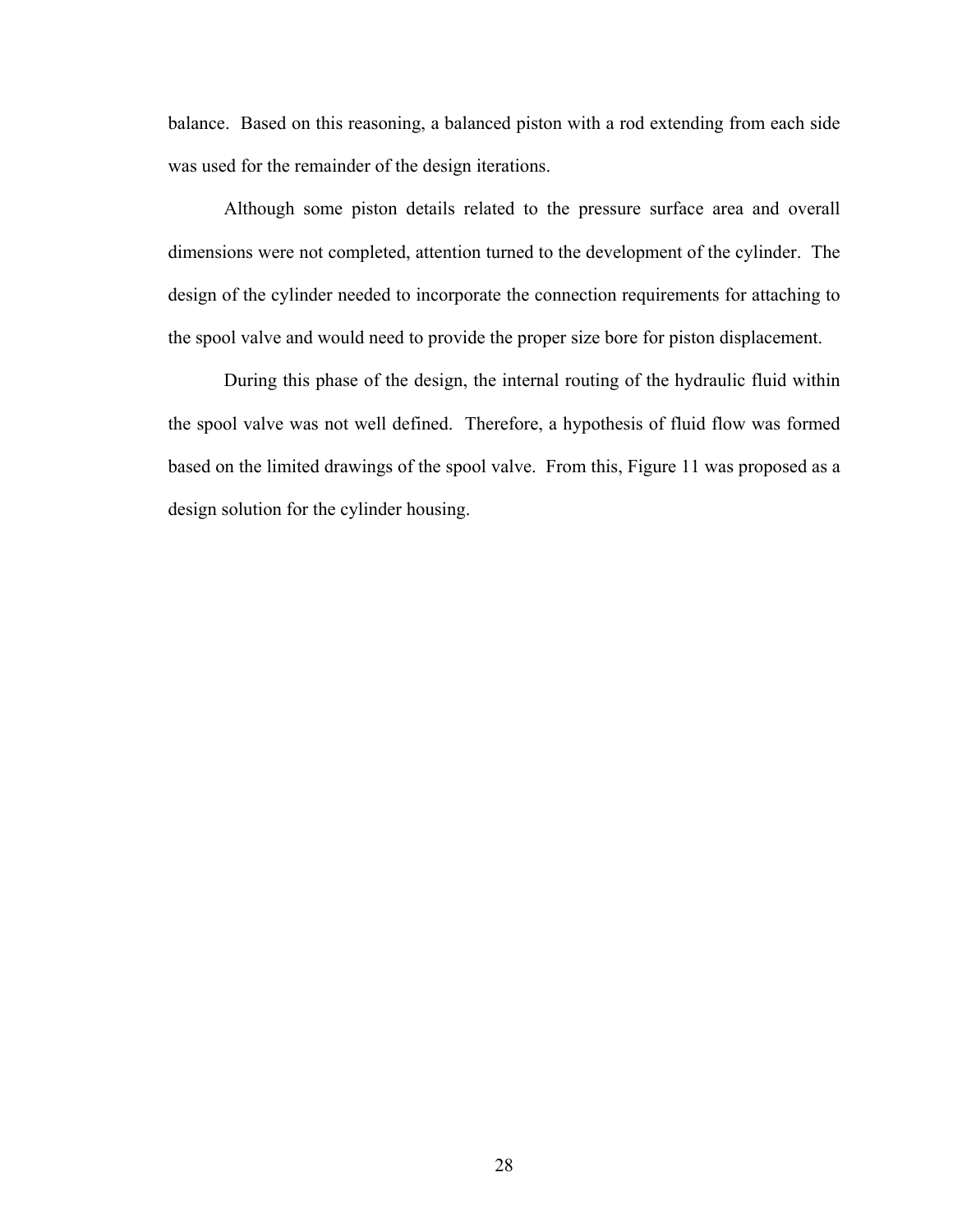balance. Based on this reasoning, a balanced piston with a rod extending from each side was used for the remainder of the design iterations.

Although some piston details related to the pressure surface area and overall dimensions were not completed, attention turned to the development of the cylinder. The design of the cylinder needed to incorporate the connection requirements for attaching to the spool valve and would need to provide the proper size bore for piston displacement.

During this phase of the design, the internal routing of the hydraulic fluid within the spool valve was not well defined. Therefore, a hypothesis of fluid flow was formed based on the limited drawings of the spool valve. From this, Figure 11 was proposed as a design solution for the cylinder housing.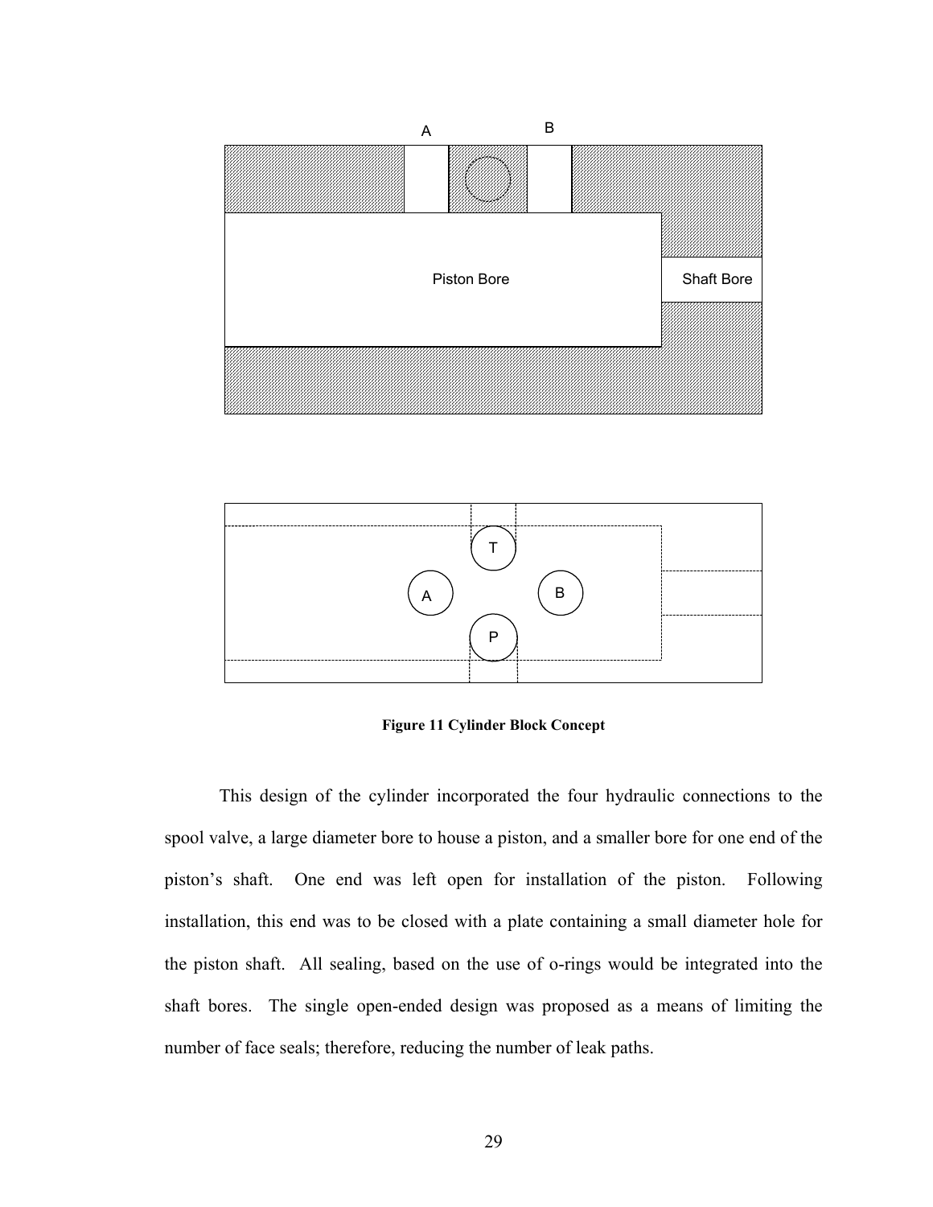Figure 11 Cylinder Block Concept

This design of the cylinder incorporated the four hydraulic connections to the spool valve, a large diameter bore to house a piston, and a smaller bore for one end of the piston's shaft. One end was left open for installation of the piston. Following installation, this end was to be closed with a plate containing a small diameter hole for the piston shaft. All sealing, based on the use of o-rings would be integrated into the shaft bores. The single open-ended design was proposed as a means of limiting the number of face seals; therefore, reducing the number of leak paths.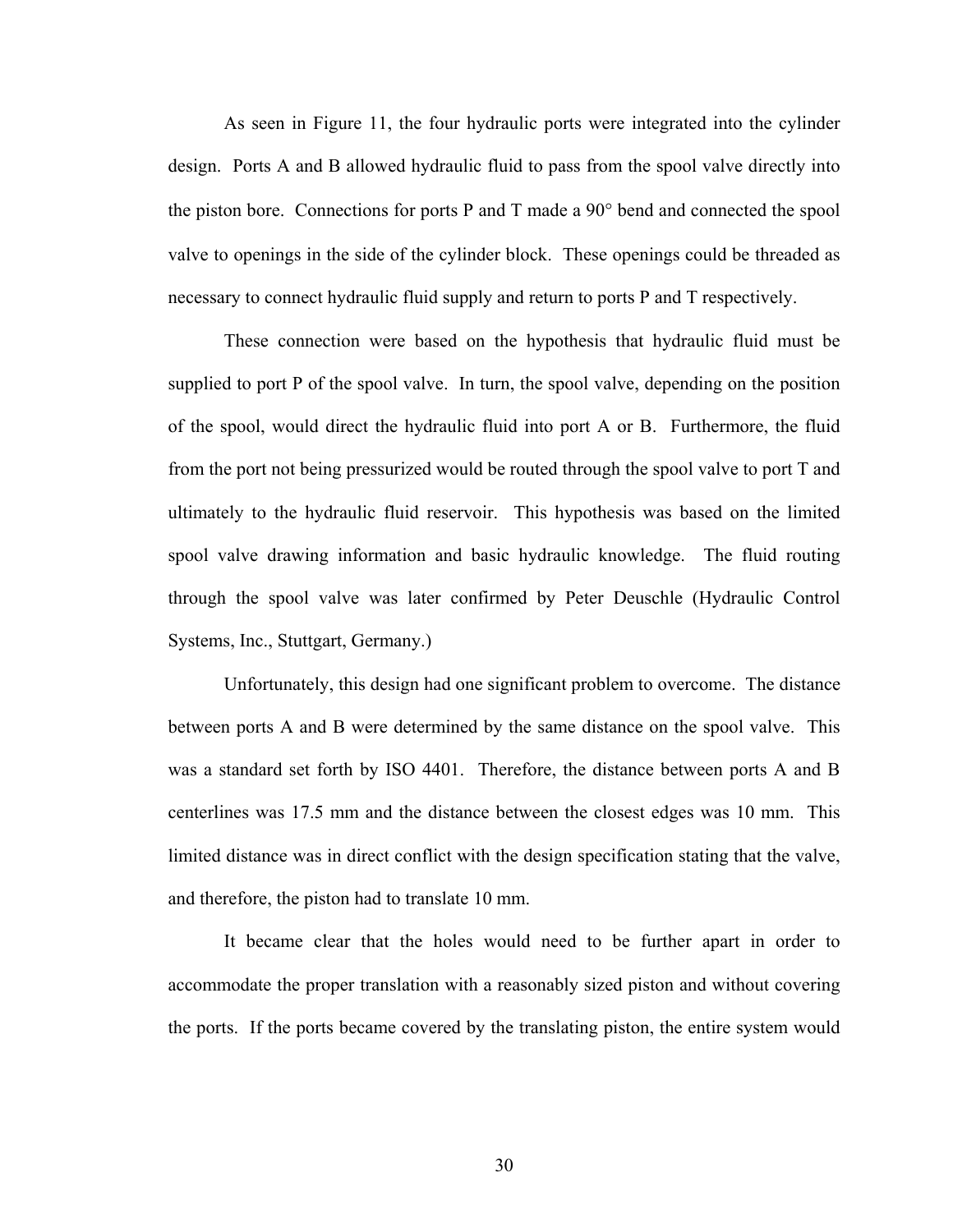As seen in Figure 11, the four hydraulic ports were integrated into the cylinder design. Ports A and B allowed hydraulic fluid to pass from the spool valve directly into the piston bore. Connections for ports P and T made a 90° bend and connected the spool valve to openings in the side of the cylinder block. These openings could be threaded as necessary to connect hydraulic fluid supply and return to ports P and T respectively.

These connection were based on the hypothesis that hydraulic fluid must be supplied to port P of the spool valve. In turn, the spool valve, depending on the position of the spool, would direct the hydraulic fluid into port A or B. Furthermore, the fluid from the port not being pressurized would be routed through the spool valve to port T and ultimately to the hydraulic fluid reservoir. This hypothesis was based on the limited spool valve drawing information and basic hydraulic knowledge. The fluid routing through the spool valve was later confirmed by Peter Deuschle (Hydraulic Control Systems, Inc., Stuttgart, Germany.)

Unfortunately, this design had one significant problem to overcome. The distance between ports A and B were determined by the same distance on the spool valve. This was a standard set forth by ISO 4401. Therefore, the distance between ports A and B centerlines was 17.5 mm and the distance between the closest edges was 10 mm. This limited distance was in direct conflict with the design specification stating that the valve, and therefore, the piston had to translate 10 mm.

It became clear that the holes would need to be further apart in order to accommodate the proper translation with a reasonably sized piston and without covering the ports. If the ports became covered by the translating piston, the entire system would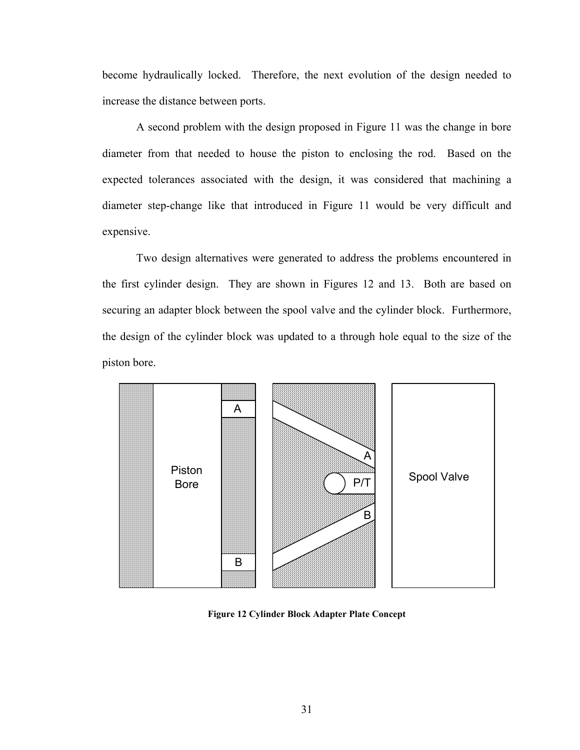become hydraulically locked. Therefore, the next evolution of the design needed to increase the distance between ports.

A second problem with the design proposed in Figure 11 was the change in bore diameter from that needed to house the piston to enclosing the rod. Based on the expected tolerances associated with the design, it was considered that machining a diameter step-change like that introduced in Figure 11 would be very difficult and expensive.

Two design alternatives were generated to address the problems encountered in the first cylinder design. They are shown in Figures 12 and 13. Both are based on securing an adapter block between the spool valve and the cylinder block. Furthermore, the design of the cylinder block was updated to a through hole equal to the size of the piston bore.

**Figure 12 Cylinder Block Adapter Plate Concept**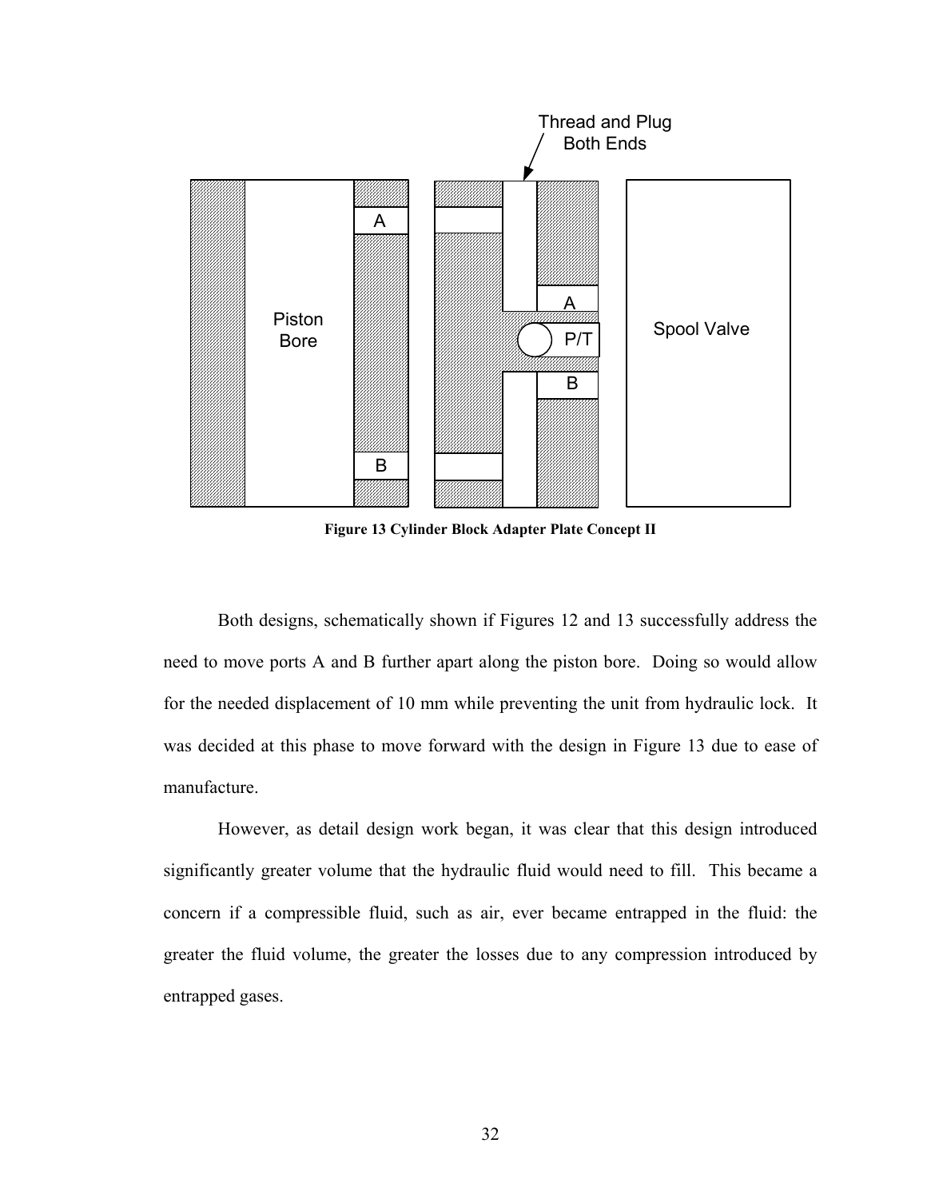Figure 13 Cylinder Block Adapter Plate Concept II

Both designs, schematically shown if Figures 12 and 13 successfully address the need to move ports A and B further apart along the piston bore. Doing so would allow for the needed displacement of 10 mm while preventing the unit from hydraulic lock. It was decided at this phase to move forward with the design in Figure 13 due to ease of manufacture.

However, as detail design work began, it was clear that this design introduced significantly greater volume that the hydraulic fluid would need to fill. This became a concern if a compressible fluid, such as air, ever became entrapped in the fluid: the greater the fluid volume, the greater the losses due to any compression introduced by entrapped gases.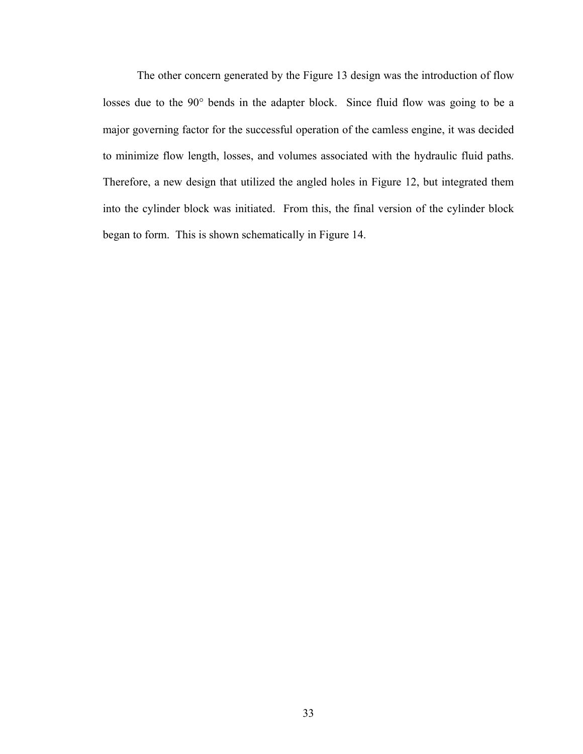The other concern generated by the Figure 13 design was the introduction of flow losses due to the 90° bends in the adapter block. Since fluid flow was going to be a major governing factor for the successful operation of the camless engine, it was decided to minimize flow length, losses, and volumes associated with the hydraulic fluid paths. Therefore, a new design that utilized the angled holes in Figure 12, but integrated them into the cylinder block was initiated. From this, the final version of the cylinder block began to form. This is shown schematically in Figure 14.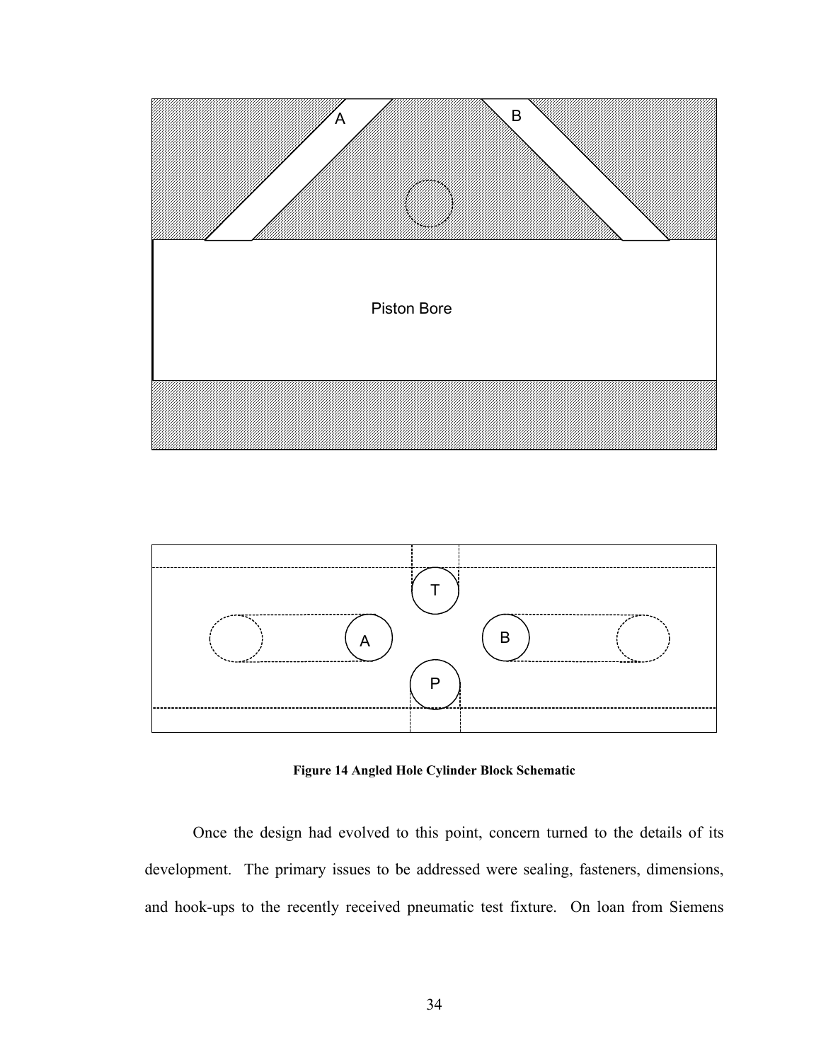**Figure 14 Angled Hole Cylinder Block Schematic**

Once the design had evolved to this point, concern turned to the details of its development. The primary issues to be addressed were sealing, fasteners, dimensions, and hook-ups to the recently received pneumatic test fixture. On loan from Siemens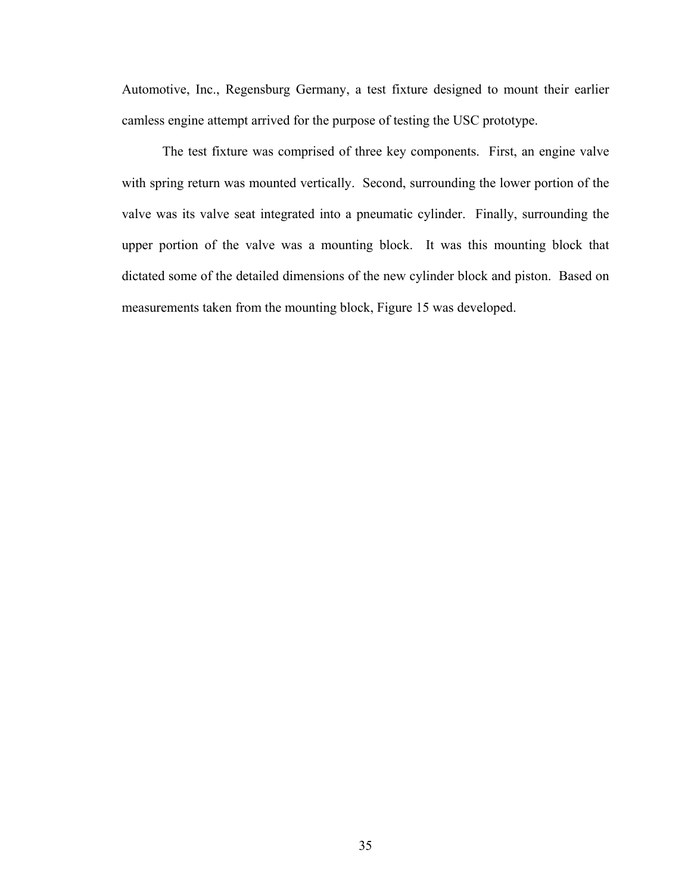Automotive, Inc., Regensburg Germany, a test fixture designed to mount their earlier camless engine attempt arrived for the purpose of testing the USC prototype.

The test fixture was comprised of three key components. First, an engine valve with spring return was mounted vertically. Second, surrounding the lower portion of the valve was its valve seat integrated into a pneumatic cylinder. Finally, surrounding the upper portion of the valve was a mounting block. It was this mounting block that dictated some of the detailed dimensions of the new cylinder block and piston. Based on measurements taken from the mounting block, Figure 15 was developed.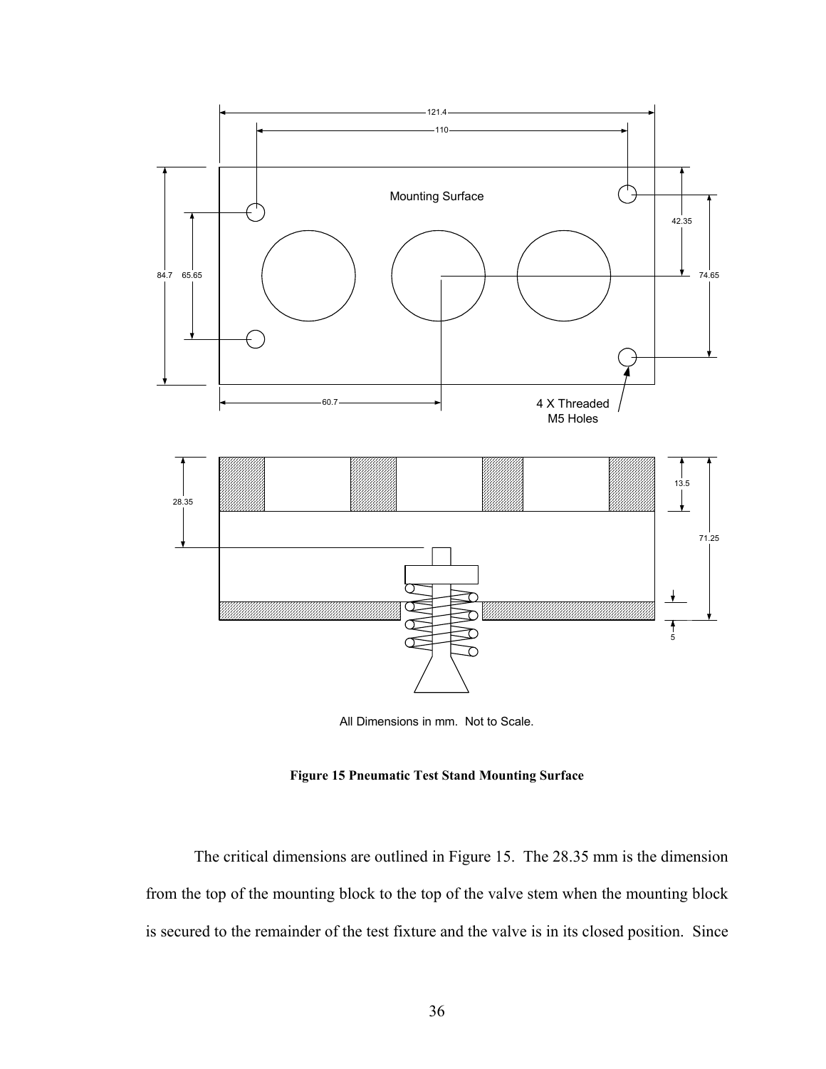Figure 15 Pneumatic Test Stand Mounting Surface

The critical dimensions are outlined in Figure 15. The 28.35 mm is the dimension from the top of the mounting block to the top of the valve stem when the mounting block is secured to the remainder of the test fixture and the valve is in its closed position. Since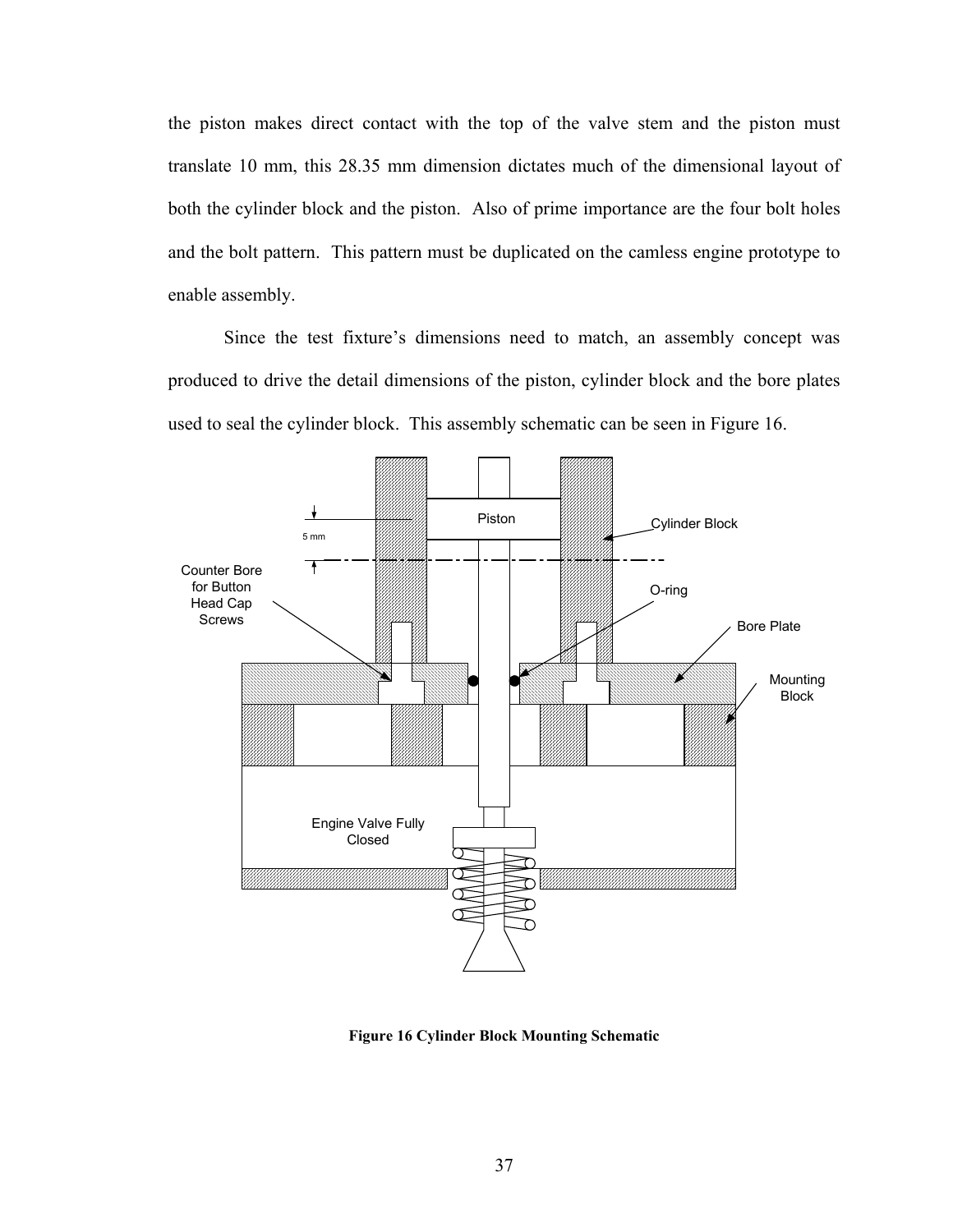the piston makes direct contact with the top of the valve stem and the piston must translate 10 mm, this 28.35 mm dimension dictates much of the dimensional layout of both the cylinder block and the piston. Also of prime importance are the four bolt holes and the bolt pattern. This pattern must be duplicated on the camless engine prototype to enable assembly.

Since the test fixture's dimensions need to match, an assembly concept was produced to drive the detail dimensions of the piston, cylinder block and the bore plates used to seal the cylinder block. This assembly schematic can be seen in Figure 16.

**Figure 16 Cylinder Block Mounting Schematic**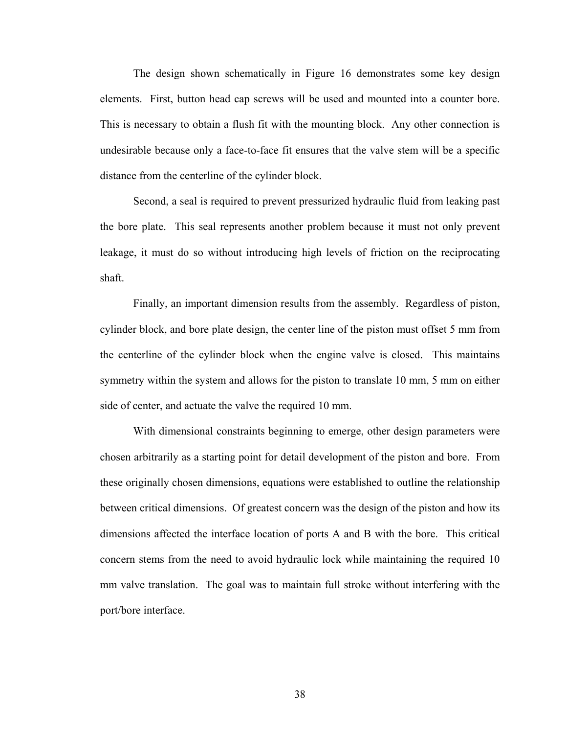The design shown schematically in Figure 16 demonstrates some key design elements. First, button head cap screws will be used and mounted into a counter bore. This is necessary to obtain a flush fit with the mounting block. Any other connection is undesirable because only a face-to-face fit ensures that the valve stem will be a specific distance from the centerline of the cylinder block.

Second, a seal is required to prevent pressurized hydraulic fluid from leaking past the bore plate. This seal represents another problem because it must not only prevent leakage, it must do so without introducing high levels of friction on the reciprocating shaft.

Finally, an important dimension results from the assembly. Regardless of piston, cylinder block, and bore plate design, the center line of the piston must offset 5 mm from the centerline of the cylinder block when the engine valve is closed. This maintains symmetry within the system and allows for the piston to translate 10 mm, 5 mm on either side of center, and actuate the valve the required 10 mm.

With dimensional constraints beginning to emerge, other design parameters were chosen arbitrarily as a starting point for detail development of the piston and bore. From these originally chosen dimensions, equations were established to outline the relationship between critical dimensions. Of greatest concern was the design of the piston and how its dimensions affected the interface location of ports A and B with the bore. This critical concern stems from the need to avoid hydraulic lock while maintaining the required 10 mm valve translation. The goal was to maintain full stroke without interfering with the port/bore interface.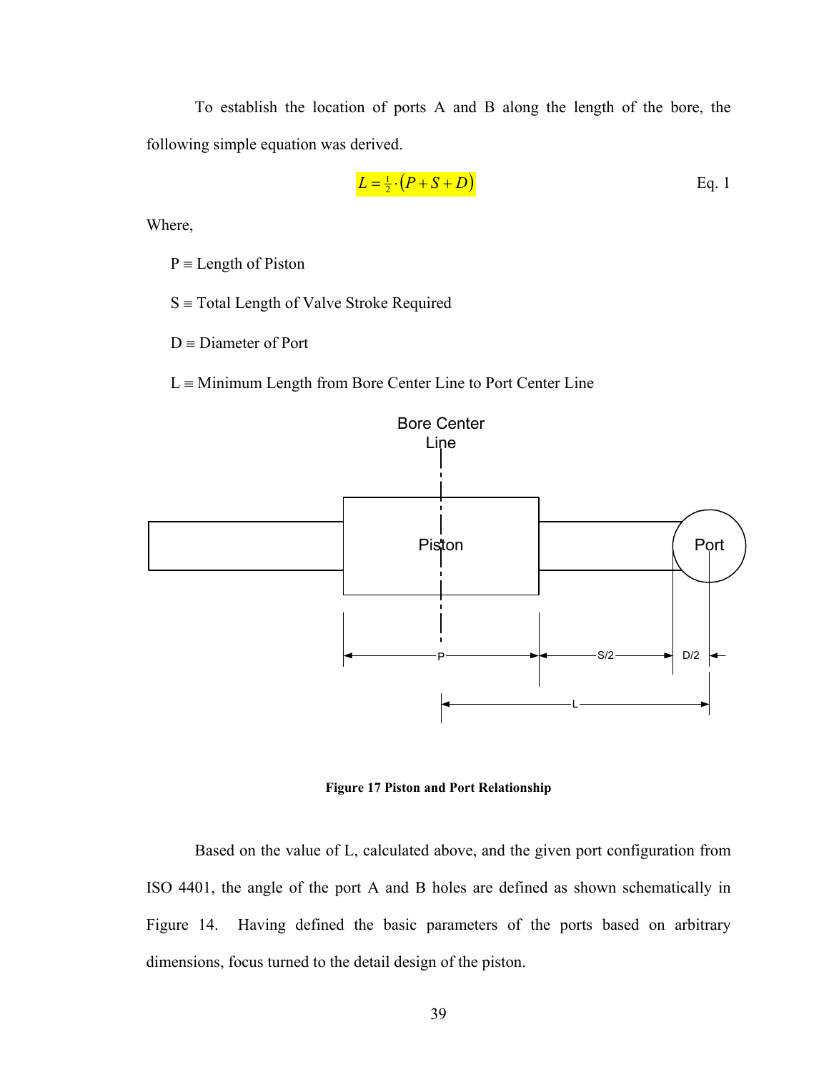To establish the location of ports A and B along the length of the bore, the following simple equation was derived.

$$L = \tfrac{1}{2} \cdot \left(P + S + D\right) \qquad \text{Eq. 1}$$

Where,

- $P \equiv$ Length of Piston
- $S \equiv$ Total Length of Valve Stroke Required
- $D \equiv$ Diameter of Port
- $L \equiv$ Minimum Length from Bore Center Line to Port Center Line

**Figure 17 Piston and Port Relationship**

Based on the value of L, calculated above, and the given port configuration from ISO 4401, the angle of the port A and B holes are defined as shown schematically in Figure 14. Having defined the basic parameters of the ports based on arbitrary dimensions, focus turned to the detail design of the piston.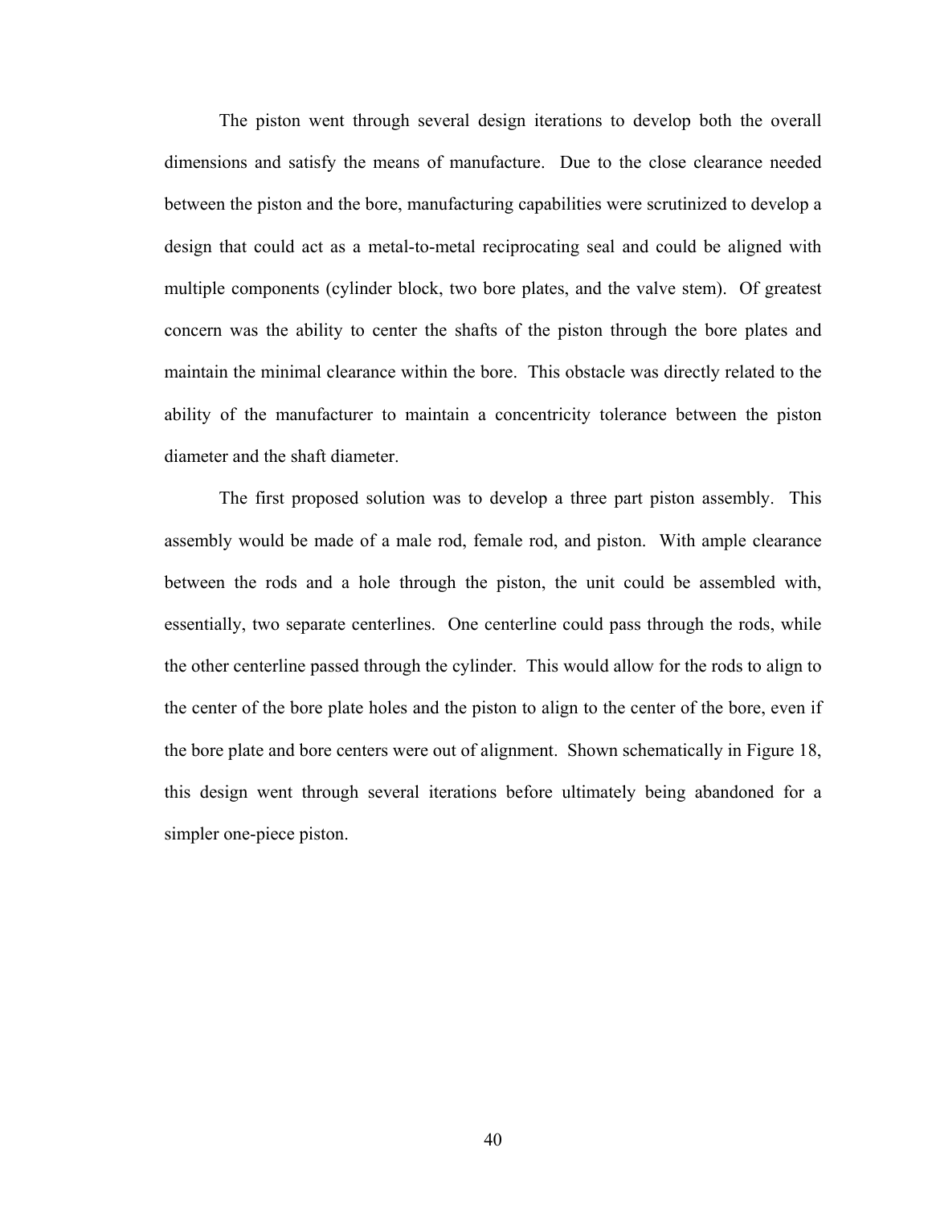The piston went through several design iterations to develop both the overall dimensions and satisfy the means of manufacture. Due to the close clearance needed between the piston and the bore, manufacturing capabilities were scrutinized to develop a design that could act as a metal-to-metal reciprocating seal and could be aligned with multiple components (cylinder block, two bore plates, and the valve stem). Of greatest concern was the ability to center the shafts of the piston through the bore plates and maintain the minimal clearance within the bore. This obstacle was directly related to the ability of the manufacturer to maintain a concentricity tolerance between the piston diameter and the shaft diameter.

The first proposed solution was to develop a three part piston assembly. This assembly would be made of a male rod, female rod, and piston. With ample clearance between the rods and a hole through the piston, the unit could be assembled with, essentially, two separate centerlines. One centerline could pass through the rods, while the other centerline passed through the cylinder. This would allow for the rods to align to the center of the bore plate holes and the piston to align to the center of the bore, even if the bore plate and bore centers were out of alignment. Shown schematically in Figure 18, this design went through several iterations before ultimately being abandoned for a simpler one-piece piston.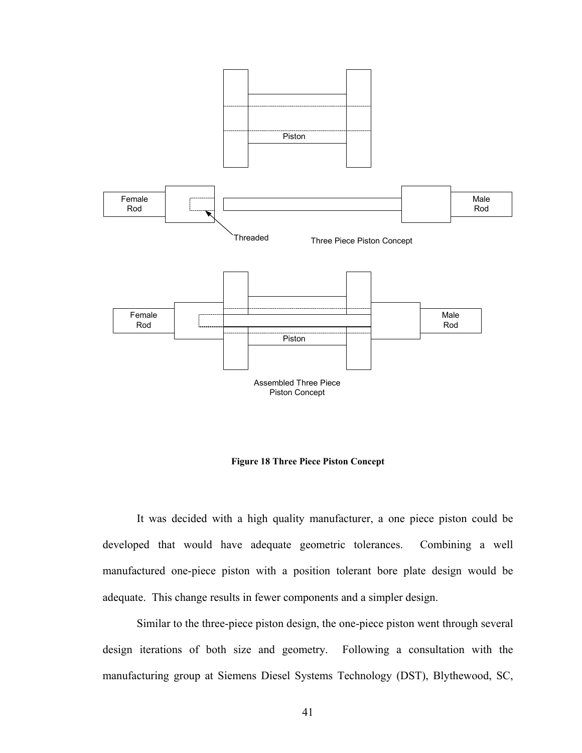Piston

Female Rod

Male Rod

Threaded

Three Piece Piston Concept

Female Rod

Male Rod

Piston

Assembled Three Piece Piston Concept

**Figure 18 Three Piece Piston Concept**

It was decided with a high quality manufacturer, a one piece piston could be developed that would have adequate geometric tolerances. Combining a well manufactured one-piece piston with a position tolerant bore plate design would be adequate. This change results in fewer components and a simpler design.

Similar to the three-piece piston design, the one-piece piston went through several design iterations of both size and geometry. Following a consultation with the manufacturing group at Siemens Diesel Systems Technology (DST), Blythewood, SC,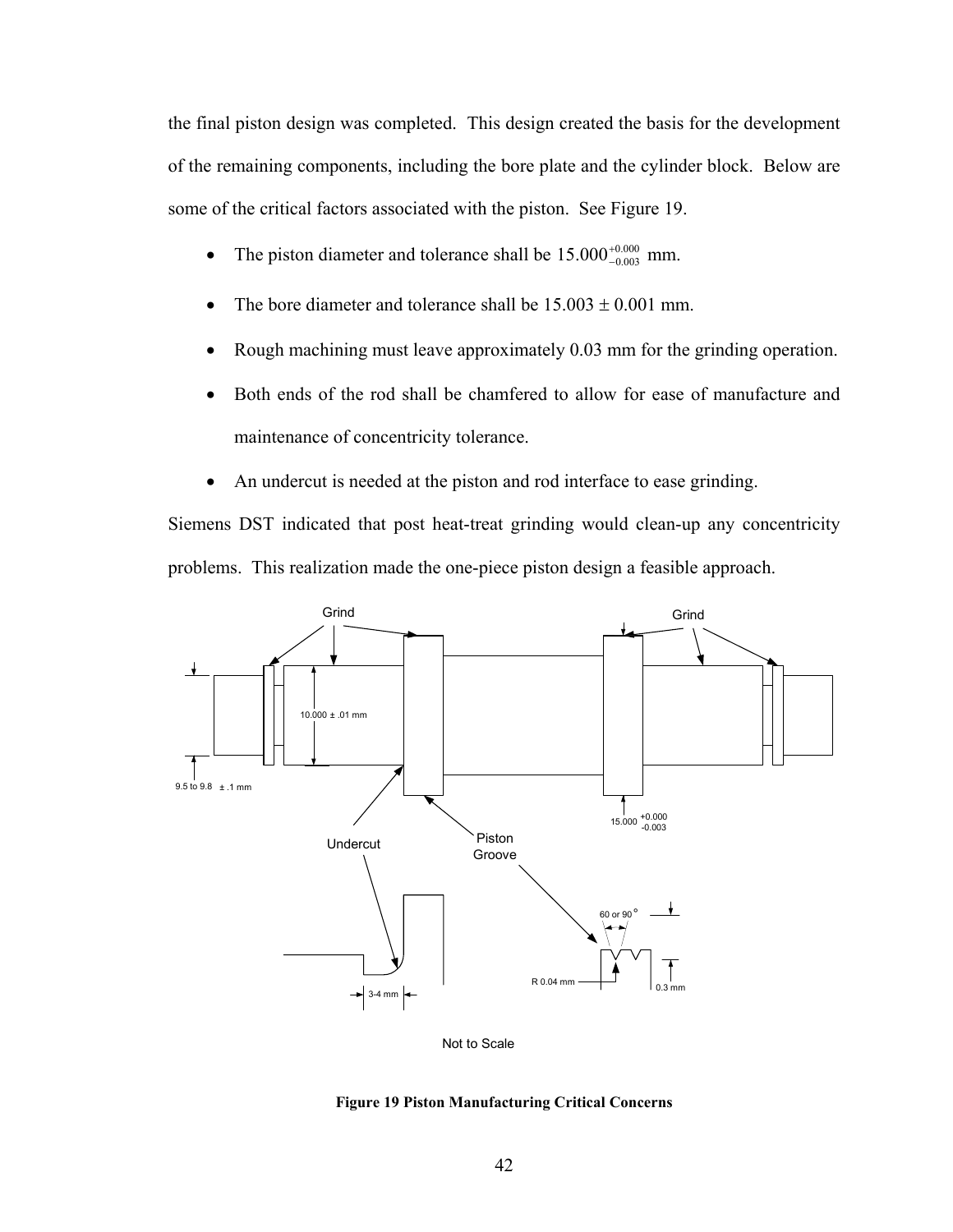the final piston design was completed. This design created the basis for the development of the remaining components, including the bore plate and the cylinder block. Below are some of the critical factors associated with the piston. See Figure 19.

- The piston diameter and tolerance shall be $15.000^{+0.000}_{-0.003}$ mm.
- The bore diameter and tolerance shall be $15.003 \pm 0.001$ mm.
- Rough machining must leave approximately 0.03 mm for the grinding operation.
- Both ends of the rod shall be chamfered to allow for ease of manufacture and maintenance of concentricity tolerance.
- An undercut is needed at the piston and rod interface to ease grinding.

Siemens DST indicated that post heat-treat grinding would clean-up any concentricity problems. This realization made the one-piece piston design a feasible approach.

Grind

Grind

10.000 ± .01 mm

9.5 to 9.8 ± .1 mm

15.000 +0.000 -0.003

Undercut

Piston Groove

60 or 90°

R 0.04 mm

0.3 mm

3-4 mm

Not to Scale

**Figure 19 Piston Manufacturing Critical Concerns**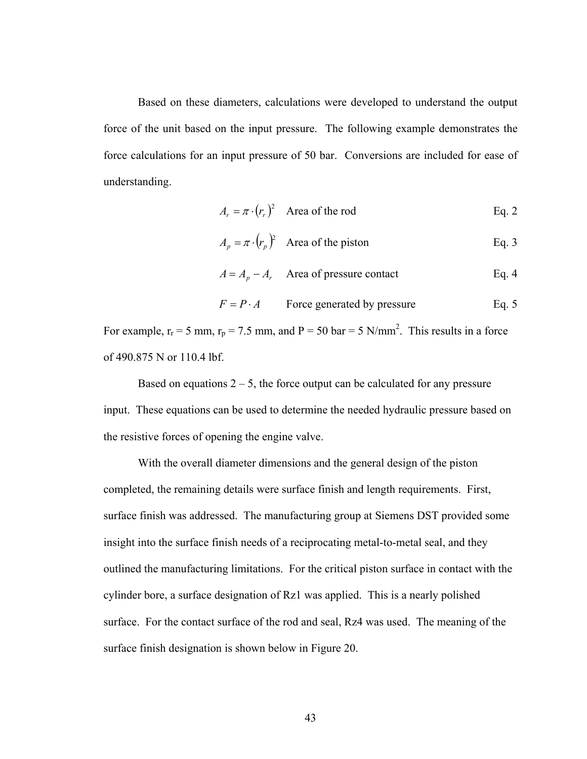Based on these diameters, calculations were developed to understand the output force of the unit based on the input pressure. The following example demonstrates the force calculations for an input pressure of 50 bar. Conversions are included for ease of understanding.

$$A_r = \pi \cdot (r_r)^2 \quad \text{Area of the rod} \qquad \text{Eq. 2}$$

$$A_p = \pi \cdot (r_p)^2 \quad \text{Area of the piston} \qquad \text{Eq. 3}$$

$$A = A_p - A_r \quad \text{Area of pressure contact} \qquad \text{Eq. 4}$$

$$F = P \cdot A \quad \text{Force generated by pressure} \qquad \text{Eq. 5}$$

For example, $r_r$ = 5 mm, $r_p$ = 7.5 mm, and P = 50 bar = 5 N/mm$^2$. This results in a force of 490.875 N or 110.4 lbf.

Based on equations 2 – 5, the force output can be calculated for any pressure input. These equations can be used to determine the needed hydraulic pressure based on the resistive forces of opening the engine valve.

With the overall diameter dimensions and the general design of the piston completed, the remaining details were surface finish and length requirements. First, surface finish was addressed. The manufacturing group at Siemens DST provided some insight into the surface finish needs of a reciprocating metal-to-metal seal, and they outlined the manufacturing limitations. For the critical piston surface in contact with the cylinder bore, a surface designation of Rz1 was applied. This is a nearly polished surface. For the contact surface of the rod and seal, Rz4 was used. The meaning of the surface finish designation is shown below in Figure 20.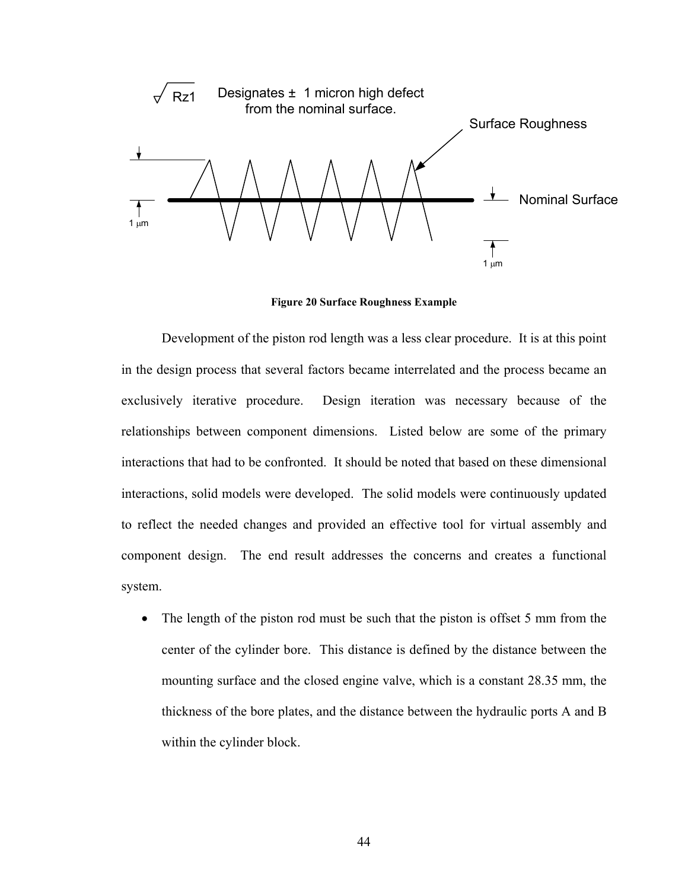Figure 20 Surface Roughness Example

Development of the piston rod length was a less clear procedure. It is at this point in the design process that several factors became interrelated and the process became an exclusively iterative procedure. Design iteration was necessary because of the relationships between component dimensions. Listed below are some of the primary interactions that had to be confronted. It should be noted that based on these dimensional interactions, solid models were developed. The solid models were continuously updated to reflect the needed changes and provided an effective tool for virtual assembly and component design. The end result addresses the concerns and creates a functional system.

- The length of the piston rod must be such that the piston is offset 5 mm from the center of the cylinder bore. This distance is defined by the distance between the mounting surface and the closed engine valve, which is a constant 28.35 mm, the thickness of the bore plates, and the distance between the hydraulic ports A and B within the cylinder block.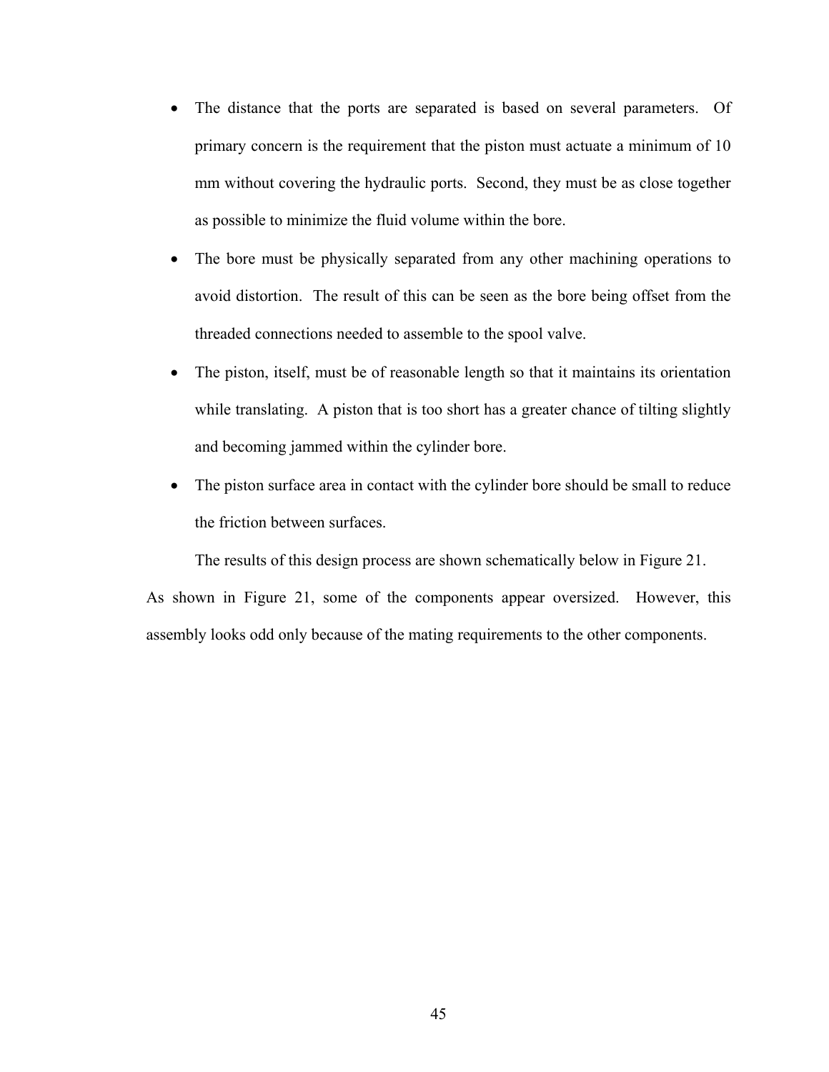- The distance that the ports are separated is based on several parameters. Of primary concern is the requirement that the piston must actuate a minimum of 10 mm without covering the hydraulic ports. Second, they must be as close together as possible to minimize the fluid volume within the bore.
- The bore must be physically separated from any other machining operations to avoid distortion. The result of this can be seen as the bore being offset from the threaded connections needed to assemble to the spool valve.
- The piston, itself, must be of reasonable length so that it maintains its orientation while translating. A piston that is too short has a greater chance of tilting slightly and becoming jammed within the cylinder bore.
- The piston surface area in contact with the cylinder bore should be small to reduce the friction between surfaces.

The results of this design process are shown schematically below in Figure 21. As shown in Figure 21, some of the components appear oversized. However, this assembly looks odd only because of the mating requirements to the other components.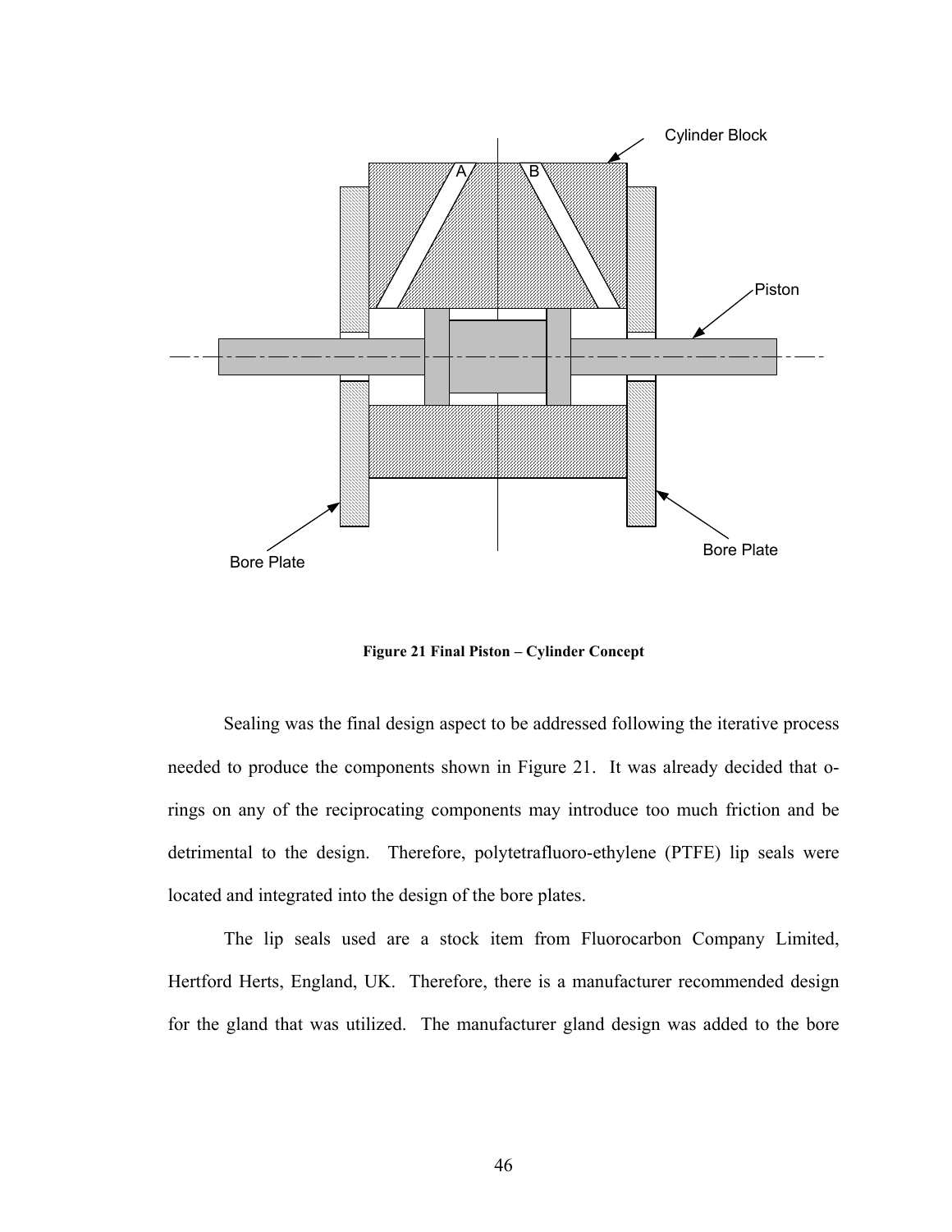Figure 21 Final Piston – Cylinder Concept

Sealing was the final design aspect to be addressed following the iterative process needed to produce the components shown in Figure 21. It was already decided that o-rings on any of the reciprocating components may introduce too much friction and be detrimental to the design. Therefore, polytetrafluoro-ethylene (PTFE) lip seals were located and integrated into the design of the bore plates.

The lip seals used are a stock item from Fluorocarbon Company Limited, Hertford Herts, England, UK. Therefore, there is a manufacturer recommended design for the gland that was utilized. The manufacturer gland design was added to the bore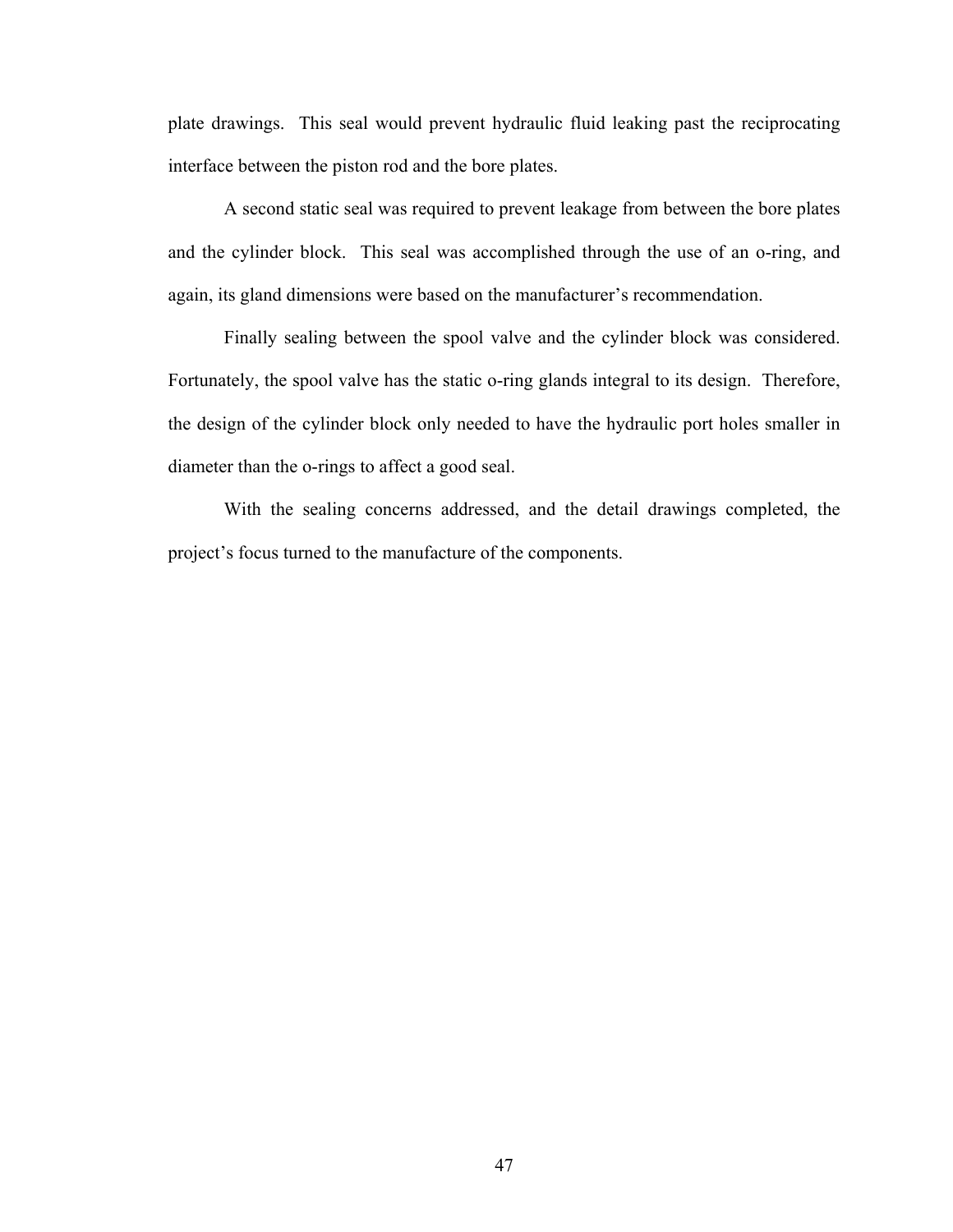plate drawings. This seal would prevent hydraulic fluid leaking past the reciprocating interface between the piston rod and the bore plates.

A second static seal was required to prevent leakage from between the bore plates and the cylinder block. This seal was accomplished through the use of an o-ring, and again, its gland dimensions were based on the manufacturer's recommendation.

Finally sealing between the spool valve and the cylinder block was considered. Fortunately, the spool valve has the static o-ring glands integral to its design. Therefore, the design of the cylinder block only needed to have the hydraulic port holes smaller in diameter than the o-rings to affect a good seal.

With the sealing concerns addressed, and the detail drawings completed, the project's focus turned to the manufacture of the components.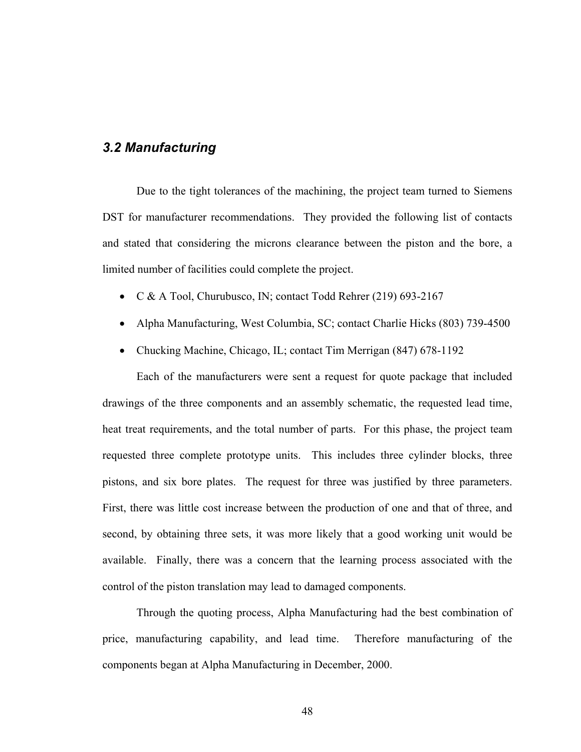## *3.2 Manufacturing*

Due to the tight tolerances of the machining, the project team turned to Siemens DST for manufacturer recommendations. They provided the following list of contacts and stated that considering the microns clearance between the piston and the bore, a limited number of facilities could complete the project.

- C & A Tool, Churubusco, IN; contact Todd Rehrer (219) 693-2167
- Alpha Manufacturing, West Columbia, SC; contact Charlie Hicks (803) 739-4500
- Chucking Machine, Chicago, IL; contact Tim Merrigan (847) 678-1192

Each of the manufacturers were sent a request for quote package that included drawings of the three components and an assembly schematic, the requested lead time, heat treat requirements, and the total number of parts. For this phase, the project team requested three complete prototype units. This includes three cylinder blocks, three pistons, and six bore plates. The request for three was justified by three parameters. First, there was little cost increase between the production of one and that of three, and second, by obtaining three sets, it was more likely that a good working unit would be available. Finally, there was a concern that the learning process associated with the control of the piston translation may lead to damaged components.

Through the quoting process, Alpha Manufacturing had the best combination of price, manufacturing capability, and lead time. Therefore manufacturing of the components began at Alpha Manufacturing in December, 2000.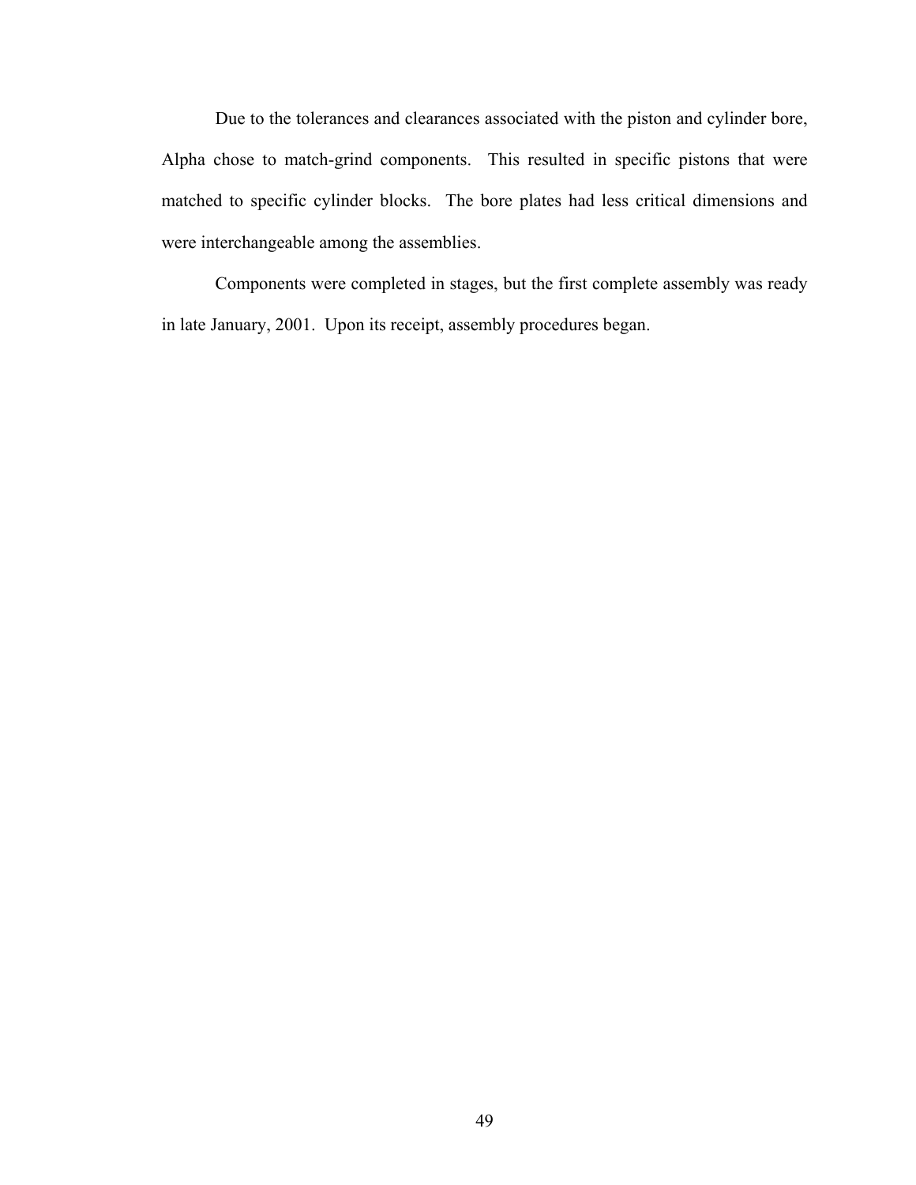Due to the tolerances and clearances associated with the piston and cylinder bore, Alpha chose to match-grind components. This resulted in specific pistons that were matched to specific cylinder blocks. The bore plates had less critical dimensions and were interchangeable among the assemblies.

Components were completed in stages, but the first complete assembly was ready in late January, 2001. Upon its receipt, assembly procedures began.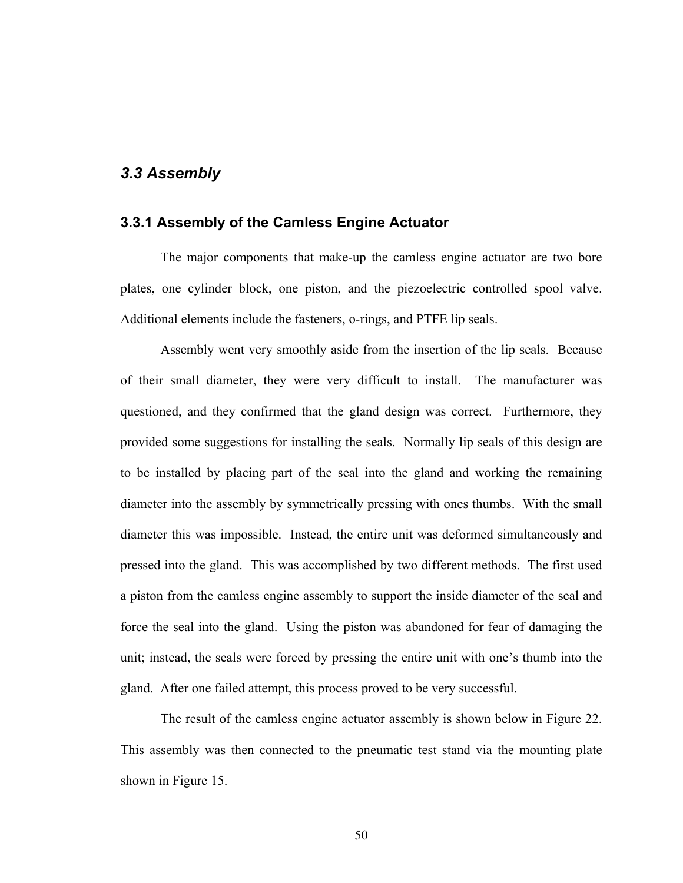## *3.3 Assembly*

### 3.3.1 Assembly of the Camless Engine Actuator

The major components that make-up the camless engine actuator are two bore plates, one cylinder block, one piston, and the piezoelectric controlled spool valve. Additional elements include the fasteners, o-rings, and PTFE lip seals.

Assembly went very smoothly aside from the insertion of the lip seals. Because of their small diameter, they were very difficult to install. The manufacturer was questioned, and they confirmed that the gland design was correct. Furthermore, they provided some suggestions for installing the seals. Normally lip seals of this design are to be installed by placing part of the seal into the gland and working the remaining diameter into the assembly by symmetrically pressing with ones thumbs. With the small diameter this was impossible. Instead, the entire unit was deformed simultaneously and pressed into the gland. This was accomplished by two different methods. The first used a piston from the camless engine assembly to support the inside diameter of the seal and force the seal into the gland. Using the piston was abandoned for fear of damaging the unit; instead, the seals were forced by pressing the entire unit with one's thumb into the gland. After one failed attempt, this process proved to be very successful.

The result of the camless engine actuator assembly is shown below in Figure 22. This assembly was then connected to the pneumatic test stand via the mounting plate shown in Figure 15.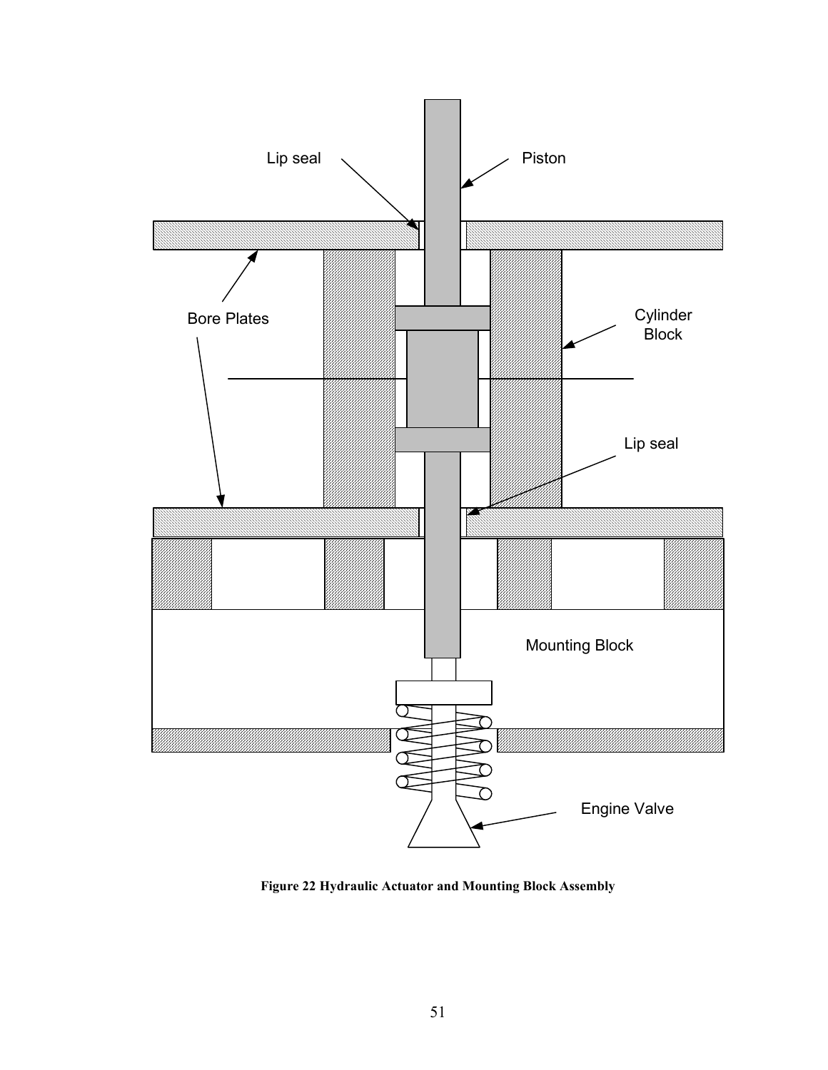**Figure 22 Hydraulic Actuator and Mounting Block Assembly**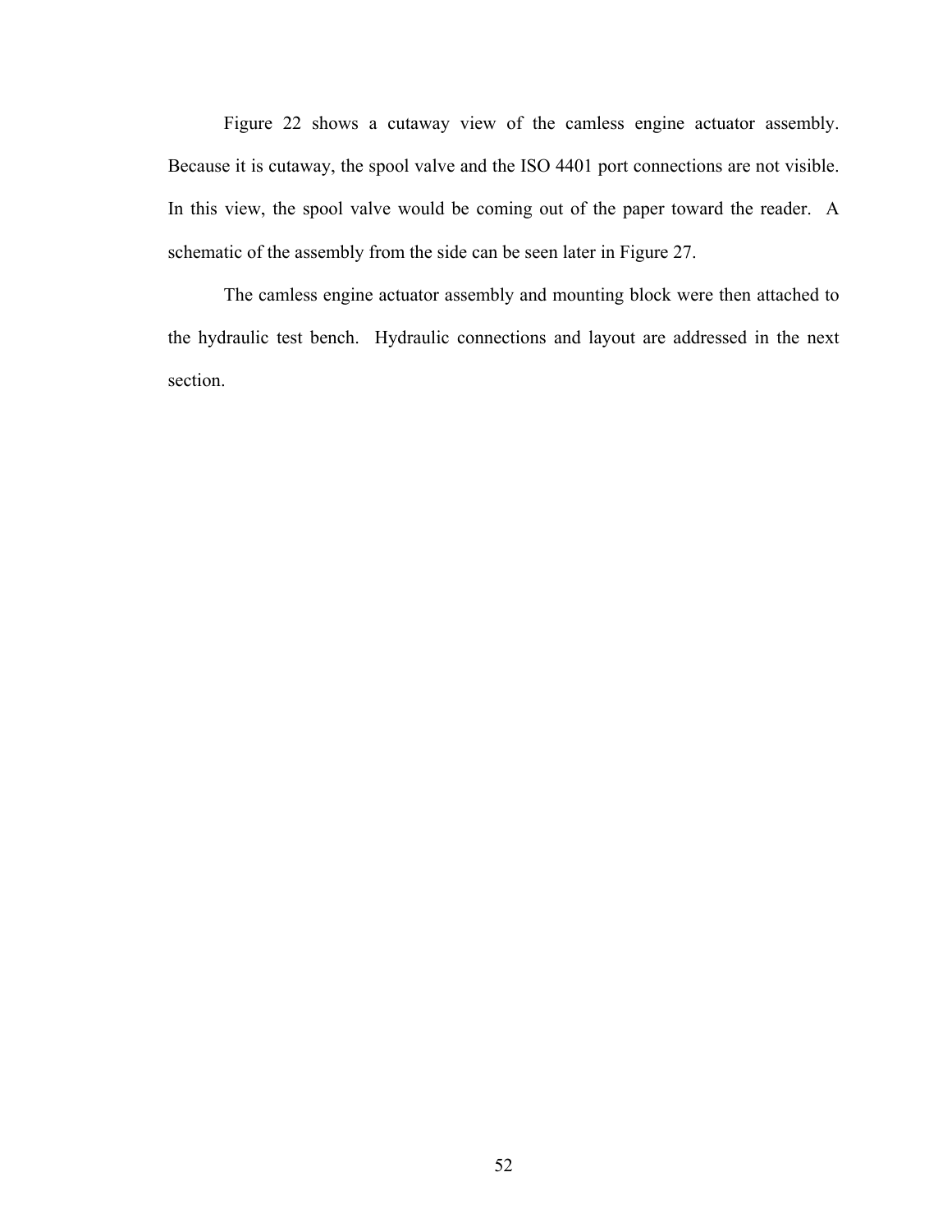Figure 22 shows a cutaway view of the camless engine actuator assembly. Because it is cutaway, the spool valve and the ISO 4401 port connections are not visible. In this view, the spool valve would be coming out of the paper toward the reader. A schematic of the assembly from the side can be seen later in Figure 27.

The camless engine actuator assembly and mounting block were then attached to the hydraulic test bench. Hydraulic connections and layout are addressed in the next section.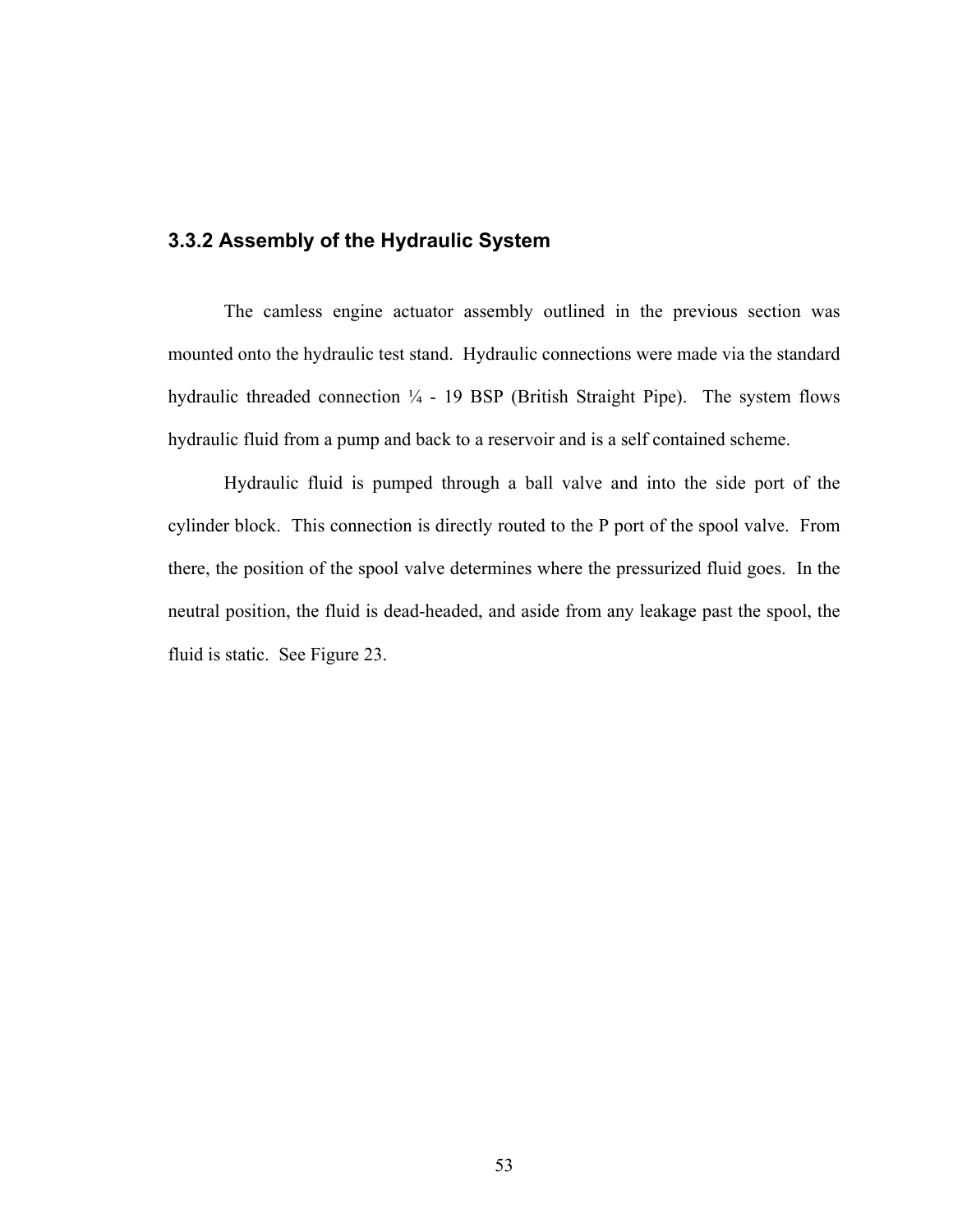### 3.3.2 Assembly of the Hydraulic System

The camless engine actuator assembly outlined in the previous section was mounted onto the hydraulic test stand. Hydraulic connections were made via the standard hydraulic threaded connection ¼ - 19 BSP (British Straight Pipe). The system flows hydraulic fluid from a pump and back to a reservoir and is a self contained scheme.

Hydraulic fluid is pumped through a ball valve and into the side port of the cylinder block. This connection is directly routed to the P port of the spool valve. From there, the position of the spool valve determines where the pressurized fluid goes. In the neutral position, the fluid is dead-headed, and aside from any leakage past the spool, the fluid is static. See Figure 23.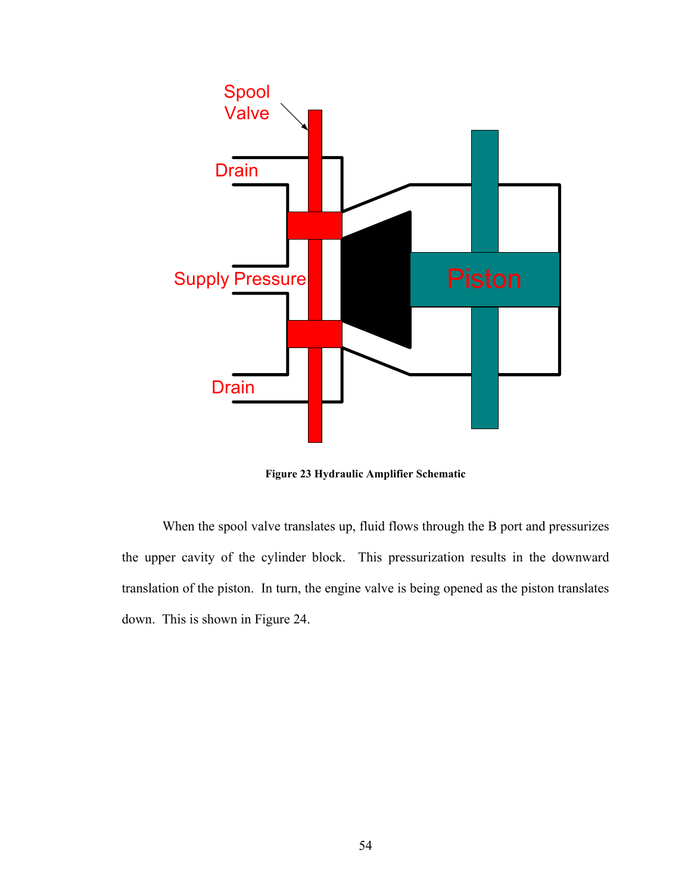Figure 23 Hydraulic Amplifier Schematic

When the spool valve translates up, fluid flows through the B port and pressurizes the upper cavity of the cylinder block. This pressurization results in the downward translation of the piston. In turn, the engine valve is being opened as the piston translates down. This is shown in Figure 24.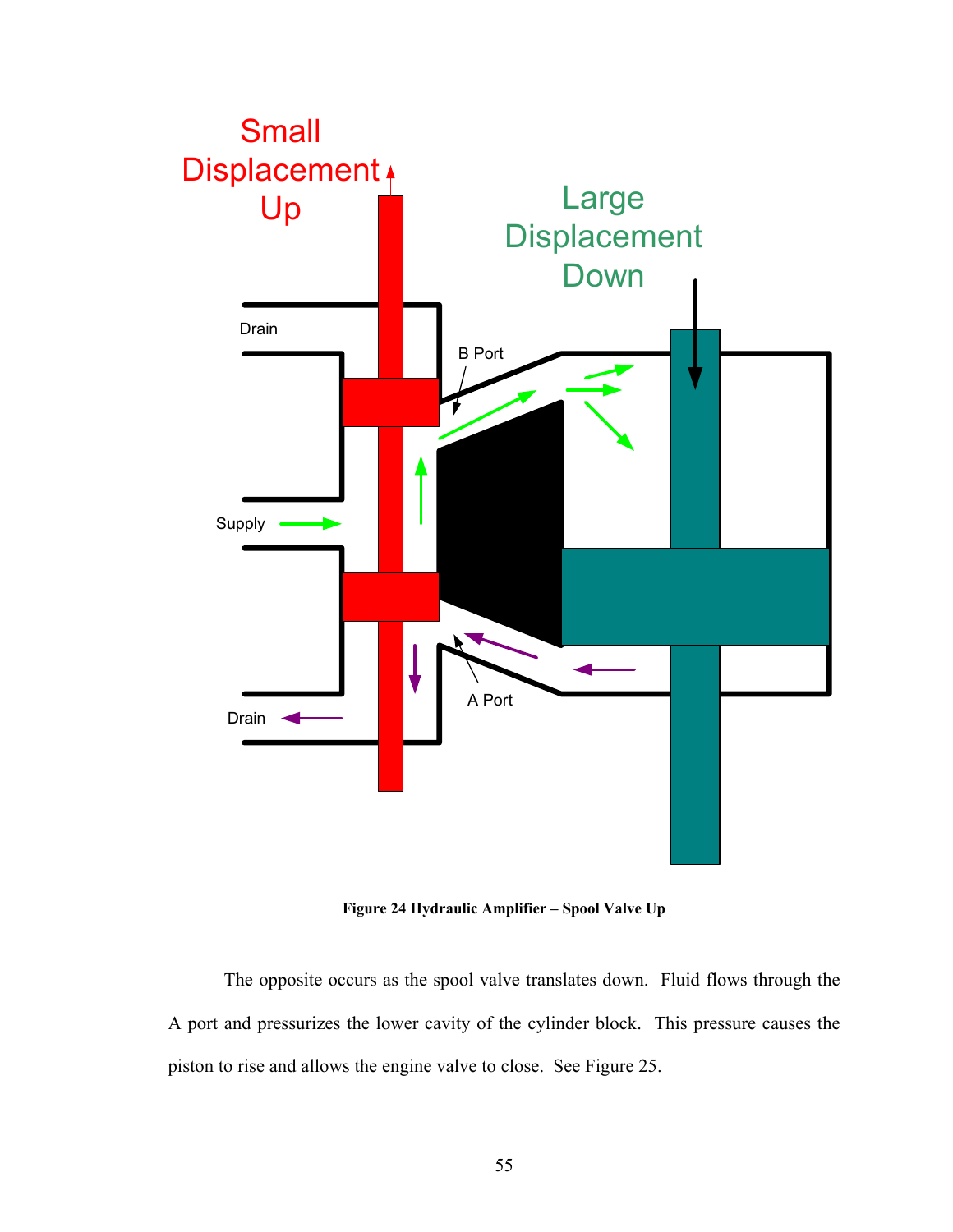**Figure 24 Hydraulic Amplifier – Spool Valve Up**

The opposite occurs as the spool valve translates down. Fluid flows through the A port and pressurizes the lower cavity of the cylinder block. This pressure causes the piston to rise and allows the engine valve to close. See Figure 25.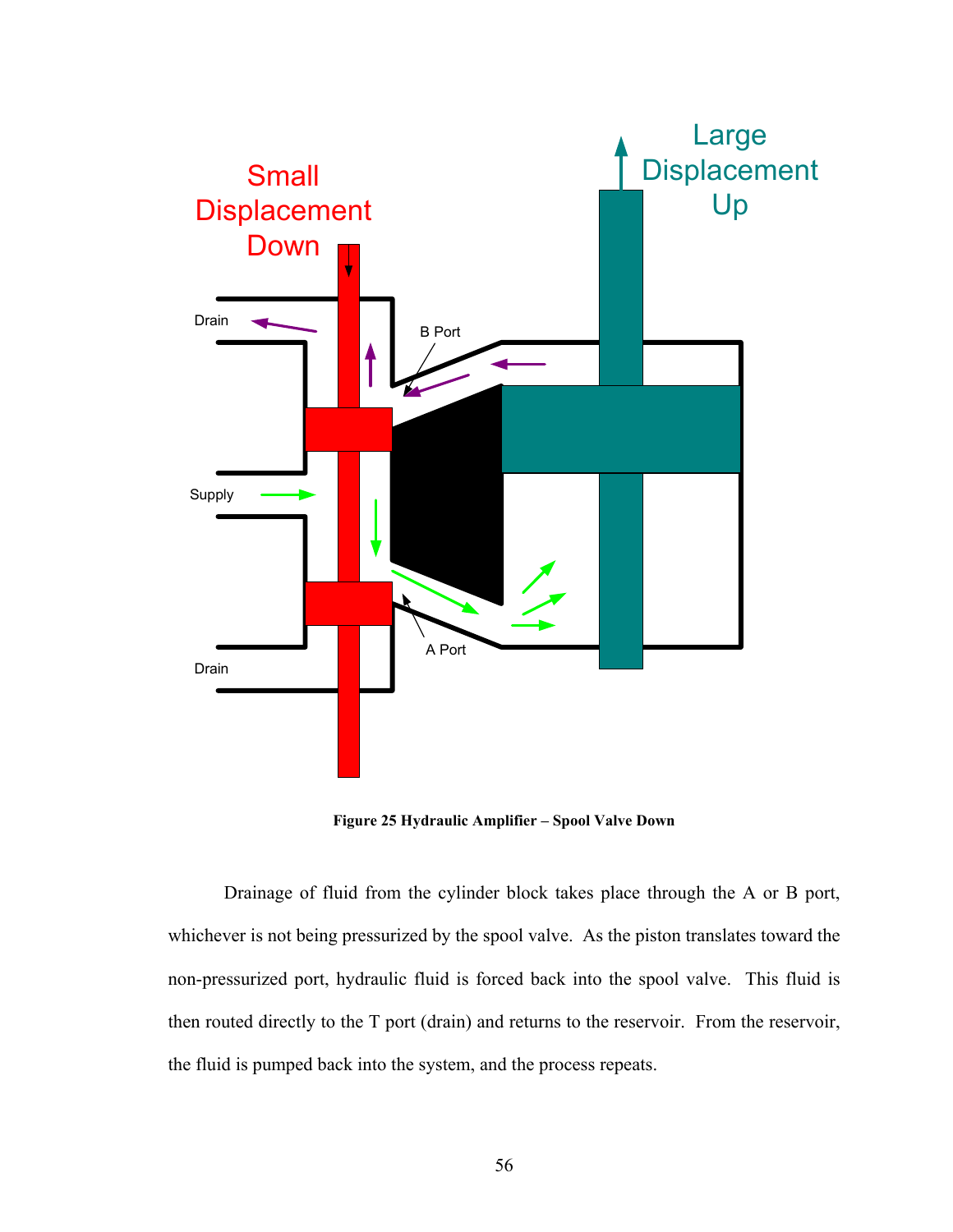**Figure 25 Hydraulic Amplifier – Spool Valve Down**

Drainage of fluid from the cylinder block takes place through the A or B port, whichever is not being pressurized by the spool valve. As the piston translates toward the non-pressurized port, hydraulic fluid is forced back into the spool valve. This fluid is then routed directly to the T port (drain) and returns to the reservoir. From the reservoir, the fluid is pumped back into the system, and the process repeats.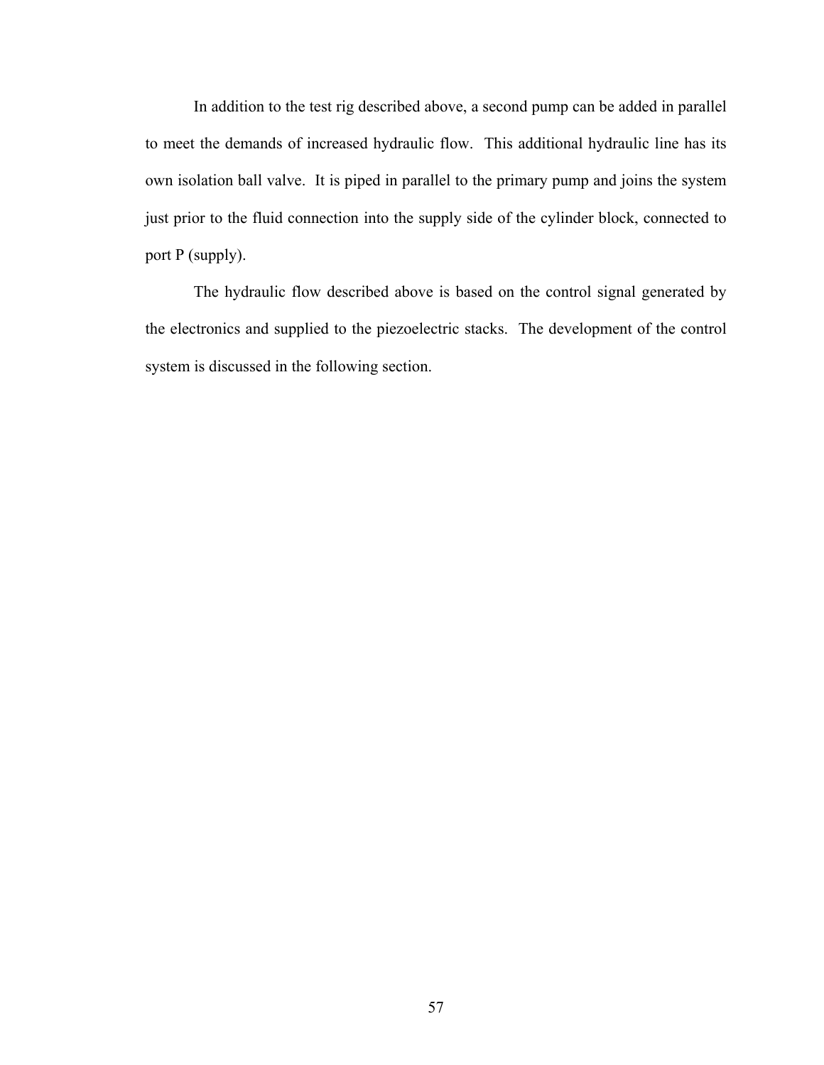In addition to the test rig described above, a second pump can be added in parallel to meet the demands of increased hydraulic flow. This additional hydraulic line has its own isolation ball valve. It is piped in parallel to the primary pump and joins the system just prior to the fluid connection into the supply side of the cylinder block, connected to port P (supply).

The hydraulic flow described above is based on the control signal generated by the electronics and supplied to the piezoelectric stacks. The development of the control system is discussed in the following section.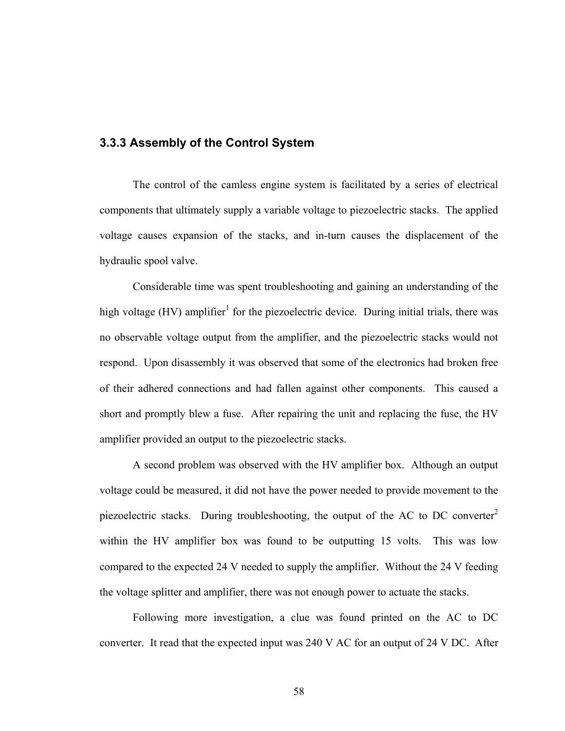### 3.3.3 Assembly of the Control System

The control of the camless engine system is facilitated by a series of electrical components that ultimately supply a variable voltage to piezoelectric stacks. The applied voltage causes expansion of the stacks, and in-turn causes the displacement of the hydraulic spool valve.

Considerable time was spent troubleshooting and gaining an understanding of the high voltage (HV) amplifier[1] for the piezoelectric device. During initial trials, there was no observable voltage output from the amplifier, and the piezoelectric stacks would not respond. Upon disassembly it was observed that some of the electronics had broken free of their adhered connections and had fallen against other components. This caused a short and promptly blew a fuse. After repairing the unit and replacing the fuse, the HV amplifier provided an output to the piezoelectric stacks.

A second problem was observed with the HV amplifier box. Although an output voltage could be measured, it did not have the power needed to provide movement to the piezoelectric stacks. During troubleshooting, the output of the AC to DC converter[2] within the HV amplifier box was found to be outputting 15 volts. This was low compared to the expected 24 V needed to supply the amplifier. Without the 24 V feeding the voltage splitter and amplifier, there was not enough power to actuate the stacks.

Following more investigation, a clue was found printed on the AC to DC converter. It read that the expected input was 240 V AC for an output of 24 V DC. After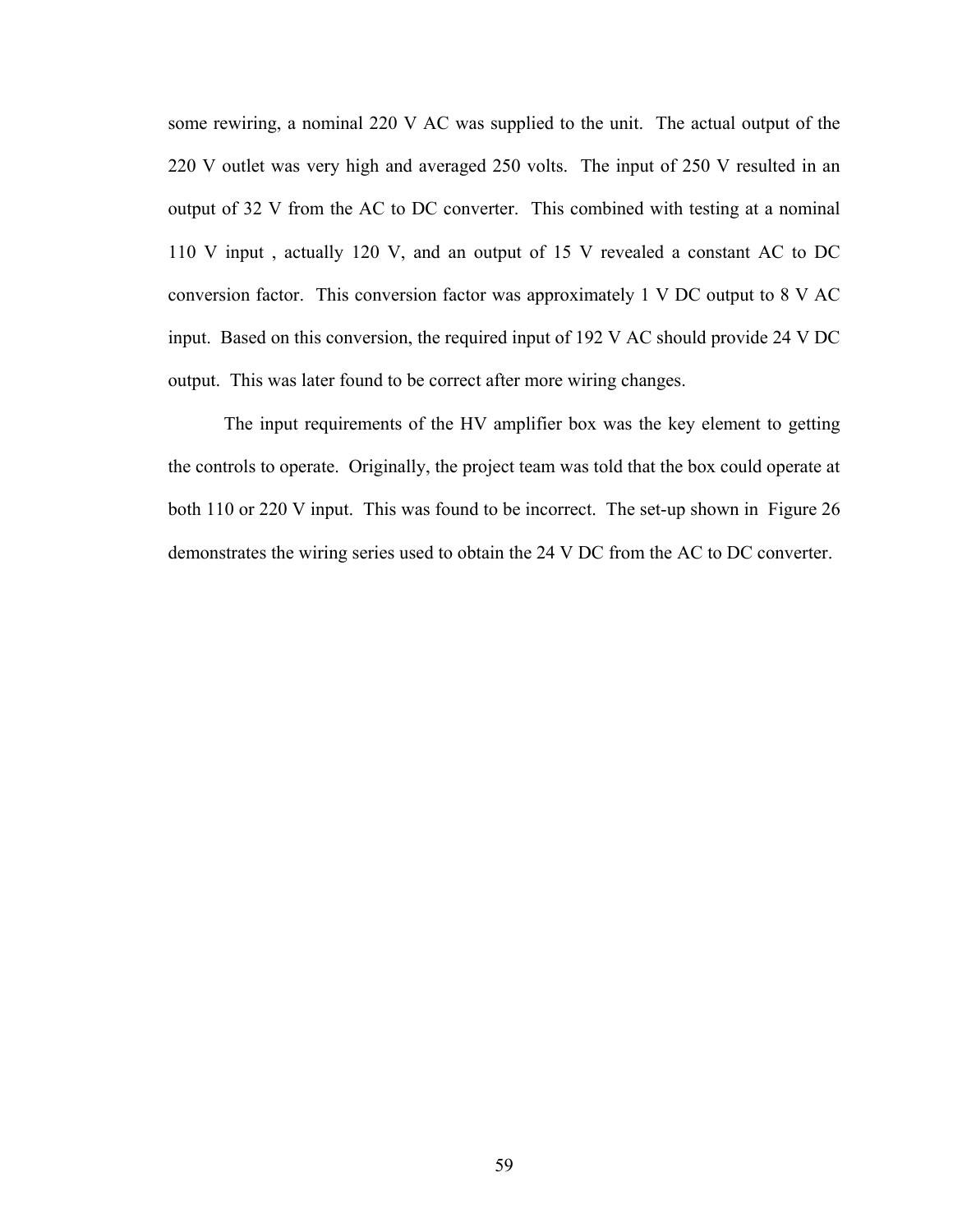some rewiring, a nominal 220 V AC was supplied to the unit. The actual output of the 220 V outlet was very high and averaged 250 volts. The input of 250 V resulted in an output of 32 V from the AC to DC converter. This combined with testing at a nominal 110 V input , actually 120 V, and an output of 15 V revealed a constant AC to DC conversion factor. This conversion factor was approximately 1 V DC output to 8 V AC input. Based on this conversion, the required input of 192 V AC should provide 24 V DC output. This was later found to be correct after more wiring changes.

The input requirements of the HV amplifier box was the key element to getting the controls to operate. Originally, the project team was told that the box could operate at both 110 or 220 V input. This was found to be incorrect. The set-up shown in Figure 26 demonstrates the wiring series used to obtain the 24 V DC from the AC to DC converter.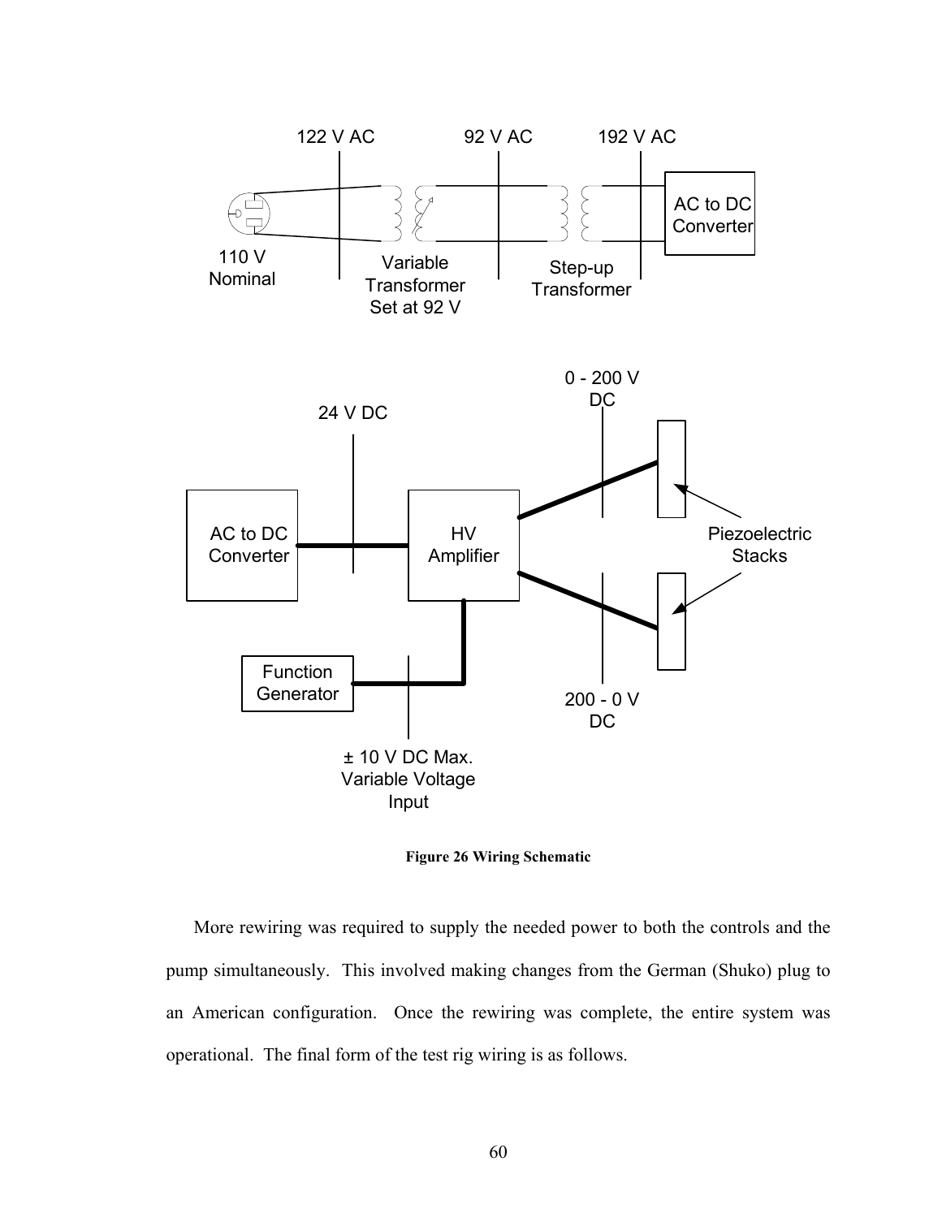Figure 26 Wiring Schematic

More rewiring was required to supply the needed power to both the controls and the pump simultaneously. This involved making changes from the German (Shuko) plug to an American configuration. Once the rewiring was complete, the entire system was operational. The final form of the test rig wiring is as follows.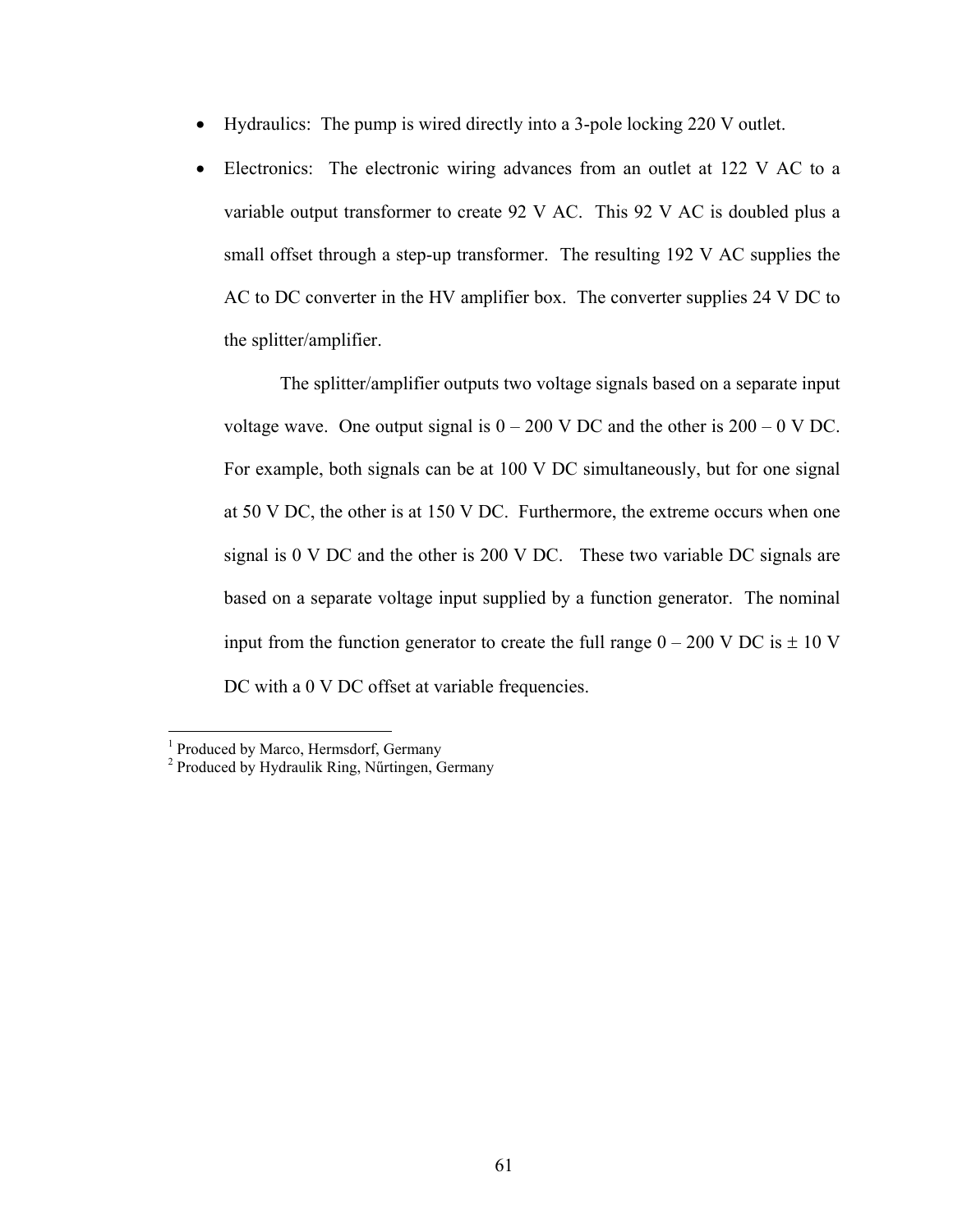- Hydraulics: The pump is wired directly into a 3-pole locking 220 V outlet.
- Electronics: The electronic wiring advances from an outlet at 122 V AC to a variable output transformer to create 92 V AC. This 92 V AC is doubled plus a small offset through a step-up transformer. The resulting 192 V AC supplies the AC to DC converter in the HV amplifier box. The converter supplies 24 V DC to the splitter/amplifier.

  The splitter/amplifier outputs two voltage signals based on a separate input voltage wave. One output signal is 0 – 200 V DC and the other is 200 – 0 V DC. For example, both signals can be at 100 V DC simultaneously, but for one signal at 50 V DC, the other is at 150 V DC. Furthermore, the extreme occurs when one signal is 0 V DC and the other is 200 V DC. These two variable DC signals are based on a separate voltage input supplied by a function generator. The nominal input from the function generator to create the full range 0 – 200 V DC is ± 10 V DC with a 0 V DC offset at variable frequencies.

---

[1] Produced by Marco, Hermsdorf, Germany

[2] Produced by Hydraulik Ring, Nűrtingen, Germany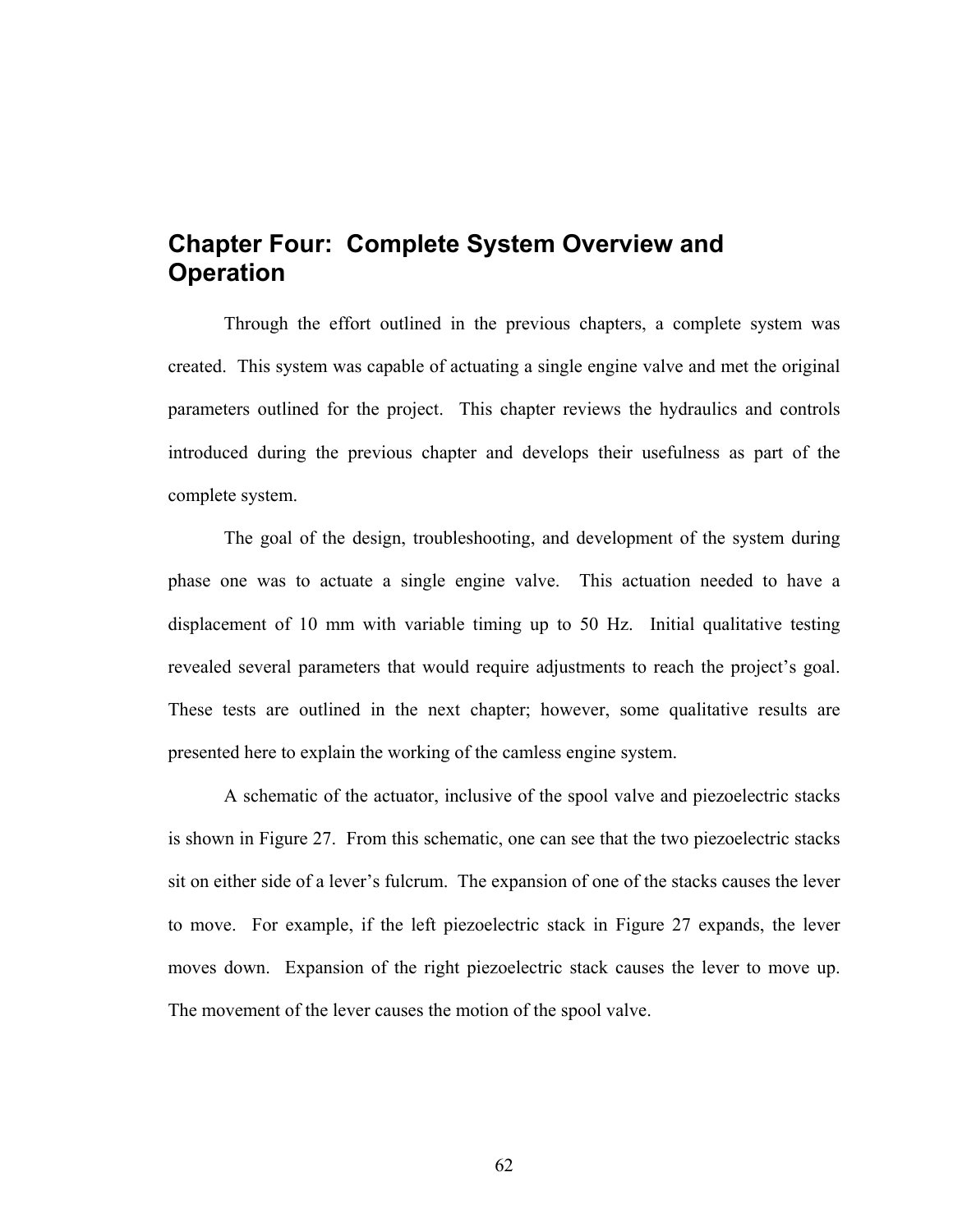# Chapter Four: Complete System Overview and Operation

Through the effort outlined in the previous chapters, a complete system was created. This system was capable of actuating a single engine valve and met the original parameters outlined for the project. This chapter reviews the hydraulics and controls introduced during the previous chapter and develops their usefulness as part of the complete system.

The goal of the design, troubleshooting, and development of the system during phase one was to actuate a single engine valve. This actuation needed to have a displacement of 10 mm with variable timing up to 50 Hz. Initial qualitative testing revealed several parameters that would require adjustments to reach the project's goal. These tests are outlined in the next chapter; however, some qualitative results are presented here to explain the working of the camless engine system.

A schematic of the actuator, inclusive of the spool valve and piezoelectric stacks is shown in Figure 27. From this schematic, one can see that the two piezoelectric stacks sit on either side of a lever's fulcrum. The expansion of one of the stacks causes the lever to move. For example, if the left piezoelectric stack in Figure 27 expands, the lever moves down. Expansion of the right piezoelectric stack causes the lever to move up. The movement of the lever causes the motion of the spool valve.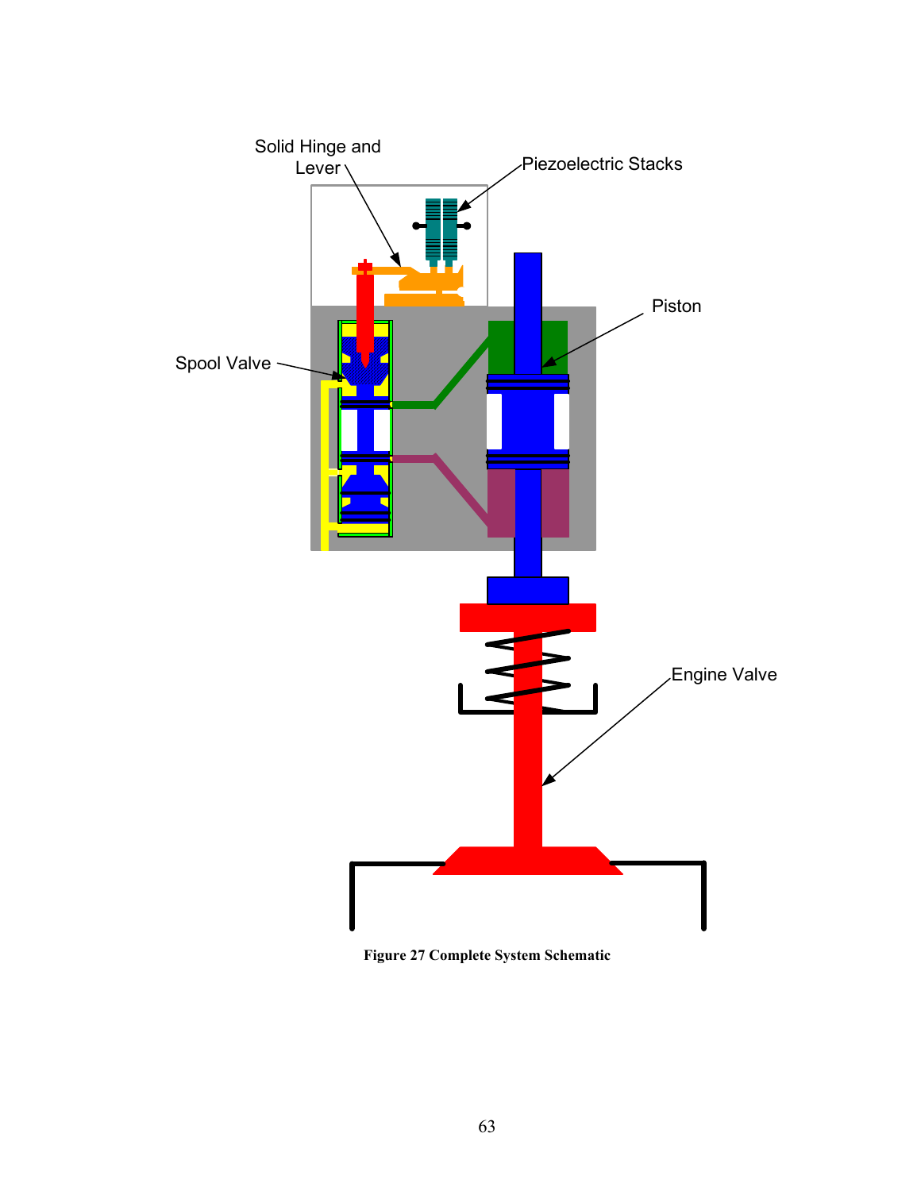Figure 27 Complete System Schematic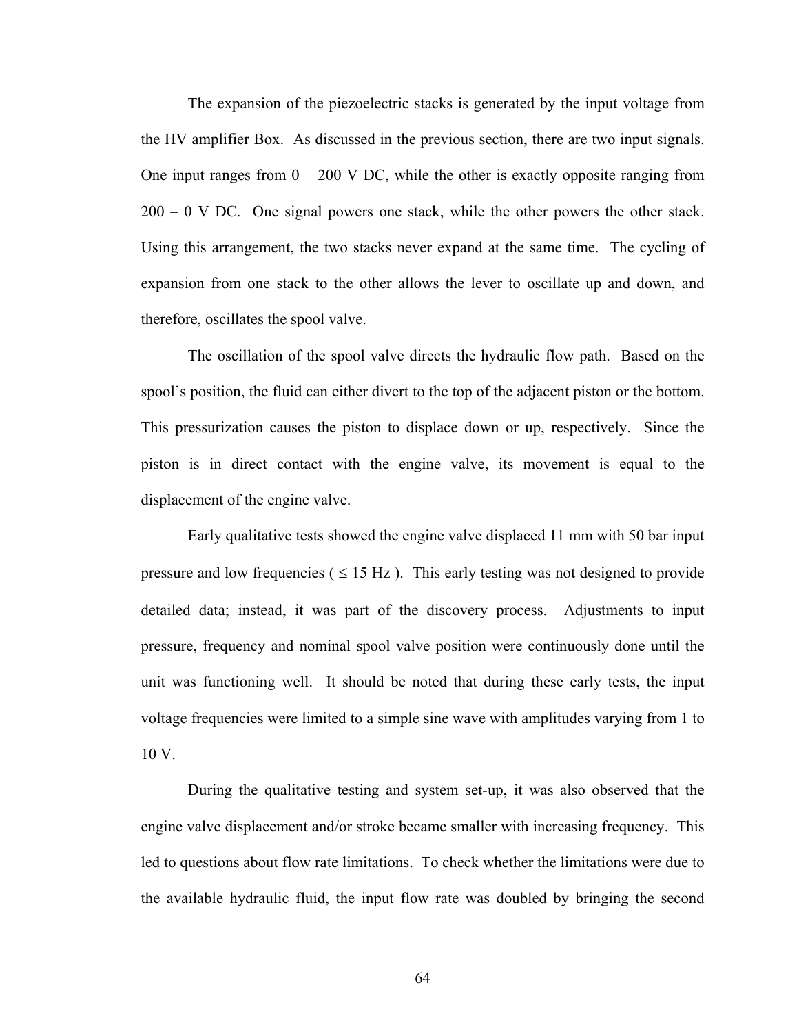The expansion of the piezoelectric stacks is generated by the input voltage from the HV amplifier Box. As discussed in the previous section, there are two input signals. One input ranges from 0 – 200 V DC, while the other is exactly opposite ranging from 200 – 0 V DC. One signal powers one stack, while the other powers the other stack. Using this arrangement, the two stacks never expand at the same time. The cycling of expansion from one stack to the other allows the lever to oscillate up and down, and therefore, oscillates the spool valve.

The oscillation of the spool valve directs the hydraulic flow path. Based on the spool's position, the fluid can either divert to the top of the adjacent piston or the bottom. This pressurization causes the piston to displace down or up, respectively. Since the piston is in direct contact with the engine valve, its movement is equal to the displacement of the engine valve.

Early qualitative tests showed the engine valve displaced 11 mm with 50 bar input pressure and low frequencies ( $\leq$ 15 Hz ). This early testing was not designed to provide detailed data; instead, it was part of the discovery process. Adjustments to input pressure, frequency and nominal spool valve position were continuously done until the unit was functioning well. It should be noted that during these early tests, the input voltage frequencies were limited to a simple sine wave with amplitudes varying from 1 to 10 V.

During the qualitative testing and system set-up, it was also observed that the engine valve displacement and/or stroke became smaller with increasing frequency. This led to questions about flow rate limitations. To check whether the limitations were due to the available hydraulic fluid, the input flow rate was doubled by bringing the second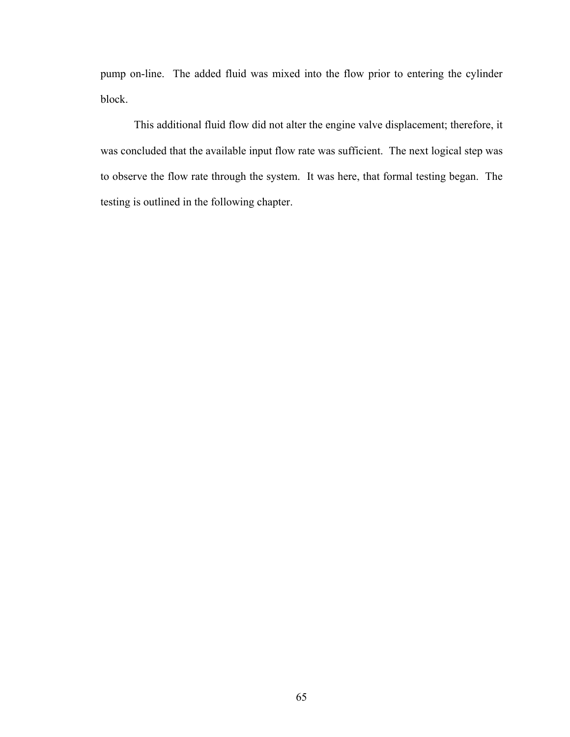pump on-line. The added fluid was mixed into the flow prior to entering the cylinder block.

This additional fluid flow did not alter the engine valve displacement; therefore, it was concluded that the available input flow rate was sufficient. The next logical step was to observe the flow rate through the system. It was here, that formal testing began. The testing is outlined in the following chapter.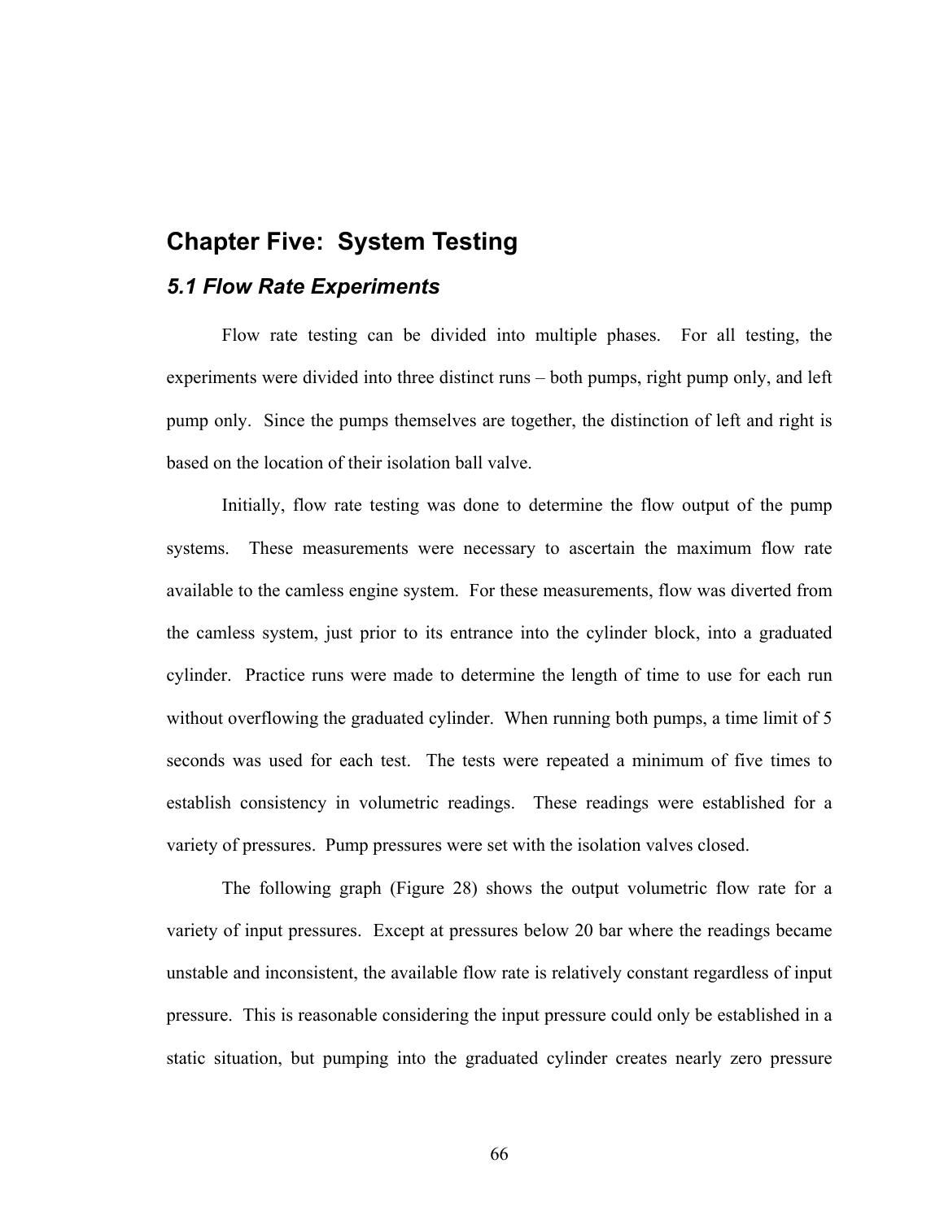# Chapter Five: System Testing

## *5.1 Flow Rate Experiments*

Flow rate testing can be divided into multiple phases. For all testing, the experiments were divided into three distinct runs – both pumps, right pump only, and left pump only. Since the pumps themselves are together, the distinction of left and right is based on the location of their isolation ball valve.

Initially, flow rate testing was done to determine the flow output of the pump systems. These measurements were necessary to ascertain the maximum flow rate available to the camless engine system. For these measurements, flow was diverted from the camless system, just prior to its entrance into the cylinder block, into a graduated cylinder. Practice runs were made to determine the length of time to use for each run without overflowing the graduated cylinder. When running both pumps, a time limit of 5 seconds was used for each test. The tests were repeated a minimum of five times to establish consistency in volumetric readings. These readings were established for a variety of pressures. Pump pressures were set with the isolation valves closed.

The following graph (Figure 28) shows the output volumetric flow rate for a variety of input pressures. Except at pressures below 20 bar where the readings became unstable and inconsistent, the available flow rate is relatively constant regardless of input pressure. This is reasonable considering the input pressure could only be established in a static situation, but pumping into the graduated cylinder creates nearly zero pressure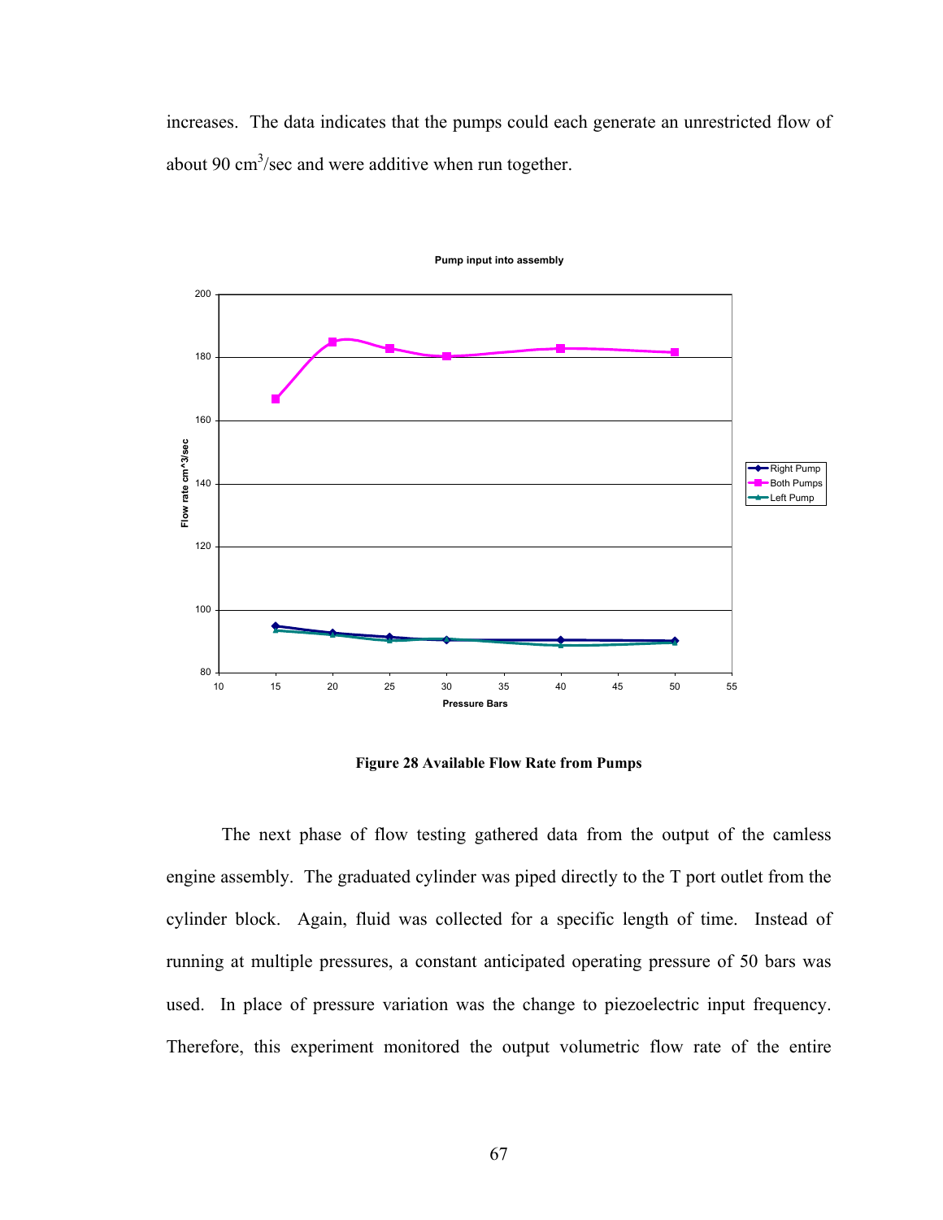increases. The data indicates that the pumps could each generate an unrestricted flow of about 90 $cm^3$/sec and were additive when run together.

**Figure 28 Available Flow Rate from Pumps**

The next phase of flow testing gathered data from the output of the camless engine assembly. The graduated cylinder was piped directly to the T port outlet from the cylinder block. Again, fluid was collected for a specific length of time. Instead of running at multiple pressures, a constant anticipated operating pressure of 50 bars was used. In place of pressure variation was the change to piezoelectric input frequency. Therefore, this experiment monitored the output volumetric flow rate of the entire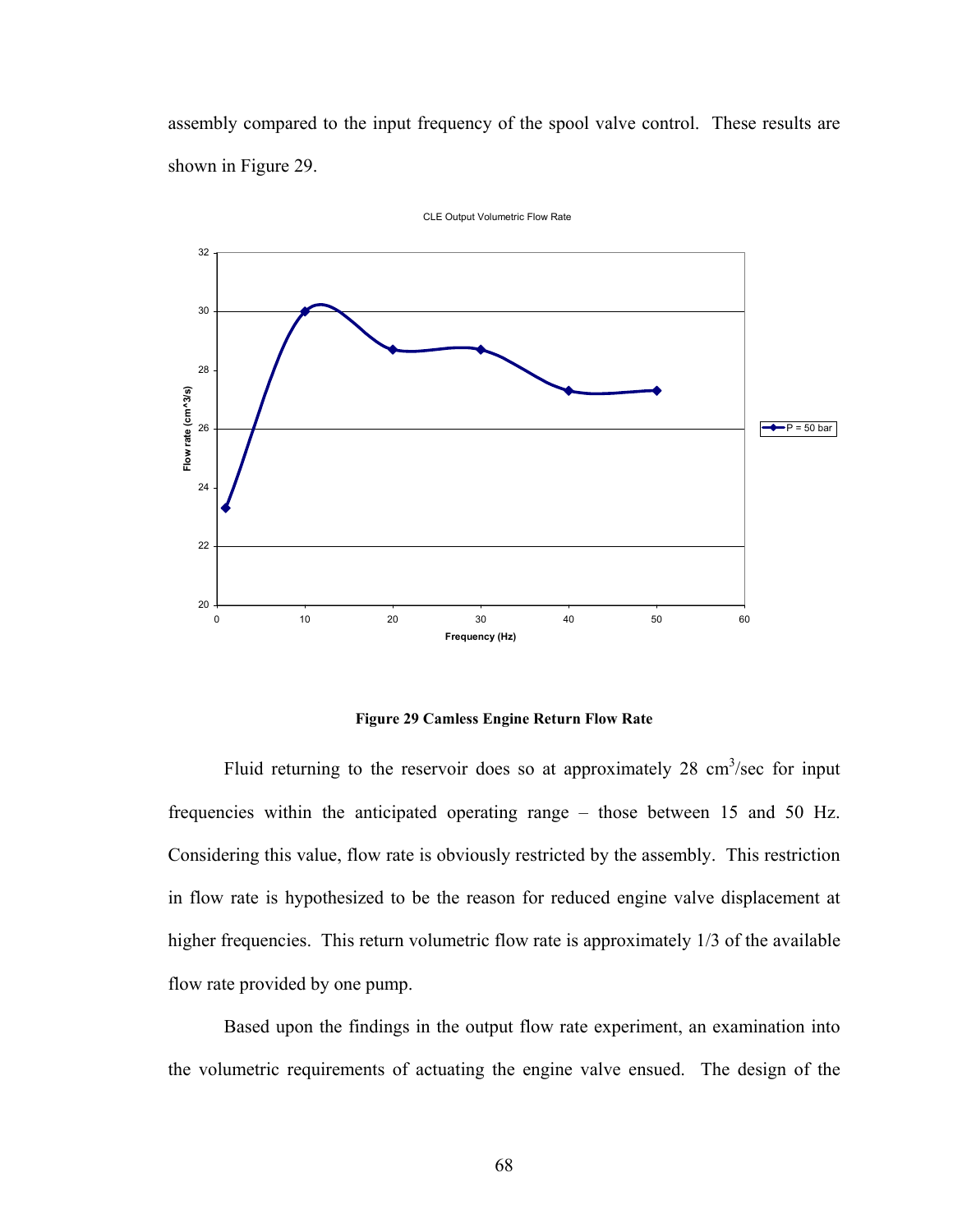assembly compared to the input frequency of the spool valve control. These results are shown in Figure 29.

**Figure 29 Camless Engine Return Flow Rate**

Fluid returning to the reservoir does so at approximately 28 $cm^3$/sec for input frequencies within the anticipated operating range – those between 15 and 50 Hz. Considering this value, flow rate is obviously restricted by the assembly. This restriction in flow rate is hypothesized to be the reason for reduced engine valve displacement at higher frequencies. This return volumetric flow rate is approximately 1/3 of the available flow rate provided by one pump.

Based upon the findings in the output flow rate experiment, an examination into the volumetric requirements of actuating the engine valve ensued. The design of the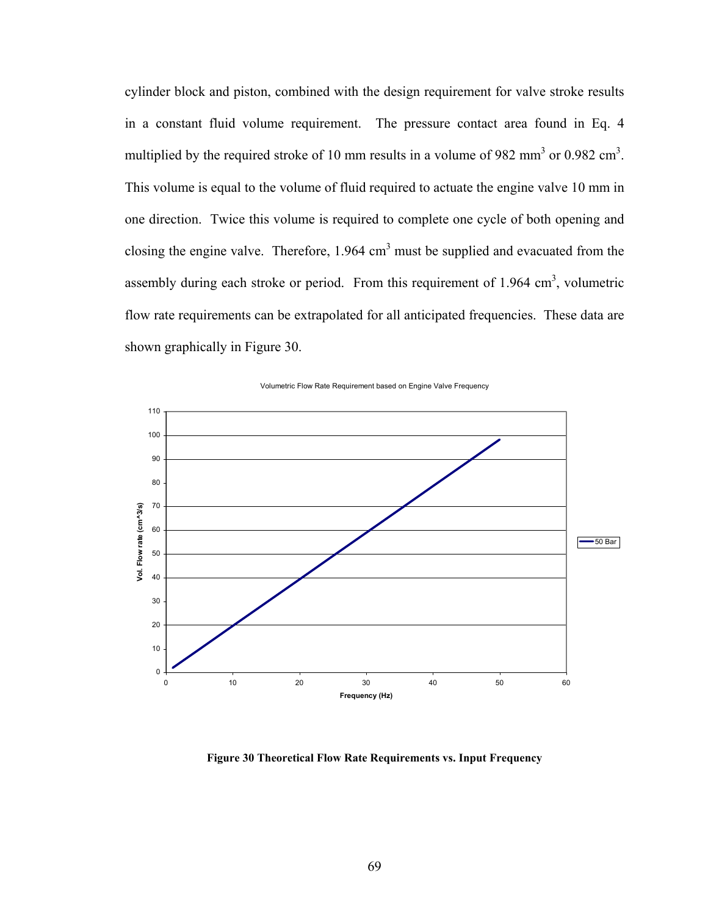cylinder block and piston, combined with the design requirement for valve stroke results in a constant fluid volume requirement. The pressure contact area found in Eq. 4 multiplied by the required stroke of 10 mm results in a volume of 982 mm$^3$ or 0.982 cm$^3$. This volume is equal to the volume of fluid required to actuate the engine valve 10 mm in one direction. Twice this volume is required to complete one cycle of both opening and closing the engine valve. Therefore, 1.964 cm$^3$ must be supplied and evacuated from the assembly during each stroke or period. From this requirement of 1.964 cm$^3$, volumetric flow rate requirements can be extrapolated for all anticipated frequencies. These data are shown graphically in Figure 30.

**Figure 30 Theoretical Flow Rate Requirements vs. Input Frequency**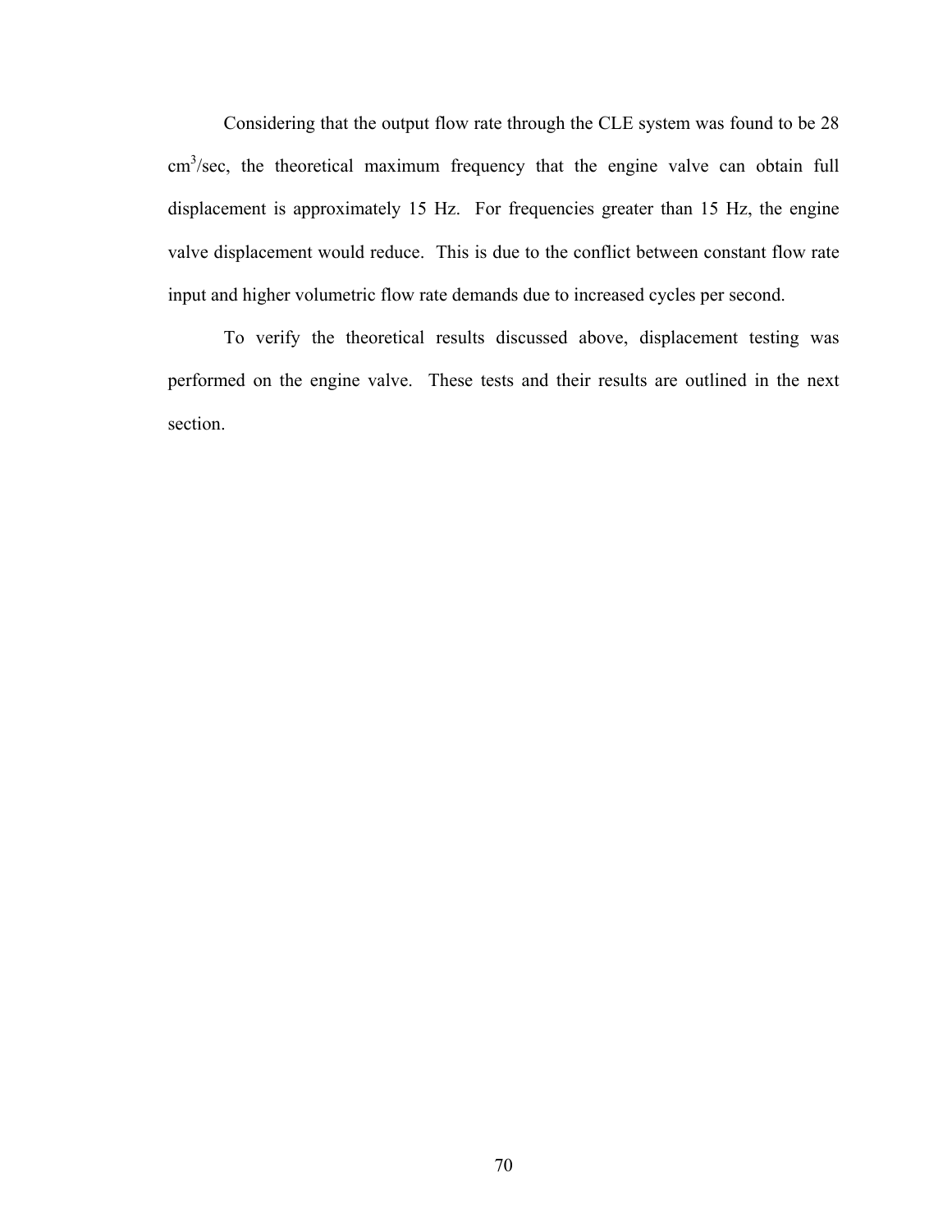Considering that the output flow rate through the CLE system was found to be 28 $cm^3$/sec, the theoretical maximum frequency that the engine valve can obtain full displacement is approximately 15 Hz. For frequencies greater than 15 Hz, the engine valve displacement would reduce. This is due to the conflict between constant flow rate input and higher volumetric flow rate demands due to increased cycles per second.

To verify the theoretical results discussed above, displacement testing was performed on the engine valve. These tests and their results are outlined in the next section.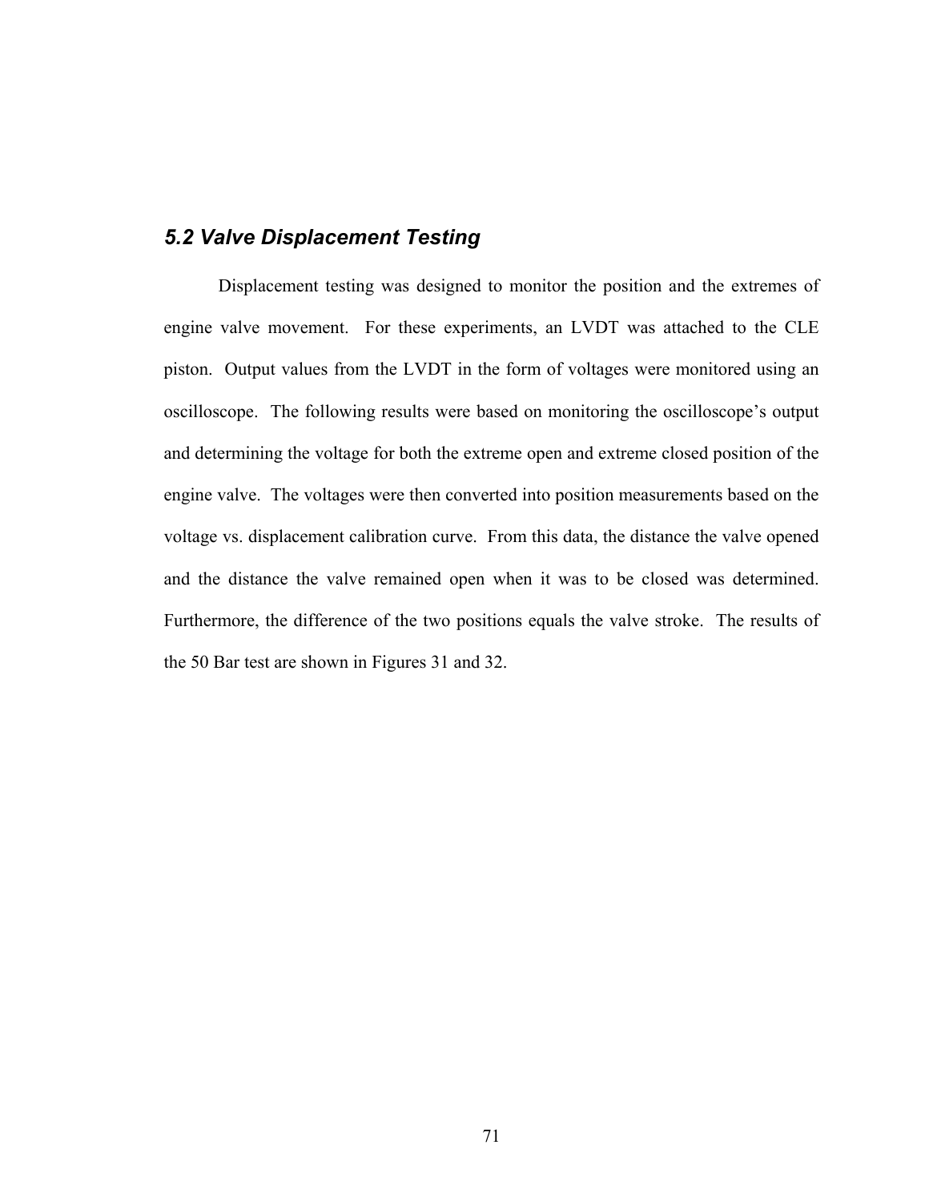## *5.2 Valve Displacement Testing*

Displacement testing was designed to monitor the position and the extremes of engine valve movement. For these experiments, an LVDT was attached to the CLE piston. Output values from the LVDT in the form of voltages were monitored using an oscilloscope. The following results were based on monitoring the oscilloscope's output and determining the voltage for both the extreme open and extreme closed position of the engine valve. The voltages were then converted into position measurements based on the voltage vs. displacement calibration curve. From this data, the distance the valve opened and the distance the valve remained open when it was to be closed was determined. Furthermore, the difference of the two positions equals the valve stroke. The results of the 50 Bar test are shown in Figures 31 and 32.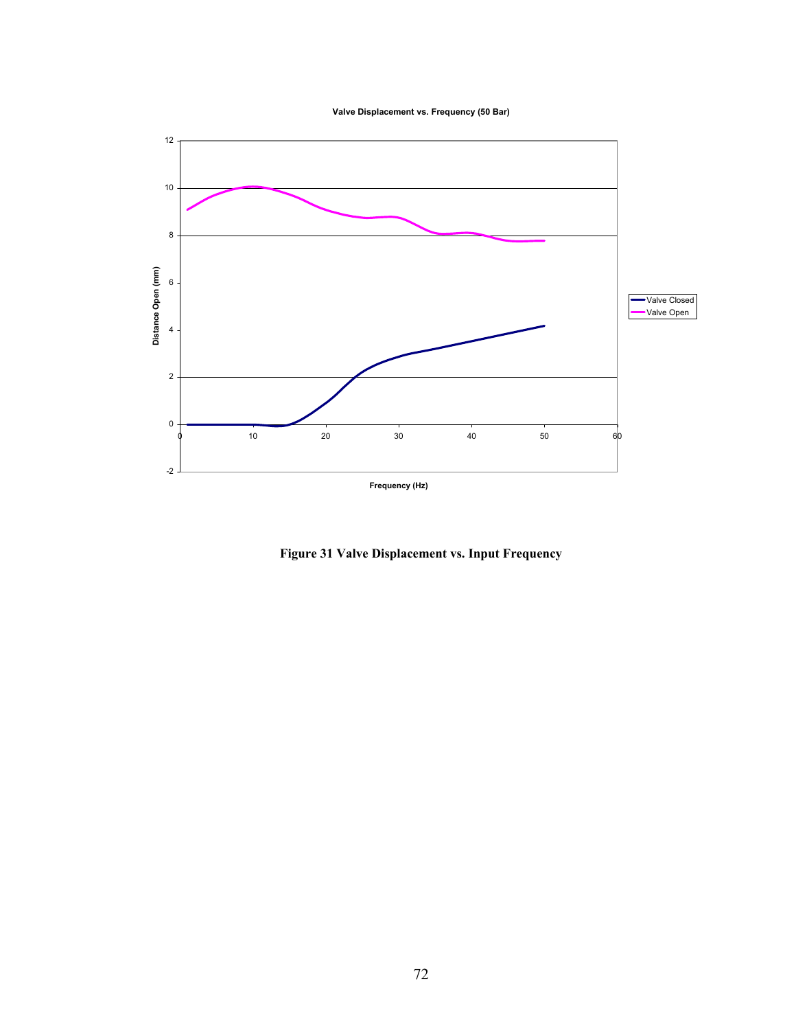Figure 31 Valve Displacement vs. Input Frequency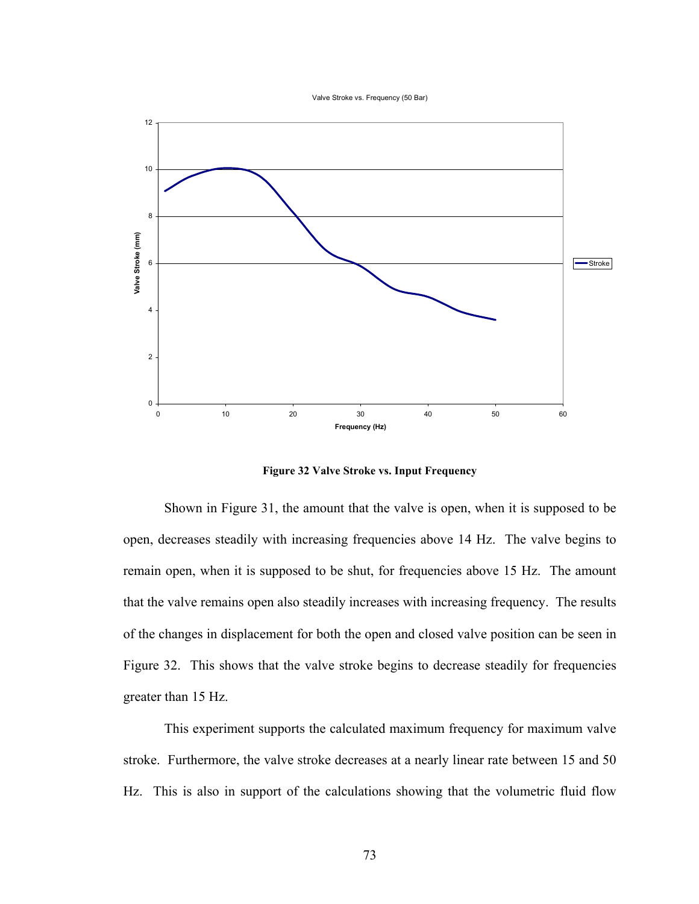Figure 32 Valve Stroke vs. Input Frequency

Shown in Figure 31, the amount that the valve is open, when it is supposed to be open, decreases steadily with increasing frequencies above 14 Hz. The valve begins to remain open, when it is supposed to be shut, for frequencies above 15 Hz. The amount that the valve remains open also steadily increases with increasing frequency. The results of the changes in displacement for both the open and closed valve position can be seen in Figure 32. This shows that the valve stroke begins to decrease steadily for frequencies greater than 15 Hz.

This experiment supports the calculated maximum frequency for maximum valve stroke. Furthermore, the valve stroke decreases at a nearly linear rate between 15 and 50 Hz. This is also in support of the calculations showing that the volumetric fluid flow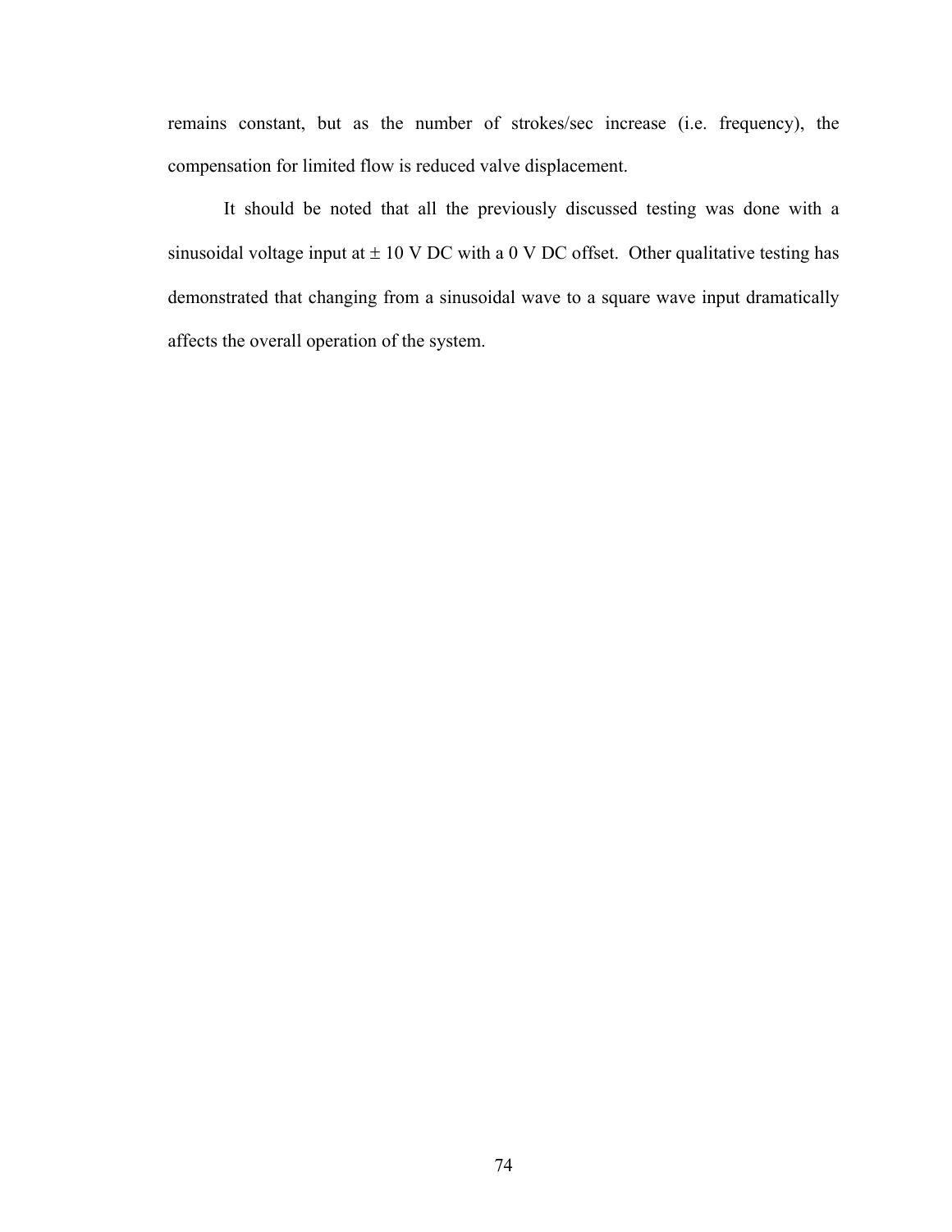remains constant, but as the number of strokes/sec increase (i.e. frequency), the compensation for limited flow is reduced valve displacement.

It should be noted that all the previously discussed testing was done with a sinusoidal voltage input at ± 10 V DC with a 0 V DC offset. Other qualitative testing has demonstrated that changing from a sinusoidal wave to a square wave input dramatically affects the overall operation of the system.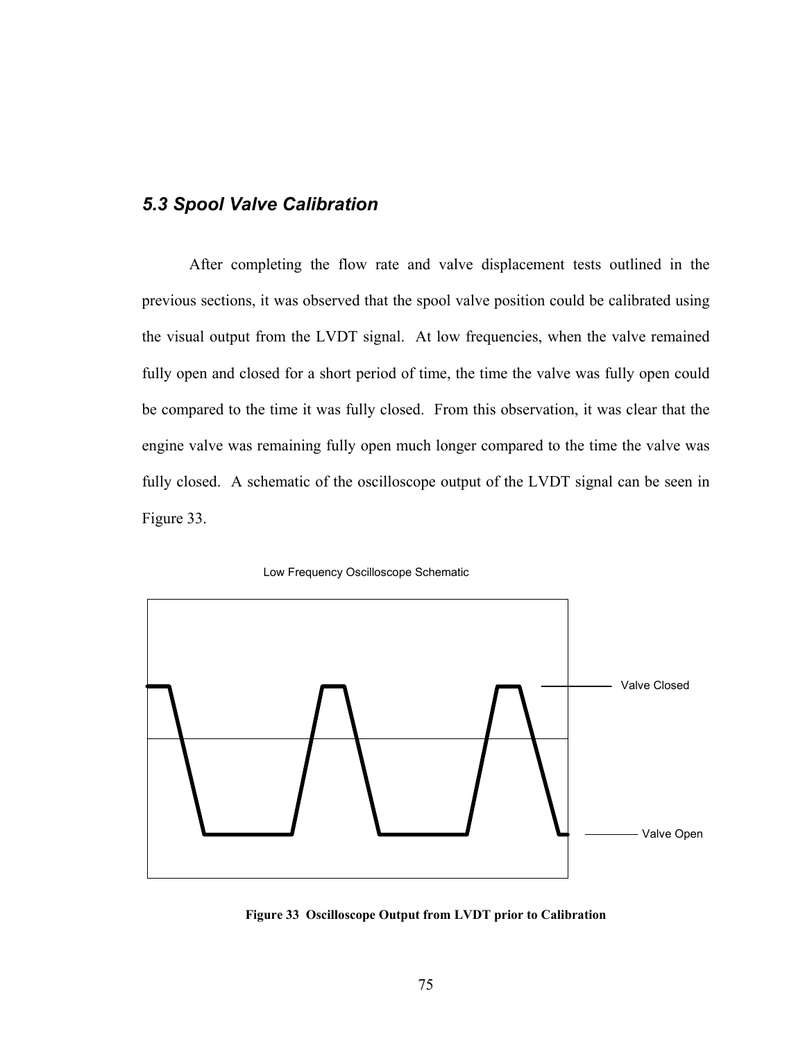### *5.3 Spool Valve Calibration*

After completing the flow rate and valve displacement tests outlined in the previous sections, it was observed that the spool valve position could be calibrated using the visual output from the LVDT signal. At low frequencies, when the valve remained fully open and closed for a short period of time, the time the valve was fully open could be compared to the time it was fully closed. From this observation, it was clear that the engine valve was remaining fully open much longer compared to the time the valve was fully closed. A schematic of the oscilloscope output of the LVDT signal can be seen in Figure 33.

Low Frequency Oscilloscope Schematic

Valve Closed

Valve Open

**Figure 33 Oscilloscope Output from LVDT prior to Calibration**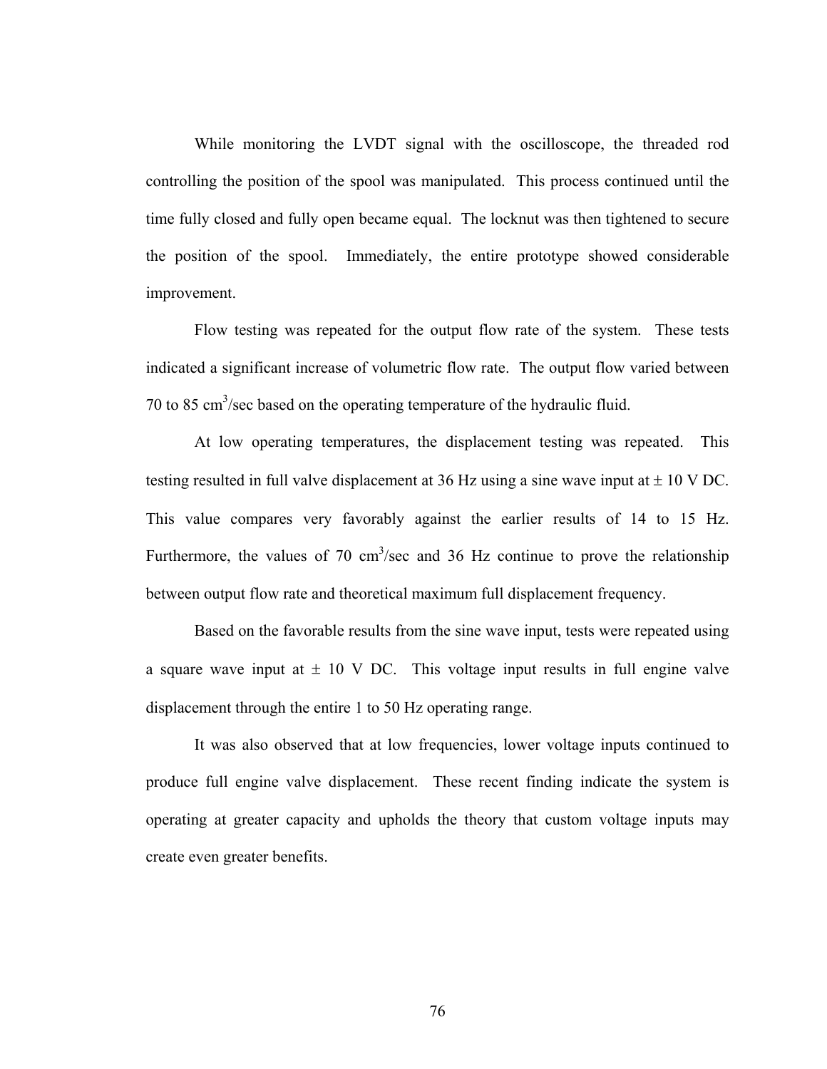While monitoring the LVDT signal with the oscilloscope, the threaded rod controlling the position of the spool was manipulated. This process continued until the time fully closed and fully open became equal. The locknut was then tightened to secure the position of the spool. Immediately, the entire prototype showed considerable improvement.

Flow testing was repeated for the output flow rate of the system. These tests indicated a significant increase of volumetric flow rate. The output flow varied between 70 to 85 $cm^3$/sec based on the operating temperature of the hydraulic fluid.

At low operating temperatures, the displacement testing was repeated. This testing resulted in full valve displacement at 36 Hz using a sine wave input at ± 10 V DC. This value compares very favorably against the earlier results of 14 to 15 Hz. Furthermore, the values of 70 $cm^3$/sec and 36 Hz continue to prove the relationship between output flow rate and theoretical maximum full displacement frequency.

Based on the favorable results from the sine wave input, tests were repeated using a square wave input at ± 10 V DC. This voltage input results in full engine valve displacement through the entire 1 to 50 Hz operating range.

It was also observed that at low frequencies, lower voltage inputs continued to produce full engine valve displacement. These recent finding indicate the system is operating at greater capacity and upholds the theory that custom voltage inputs may create even greater benefits.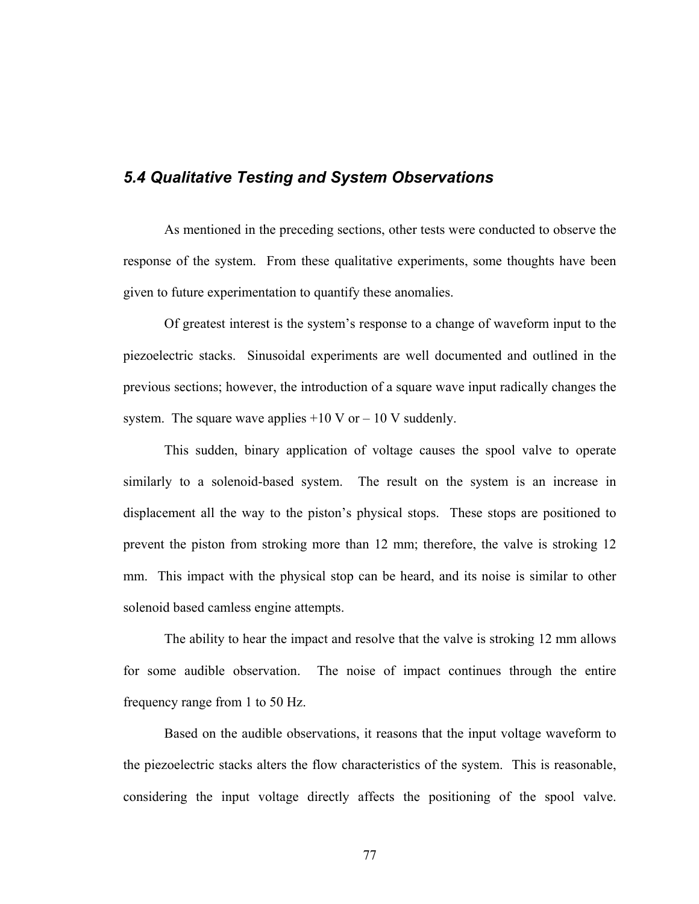## *5.4 Qualitative Testing and System Observations*

As mentioned in the preceding sections, other tests were conducted to observe the response of the system. From these qualitative experiments, some thoughts have been given to future experimentation to quantify these anomalies.

Of greatest interest is the system's response to a change of waveform input to the piezoelectric stacks. Sinusoidal experiments are well documented and outlined in the previous sections; however, the introduction of a square wave input radically changes the system. The square wave applies +10 V or – 10 V suddenly.

This sudden, binary application of voltage causes the spool valve to operate similarly to a solenoid-based system. The result on the system is an increase in displacement all the way to the piston's physical stops. These stops are positioned to prevent the piston from stroking more than 12 mm; therefore, the valve is stroking 12 mm. This impact with the physical stop can be heard, and its noise is similar to other solenoid based camless engine attempts.

The ability to hear the impact and resolve that the valve is stroking 12 mm allows for some audible observation. The noise of impact continues through the entire frequency range from 1 to 50 Hz.

Based on the audible observations, it reasons that the input voltage waveform to the piezoelectric stacks alters the flow characteristics of the system. This is reasonable, considering the input voltage directly affects the positioning of the spool valve.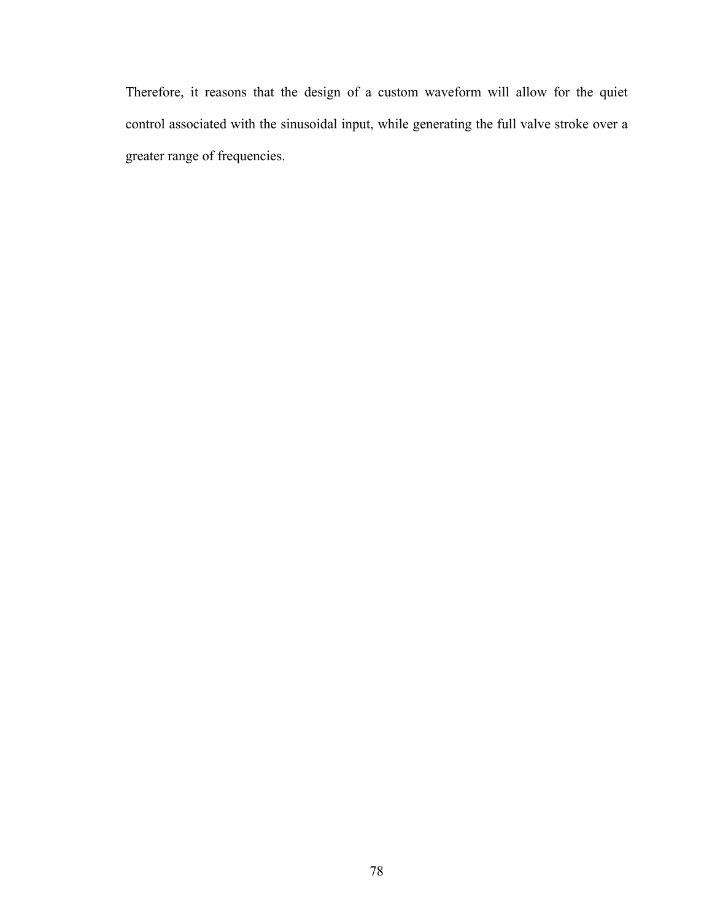Therefore, it reasons that the design of a custom waveform will allow for the quiet control associated with the sinusoidal input, while generating the full valve stroke over a greater range of frequencies.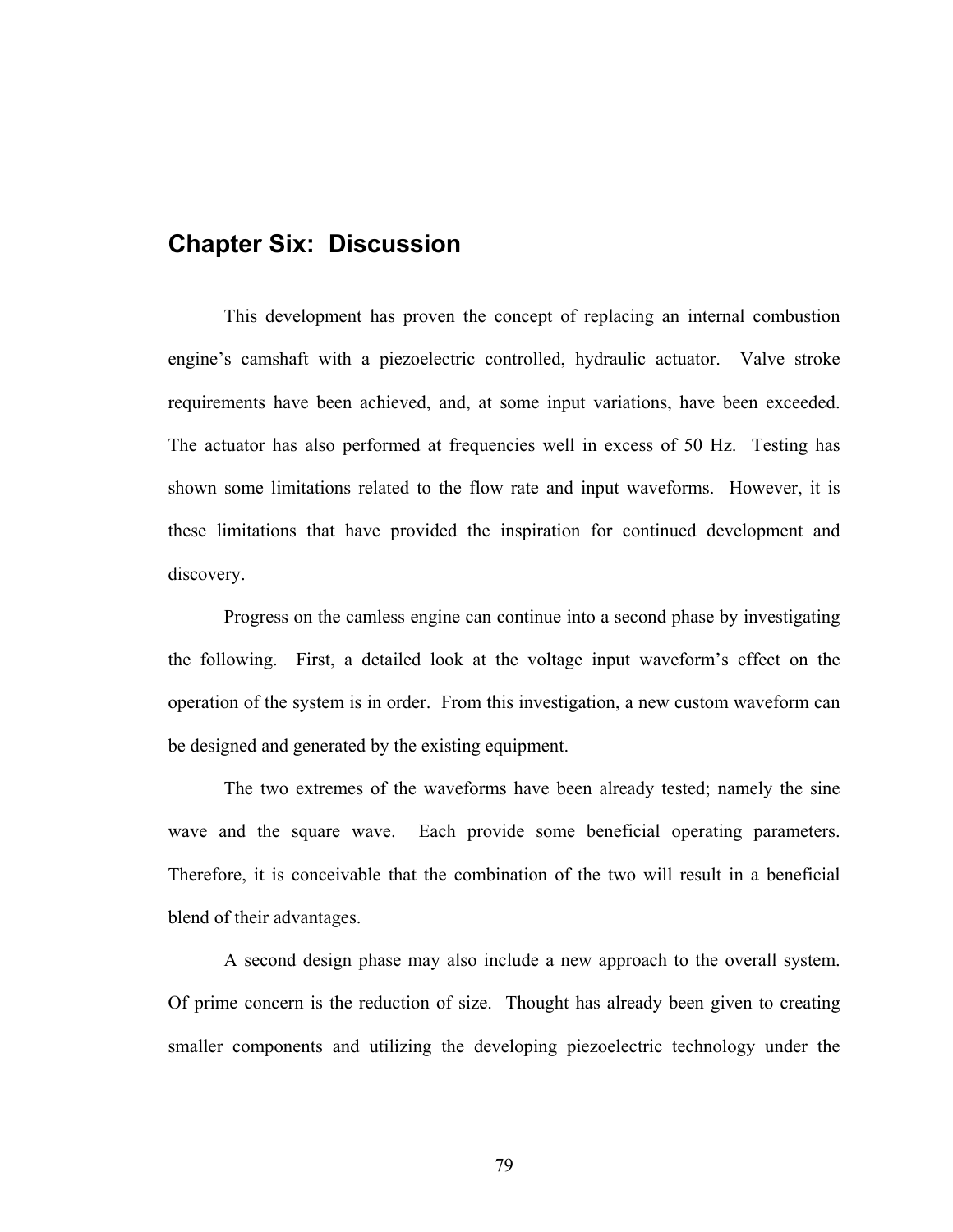## Chapter Six: Discussion

This development has proven the concept of replacing an internal combustion engine's camshaft with a piezoelectric controlled, hydraulic actuator. Valve stroke requirements have been achieved, and, at some input variations, have been exceeded. The actuator has also performed at frequencies well in excess of 50 Hz. Testing has shown some limitations related to the flow rate and input waveforms. However, it is these limitations that have provided the inspiration for continued development and discovery.

Progress on the camless engine can continue into a second phase by investigating the following. First, a detailed look at the voltage input waveform's effect on the operation of the system is in order. From this investigation, a new custom waveform can be designed and generated by the existing equipment.

The two extremes of the waveforms have been already tested; namely the sine wave and the square wave. Each provide some beneficial operating parameters. Therefore, it is conceivable that the combination of the two will result in a beneficial blend of their advantages.

A second design phase may also include a new approach to the overall system. Of prime concern is the reduction of size. Thought has already been given to creating smaller components and utilizing the developing piezoelectric technology under the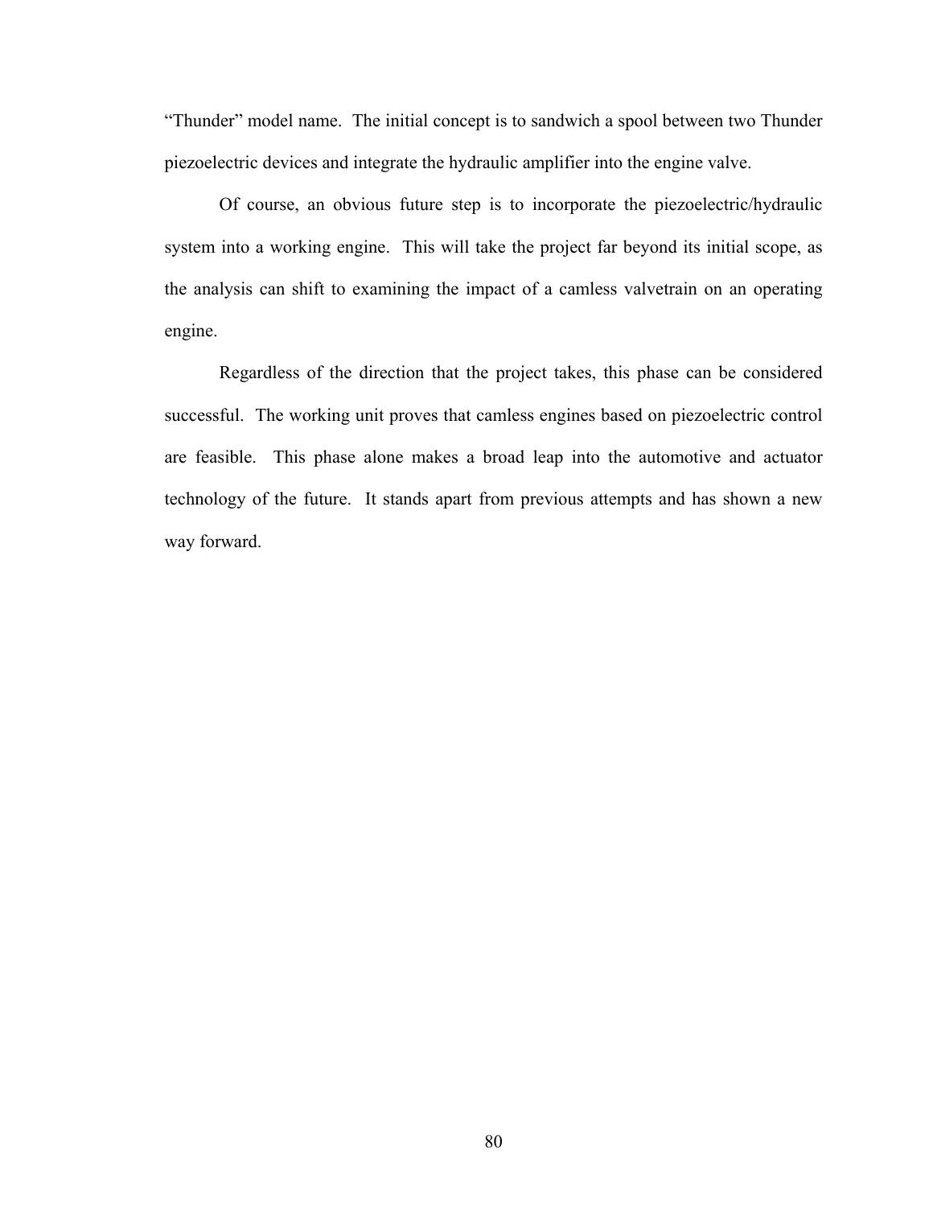"Thunder" model name.  The initial concept is to sandwich a spool between two Thunder piezoelectric devices and integrate the hydraulic amplifier into the engine valve.

Of course, an obvious future step is to incorporate the piezoelectric/hydraulic system into a working engine.  This will take the project far beyond its initial scope, as the analysis can shift to examining the impact of a camless valvetrain on an operating engine.

Regardless of the direction that the project takes, this phase can be considered successful.  The working unit proves that camless engines based on piezoelectric control are feasible.  This phase alone makes a broad leap into the automotive and actuator technology of the future.  It stands apart from previous attempts and has shown a new way forward.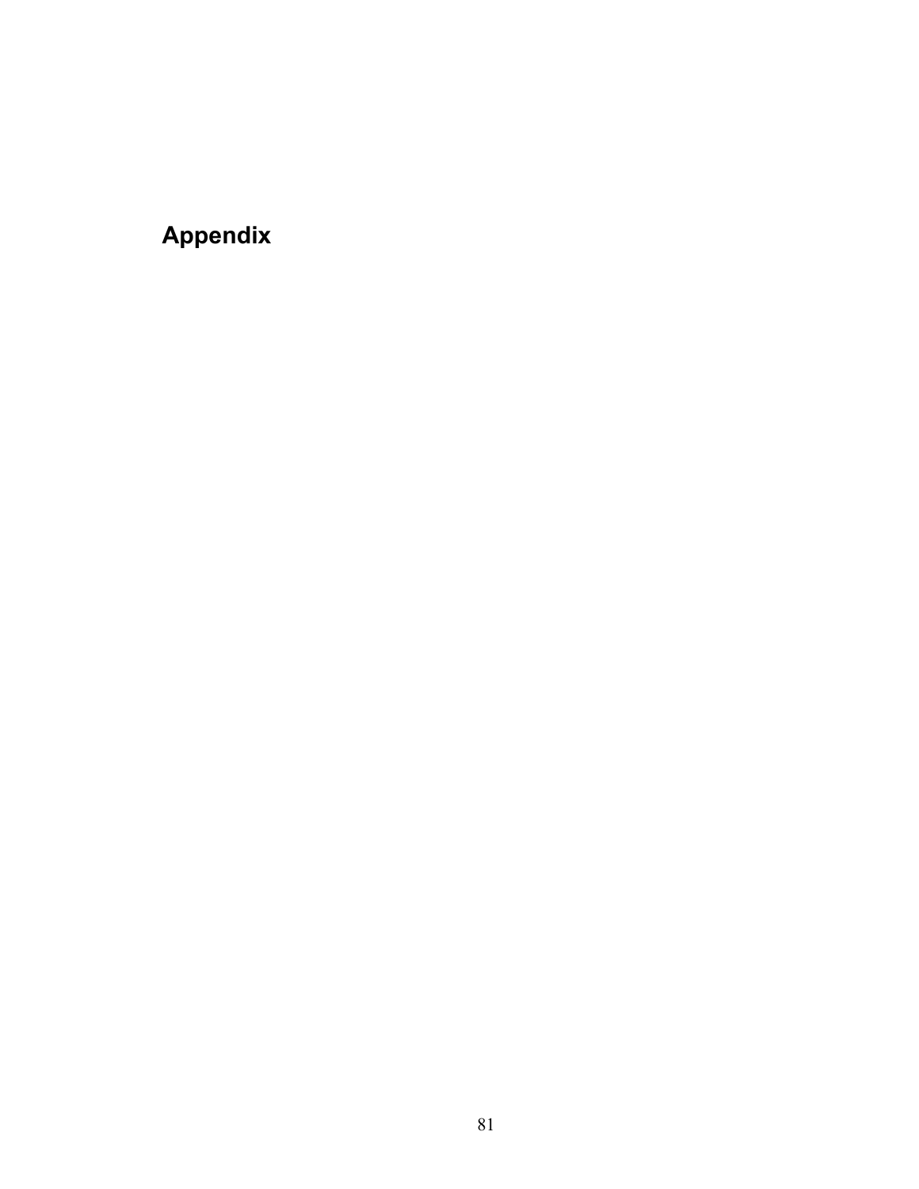# Appendix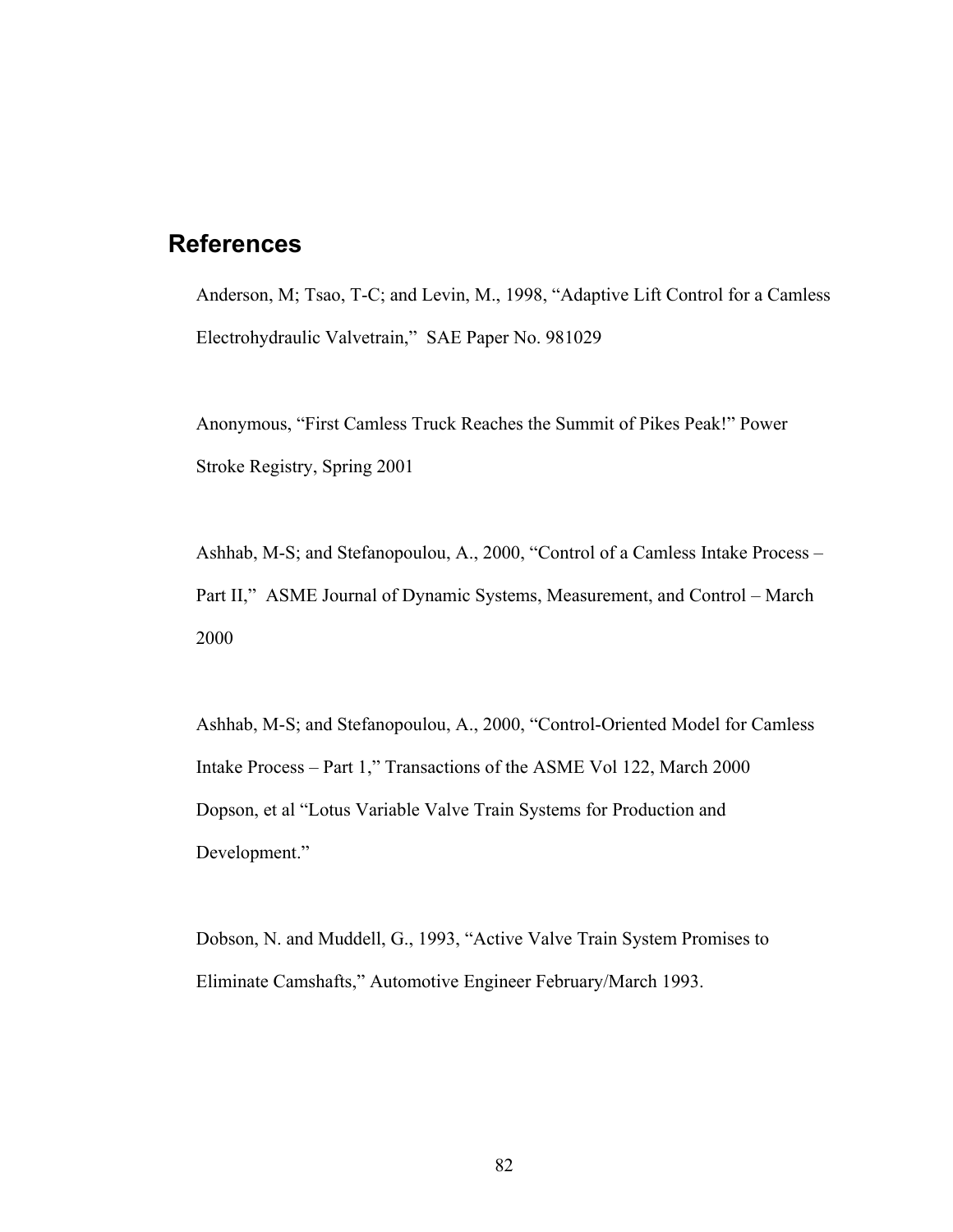## References

Anderson, M; Tsao, T-C; and Levin, M., 1998, "Adaptive Lift Control for a Camless Electrohydraulic Valvetrain," SAE Paper No. 981029

Anonymous, "First Camless Truck Reaches the Summit of Pikes Peak!" Power Stroke Registry, Spring 2001

Ashhab, M-S; and Stefanopoulou, A., 2000, "Control of a Camless Intake Process – Part II," ASME Journal of Dynamic Systems, Measurement, and Control – March 2000

Ashhab, M-S; and Stefanopoulou, A., 2000, "Control-Oriented Model for Camless Intake Process – Part 1," Transactions of the ASME Vol 122, March 2000

Dopson, et al "Lotus Variable Valve Train Systems for Production and Development."

Dobson, N. and Muddell, G., 1993, "Active Valve Train System Promises to Eliminate Camshafts," Automotive Engineer February/March 1993.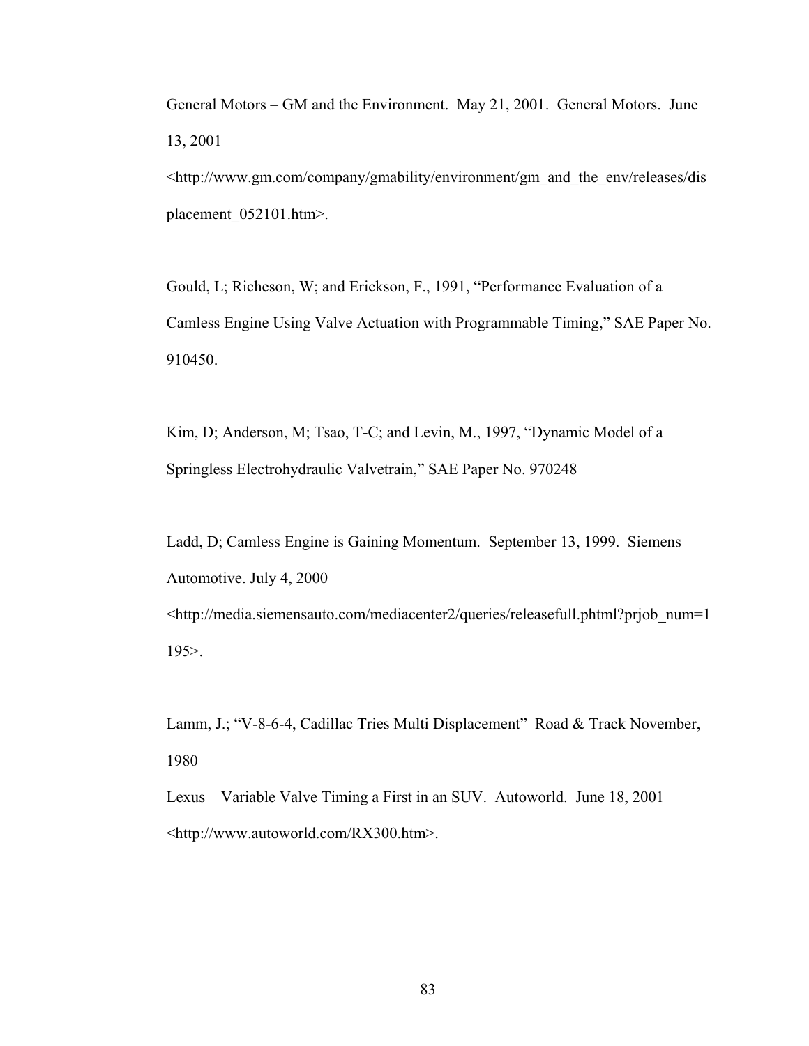General Motors – GM and the Environment. May 21, 2001. General Motors. June 13, 2001 <http://www.gm.com/company/gmability/environment/gm_and_the_env/releases/displacement_052101.htm>.

Gould, L; Richeson, W; and Erickson, F., 1991, "Performance Evaluation of a Camless Engine Using Valve Actuation with Programmable Timing," SAE Paper No. 910450.

Kim, D; Anderson, M; Tsao, T-C; and Levin, M., 1997, "Dynamic Model of a Springless Electrohydraulic Valvetrain," SAE Paper No. 970248

Ladd, D; Camless Engine is Gaining Momentum. September 13, 1999. Siemens Automotive. July 4, 2000 <http://media.siemensauto.com/mediacenter2/queries/releasefull.phtml?prjob_num=1195>.

Lamm, J.; "V-8-6-4, Cadillac Tries Multi Displacement" Road & Track November, 1980

Lexus – Variable Valve Timing a First in an SUV. Autoworld. June 18, 2001 <http://www.autoworld.com/RX300.htm>.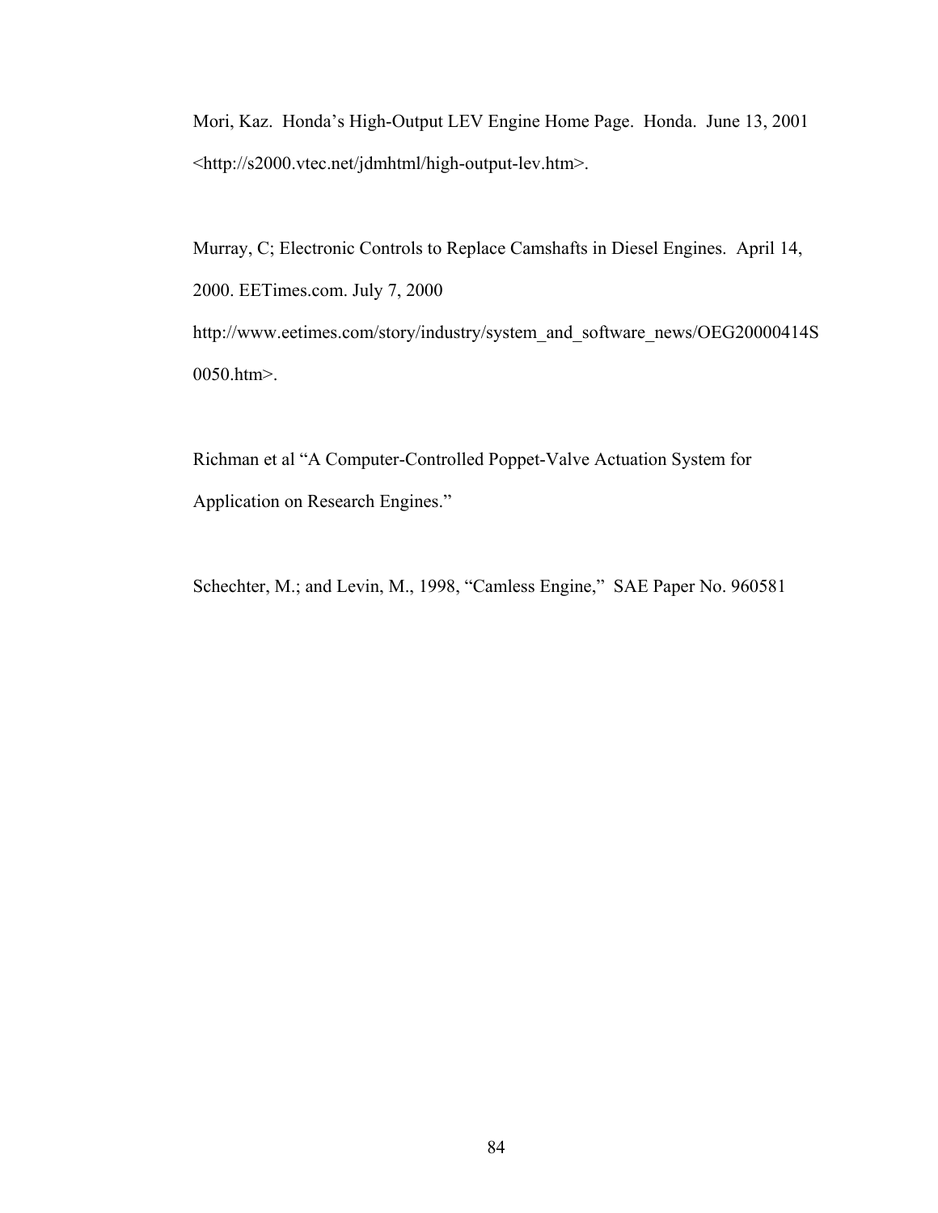Mori, Kaz. Honda's High-Output LEV Engine Home Page. Honda. June 13, 2001 <http://s2000.vtec.net/jdmhtml/high-output-lev.htm>.

Murray, C; Electronic Controls to Replace Camshafts in Diesel Engines. April 14, 2000. EETimes.com. July 7, 2000 http://www.eetimes.com/story/industry/system_and_software_news/OEG20000414S0050.htm>.

Richman et al "A Computer-Controlled Poppet-Valve Actuation System for Application on Research Engines."

Schechter, M.; and Levin, M., 1998, "Camless Engine," SAE Paper No. 960581